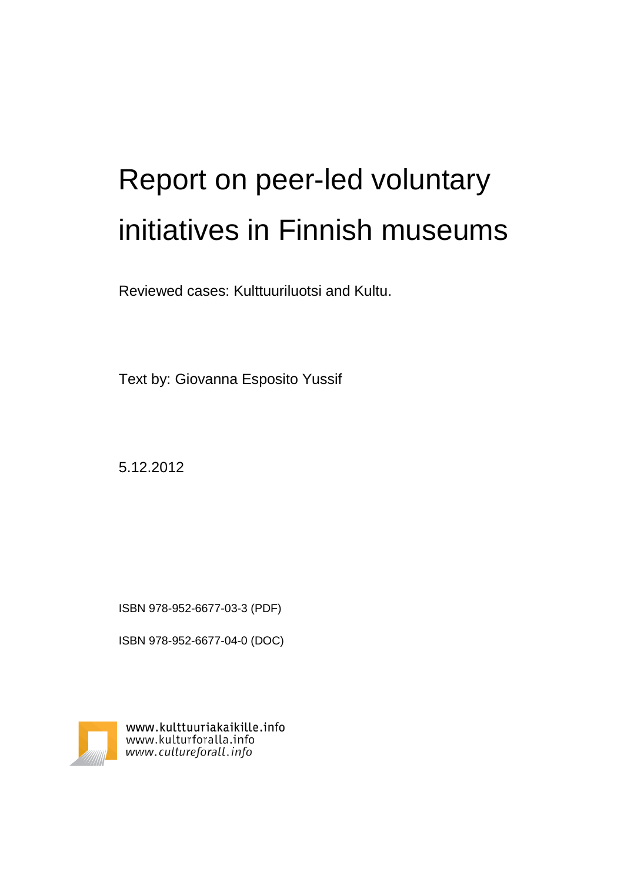# Report on peer-led voluntary initiatives in Finnish museums

Reviewed cases: Kulttuuriluotsi and Kultu.

Text by: Giovanna Esposito Yussif

5.12.2012

ISBN 978-952-6677-03-3 (PDF)

ISBN 978-952-6677-04-0 (DOC)

www.kulttuuriakaikille.info
www.kulturforalla.info
*www.cultureforall.info*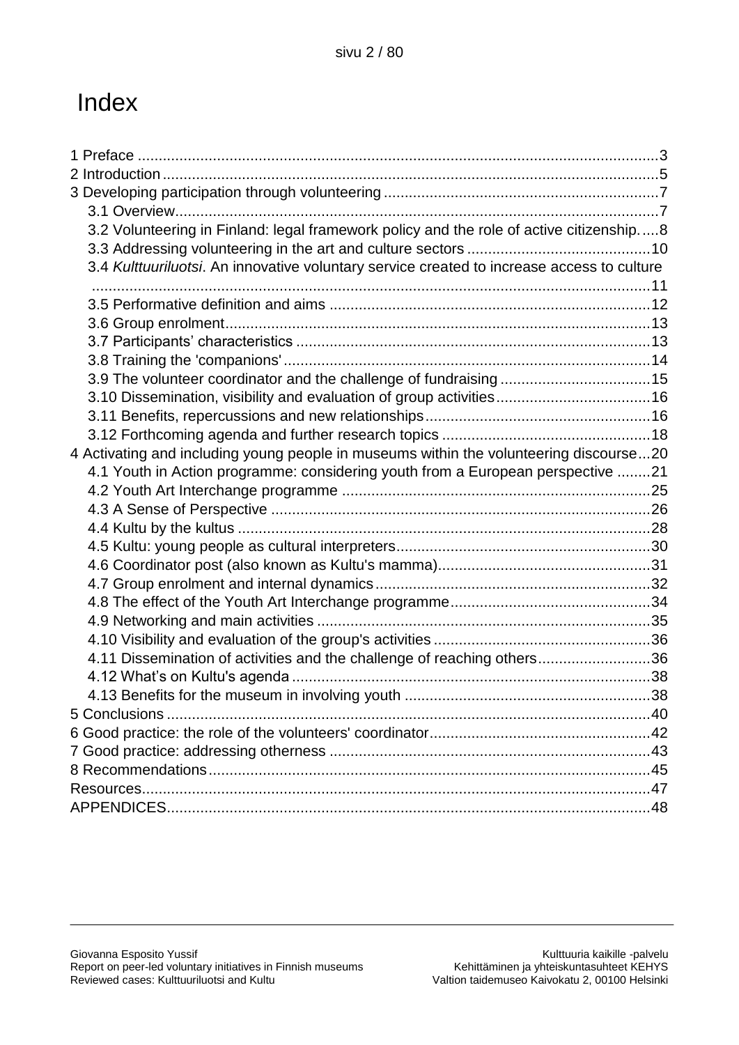# Index

1 Preface ... 3
2 Introduction ... 5
3 Developing participation through volunteering ... 7
- 3.1 Overview ... 7
- 3.2 Volunteering in Finland: legal framework policy and the role of active citizenship ... 8
- 3.3 Addressing volunteering in the art and culture sectors ... 10
- 3.4 *Kulttuuriluotsi*. An innovative voluntary service created to increase access to culture ... 11
- 3.5 Performative definition and aims ... 12
- 3.6 Group enrolment ... 13
- 3.7 Participants' characteristics ... 13
- 3.8 Training the 'companions' ... 14
- 3.9 The volunteer coordinator and the challenge of fundraising ... 15
- 3.10 Dissemination, visibility and evaluation of group activities ... 16
- 3.11 Benefits, repercussions and new relationships ... 16
- 3.12 Forthcoming agenda and further research topics ... 18

4 Activating and including young people in museums within the volunteering discourse ... 20
- 4.1 Youth in Action programme: considering youth from a European perspective ... 21
- 4.2 Youth Art Interchange programme ... 25
- 4.3 A Sense of Perspective ... 26
- 4.4 Kultu by the kultus ... 28
- 4.5 Kultu: young people as cultural interpreters ... 30
- 4.6 Coordinator post (also known as Kultu's mamma) ... 31
- 4.7 Group enrolment and internal dynamics ... 32
- 4.8 The effect of the Youth Art Interchange programme ... 34
- 4.9 Networking and main activities ... 35
- 4.10 Visibility and evaluation of the group's activities ... 36
- 4.11 Dissemination of activities and the challenge of reaching others ... 36
- 4.12 What's on Kultu's agenda ... 38
- 4.13 Benefits for the museum in involving youth ... 38

5 Conclusions ... 40
6 Good practice: the role of the volunteers' coordinator ... 42
7 Good practice: addressing otherness ... 43
8 Recommendations ... 45
Resources ... 47
APPENDICES ... 48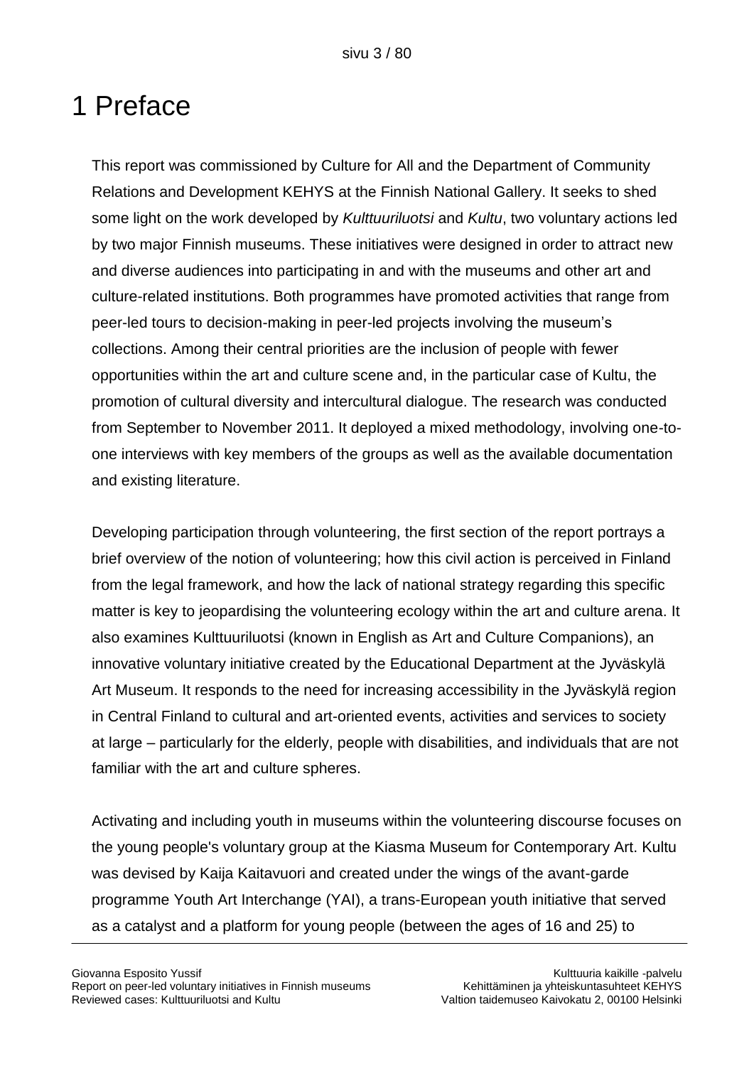# 1 Preface

This report was commissioned by Culture for All and the Department of Community Relations and Development KEHYS at the Finnish National Gallery. It seeks to shed some light on the work developed by *Kulttuuriluotsi* and *Kultu*, two voluntary actions led by two major Finnish museums. These initiatives were designed in order to attract new and diverse audiences into participating in and with the museums and other art and culture-related institutions. Both programmes have promoted activities that range from peer-led tours to decision-making in peer-led projects involving the museum's collections. Among their central priorities are the inclusion of people with fewer opportunities within the art and culture scene and, in the particular case of Kultu, the promotion of cultural diversity and intercultural dialogue. The research was conducted from September to November 2011. It deployed a mixed methodology, involving one-to-one interviews with key members of the groups as well as the available documentation and existing literature.

Developing participation through volunteering, the first section of the report portrays a brief overview of the notion of volunteering; how this civil action is perceived in Finland from the legal framework, and how the lack of national strategy regarding this specific matter is key to jeopardising the volunteering ecology within the art and culture arena. It also examines Kulttuuriluotsi (known in English as Art and Culture Companions), an innovative voluntary initiative created by the Educational Department at the Jyväskylä Art Museum. It responds to the need for increasing accessibility in the Jyväskylä region in Central Finland to cultural and art-oriented events, activities and services to society at large – particularly for the elderly, people with disabilities, and individuals that are not familiar with the art and culture spheres.

Activating and including youth in museums within the volunteering discourse focuses on the young people's voluntary group at the Kiasma Museum for Contemporary Art. Kultu was devised by Kaija Kaitavuori and created under the wings of the avant-garde programme Youth Art Interchange (YAI), a trans-European youth initiative that served as a catalyst and a platform for young people (between the ages of 16 and 25) to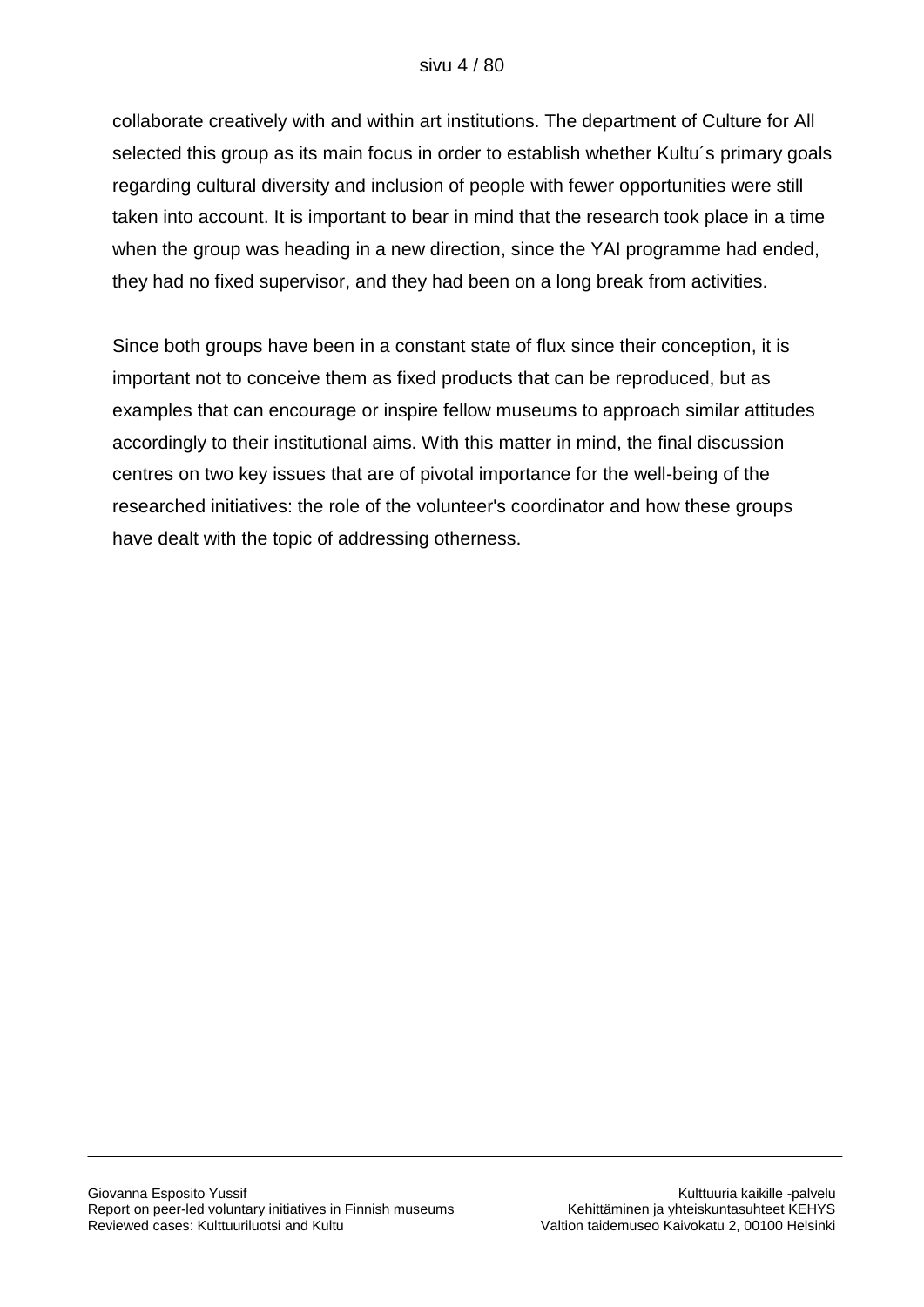collaborate creatively with and within art institutions. The department of Culture for All selected this group as its main focus in order to establish whether Kultu´s primary goals regarding cultural diversity and inclusion of people with fewer opportunities were still taken into account. It is important to bear in mind that the research took place in a time when the group was heading in a new direction, since the YAI programme had ended, they had no fixed supervisor, and they had been on a long break from activities.

Since both groups have been in a constant state of flux since their conception, it is important not to conceive them as fixed products that can be reproduced, but as examples that can encourage or inspire fellow museums to approach similar attitudes accordingly to their institutional aims. With this matter in mind, the final discussion centres on two key issues that are of pivotal importance for the well-being of the researched initiatives: the role of the volunteer's coordinator and how these groups have dealt with the topic of addressing otherness.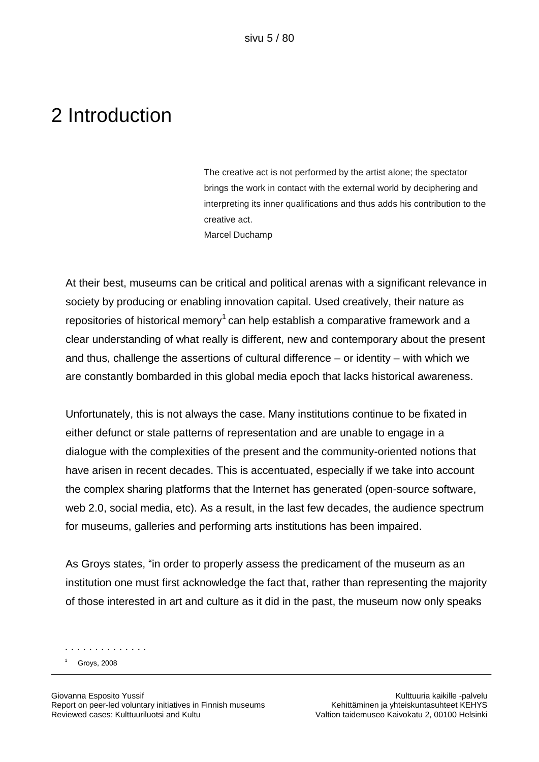# 2 Introduction

> The creative act is not performed by the artist alone; the spectator brings the work in contact with the external world by deciphering and interpreting its inner qualifications and thus adds his contribution to the creative act.
> Marcel Duchamp

At their best, museums can be critical and political arenas with a significant relevance in society by producing or enabling innovation capital. Used creatively, their nature as repositories of historical memory[1] can help establish a comparative framework and a clear understanding of what really is different, new and contemporary about the present and thus, challenge the assertions of cultural difference – or identity – with which we are constantly bombarded in this global media epoch that lacks historical awareness.

Unfortunately, this is not always the case. Many institutions continue to be fixated in either defunct or stale patterns of representation and are unable to engage in a dialogue with the complexities of the present and the community-oriented notions that have arisen in recent decades. This is accentuated, especially if we take into account the complex sharing platforms that the Internet has generated (open-source software, web 2.0, social media, etc). As a result, in the last few decades, the audience spectrum for museums, galleries and performing arts institutions has been impaired.

As Groys states, “in order to properly assess the predicament of the museum as an institution one must first acknowledge the fact that, rather than representing the majority of those interested in art and culture as it did in the past, the museum now only speaks

[1] Groys, 2008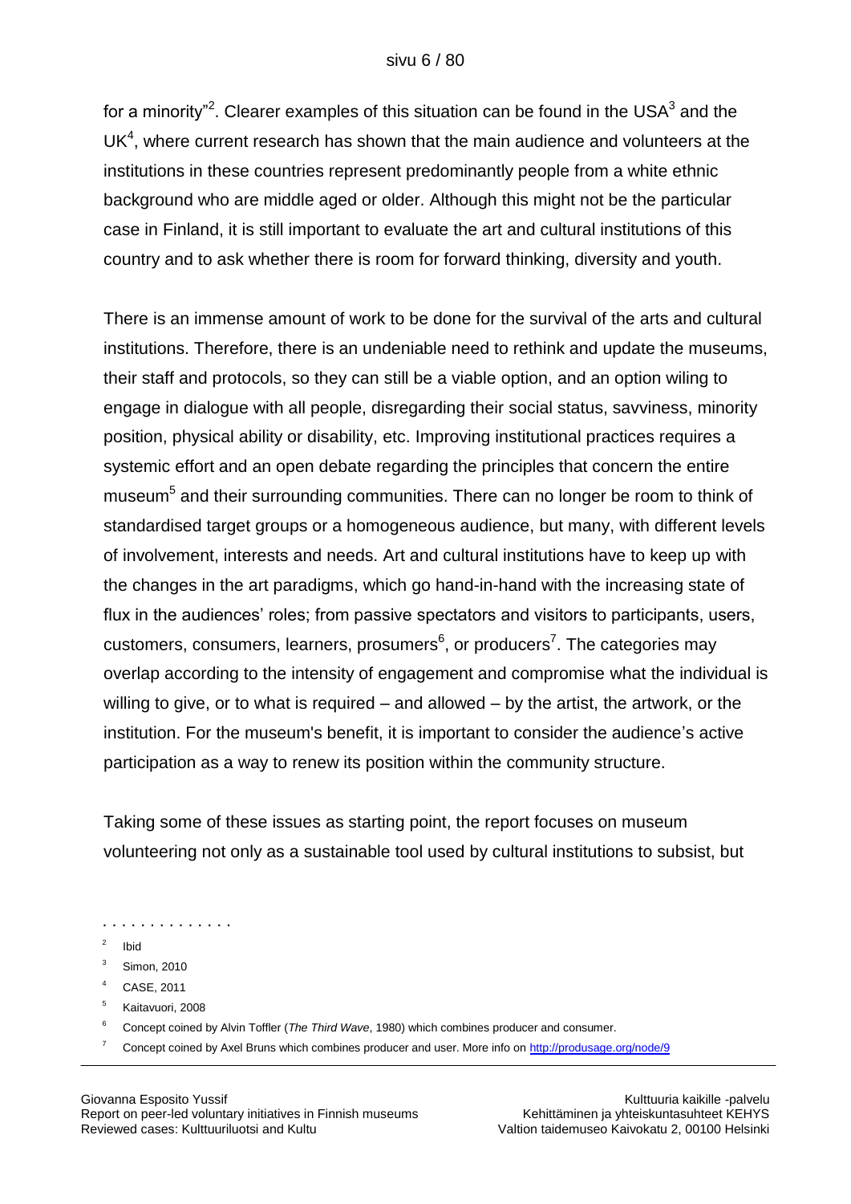for a minority"[2]. Clearer examples of this situation can be found in the USA[3] and the UK[4], where current research has shown that the main audience and volunteers at the institutions in these countries represent predominantly people from a white ethnic background who are middle aged or older. Although this might not be the particular case in Finland, it is still important to evaluate the art and cultural institutions of this country and to ask whether there is room for forward thinking, diversity and youth.

There is an immense amount of work to be done for the survival of the arts and cultural institutions. Therefore, there is an undeniable need to rethink and update the museums, their staff and protocols, so they can still be a viable option, and an option wiling to engage in dialogue with all people, disregarding their social status, savviness, minority position, physical ability or disability, etc. Improving institutional practices requires a systemic effort and an open debate regarding the principles that concern the entire museum[5] and their surrounding communities. There can no longer be room to think of standardised target groups or a homogeneous audience, but many, with different levels of involvement, interests and needs. Art and cultural institutions have to keep up with the changes in the art paradigms, which go hand-in-hand with the increasing state of flux in the audiences' roles; from passive spectators and visitors to participants, users, customers, consumers, learners, prosumers[6], or producers[7]. The categories may overlap according to the intensity of engagement and compromise what the individual is willing to give, or to what is required – and allowed – by the artist, the artwork, or the institution. For the museum's benefit, it is important to consider the audience's active participation as a way to renew its position within the community structure.

Taking some of these issues as starting point, the report focuses on museum volunteering not only as a sustainable tool used by cultural institutions to subsist, but

---

[2] Ibid

[3] Simon, 2010

[4] CASE, 2011

[5] Kaitavuori, 2008

[6] Concept coined by Alvin Toffler (*The Third Wave*, 1980) which combines producer and consumer.

[7] Concept coined by Axel Bruns which combines producer and user. More info on http://produsage.org/node/9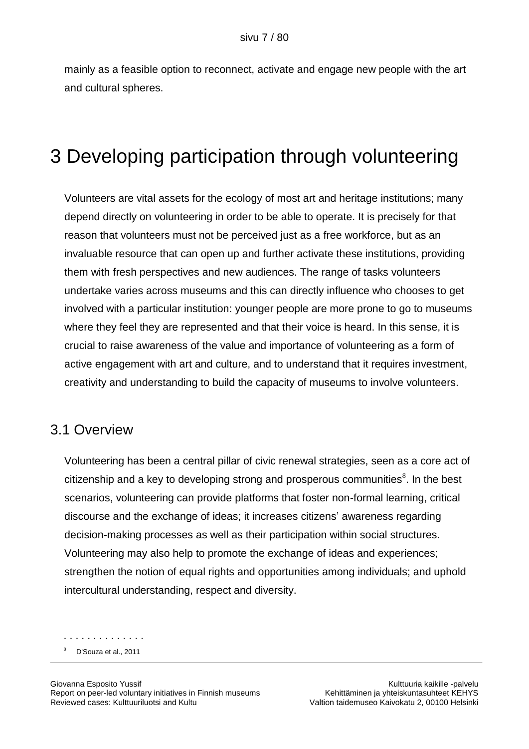mainly as a feasible option to reconnect, activate and engage new people with the art and cultural spheres.

# 3 Developing participation through volunteering

Volunteers are vital assets for the ecology of most art and heritage institutions; many depend directly on volunteering in order to be able to operate. It is precisely for that reason that volunteers must not be perceived just as a free workforce, but as an invaluable resource that can open up and further activate these institutions, providing them with fresh perspectives and new audiences. The range of tasks volunteers undertake varies across museums and this can directly influence who chooses to get involved with a particular institution: younger people are more prone to go to museums where they feel they are represented and that their voice is heard. In this sense, it is crucial to raise awareness of the value and importance of volunteering as a form of active engagement with art and culture, and to understand that it requires investment, creativity and understanding to build the capacity of museums to involve volunteers.

## 3.1 Overview

Volunteering has been a central pillar of civic renewal strategies, seen as a core act of citizenship and a key to developing strong and prosperous communities[8]. In the best scenarios, volunteering can provide platforms that foster non-formal learning, critical discourse and the exchange of ideas; it increases citizens' awareness regarding decision-making processes as well as their participation within social structures. Volunteering may also help to promote the exchange of ideas and experiences; strengthen the notion of equal rights and opportunities among individuals; and uphold intercultural understanding, respect and diversity.

[8] D'Souza et al., 2011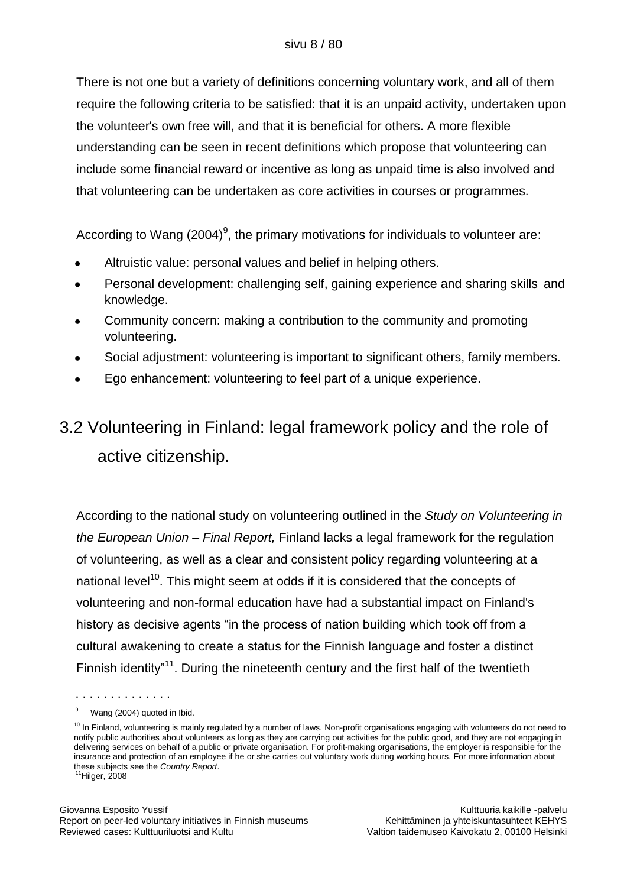There is not one but a variety of definitions concerning voluntary work, and all of them require the following criteria to be satisfied: that it is an unpaid activity, undertaken upon the volunteer's own free will, and that it is beneficial for others. A more flexible understanding can be seen in recent definitions which propose that volunteering can include some financial reward or incentive as long as unpaid time is also involved and that volunteering can be undertaken as core activities in courses or programmes.

According to Wang (2004)[9], the primary motivations for individuals to volunteer are:

- Altruistic value: personal values and belief in helping others.
- Personal development: challenging self, gaining experience and sharing skills and knowledge.
- Community concern: making a contribution to the community and promoting volunteering.
- Social adjustment: volunteering is important to significant others, family members.
- Ego enhancement: volunteering to feel part of a unique experience.

## 3.2 Volunteering in Finland: legal framework policy and the role of active citizenship.

According to the national study on volunteering outlined in the *Study on Volunteering in the European Union – Final Report,* Finland lacks a legal framework for the regulation of volunteering, as well as a clear and consistent policy regarding volunteering at a national level[10]. This might seem at odds if it is considered that the concepts of volunteering and non-formal education have had a substantial impact on Finland's history as decisive agents "in the process of nation building which took off from a cultural awakening to create a status for the Finnish language and foster a distinct Finnish identity"[11]. During the nineteenth century and the first half of the twentieth

. . . . . . . . . . . . .

[9] Wang (2004) quoted in Ibid.

[10] In Finland, volunteering is mainly regulated by a number of laws. Non-profit organisations engaging with volunteers do not need to notify public authorities about volunteers as long as they are carrying out activities for the public good, and they are not engaging in delivering services on behalf of a public or private organisation. For profit-making organisations, the employer is responsible for the insurance and protection of an employee if he or she carries out voluntary work during working hours. For more information about these subjects see the *Country Report*.

[11] Hilger, 2008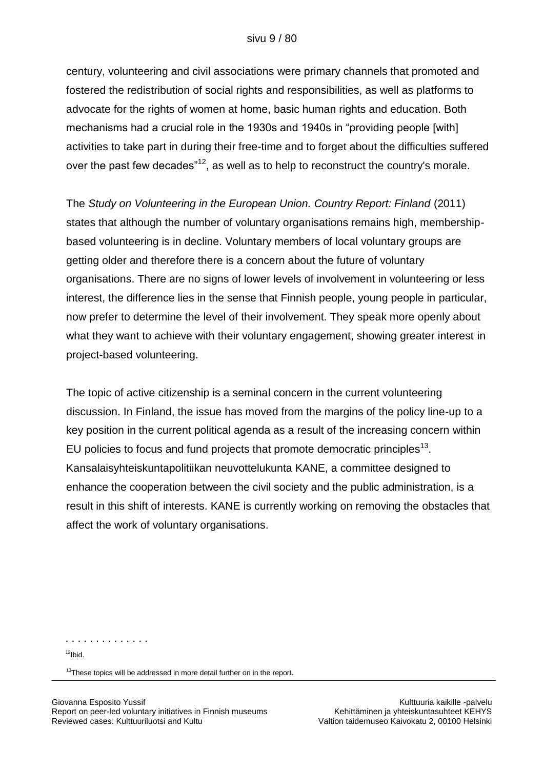century, volunteering and civil associations were primary channels that promoted and fostered the redistribution of social rights and responsibilities, as well as platforms to advocate for the rights of women at home, basic human rights and education. Both mechanisms had a crucial role in the 1930s and 1940s in "providing people [with] activities to take part in during their free-time and to forget about the difficulties suffered over the past few decades"[12], as well as to help to reconstruct the country's morale.

The *Study on Volunteering in the European Union. Country Report: Finland* (2011) states that although the number of voluntary organisations remains high, membership-based volunteering is in decline. Voluntary members of local voluntary groups are getting older and therefore there is a concern about the future of voluntary organisations. There are no signs of lower levels of involvement in volunteering or less interest, the difference lies in the sense that Finnish people, young people in particular, now prefer to determine the level of their involvement. They speak more openly about what they want to achieve with their voluntary engagement, showing greater interest in project-based volunteering.

The topic of active citizenship is a seminal concern in the current volunteering discussion. In Finland, the issue has moved from the margins of the policy line-up to a key position in the current political agenda as a result of the increasing concern within EU policies to focus and fund projects that promote democratic principles[13]. Kansalaisyhteiskuntapolitiikan neuvottelukunta KANE, a committee designed to enhance the cooperation between the civil society and the public administration, is a result in this shift of interests. KANE is currently working on removing the obstacles that affect the work of voluntary organisations.

---

[12] Ibid.

[13] These topics will be addressed in more detail further on in the report.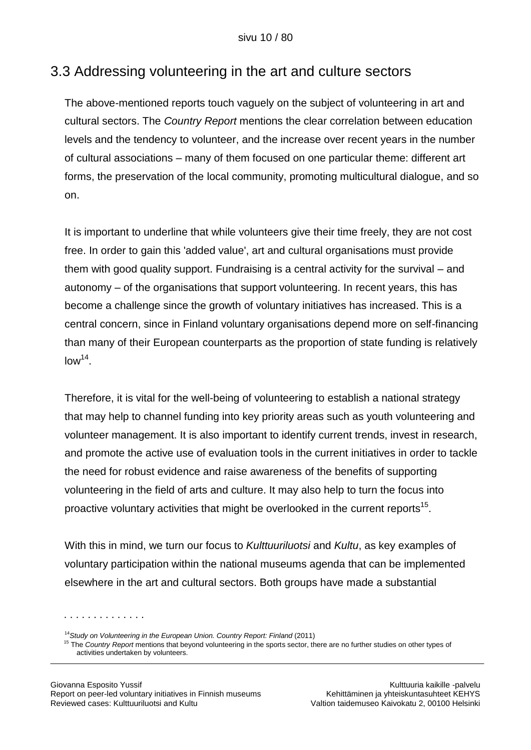## 3.3 Addressing volunteering in the art and culture sectors

The above-mentioned reports touch vaguely on the subject of volunteering in art and cultural sectors. The *Country Report* mentions the clear correlation between education levels and the tendency to volunteer, and the increase over recent years in the number of cultural associations – many of them focused on one particular theme: different art forms, the preservation of the local community, promoting multicultural dialogue, and so on.

It is important to underline that while volunteers give their time freely, they are not cost free. In order to gain this 'added value', art and cultural organisations must provide them with good quality support. Fundraising is a central activity for the survival – and autonomy – of the organisations that support volunteering. In recent years, this has become a challenge since the growth of voluntary initiatives has increased. This is a central concern, since in Finland voluntary organisations depend more on self-financing than many of their European counterparts as the proportion of state funding is relatively low[14].

Therefore, it is vital for the well-being of volunteering to establish a national strategy that may help to channel funding into key priority areas such as youth volunteering and volunteer management. It is also important to identify current trends, invest in research, and promote the active use of evaluation tools in the current initiatives in order to tackle the need for robust evidence and raise awareness of the benefits of supporting volunteering in the field of arts and culture. It may also help to turn the focus into proactive voluntary activities that might be overlooked in the current reports[15].

With this in mind, we turn our focus to *Kulttuuriluotsi* and *Kultu*, as key examples of voluntary participation within the national museums agenda that can be implemented elsewhere in the art and cultural sectors. Both groups have made a substantial

[14] *Study on Volunteering in the European Union. Country Report: Finland* (2011)

[15] The *Country Report* mentions that beyond volunteering in the sports sector, there are no further studies on other types of activities undertaken by volunteers.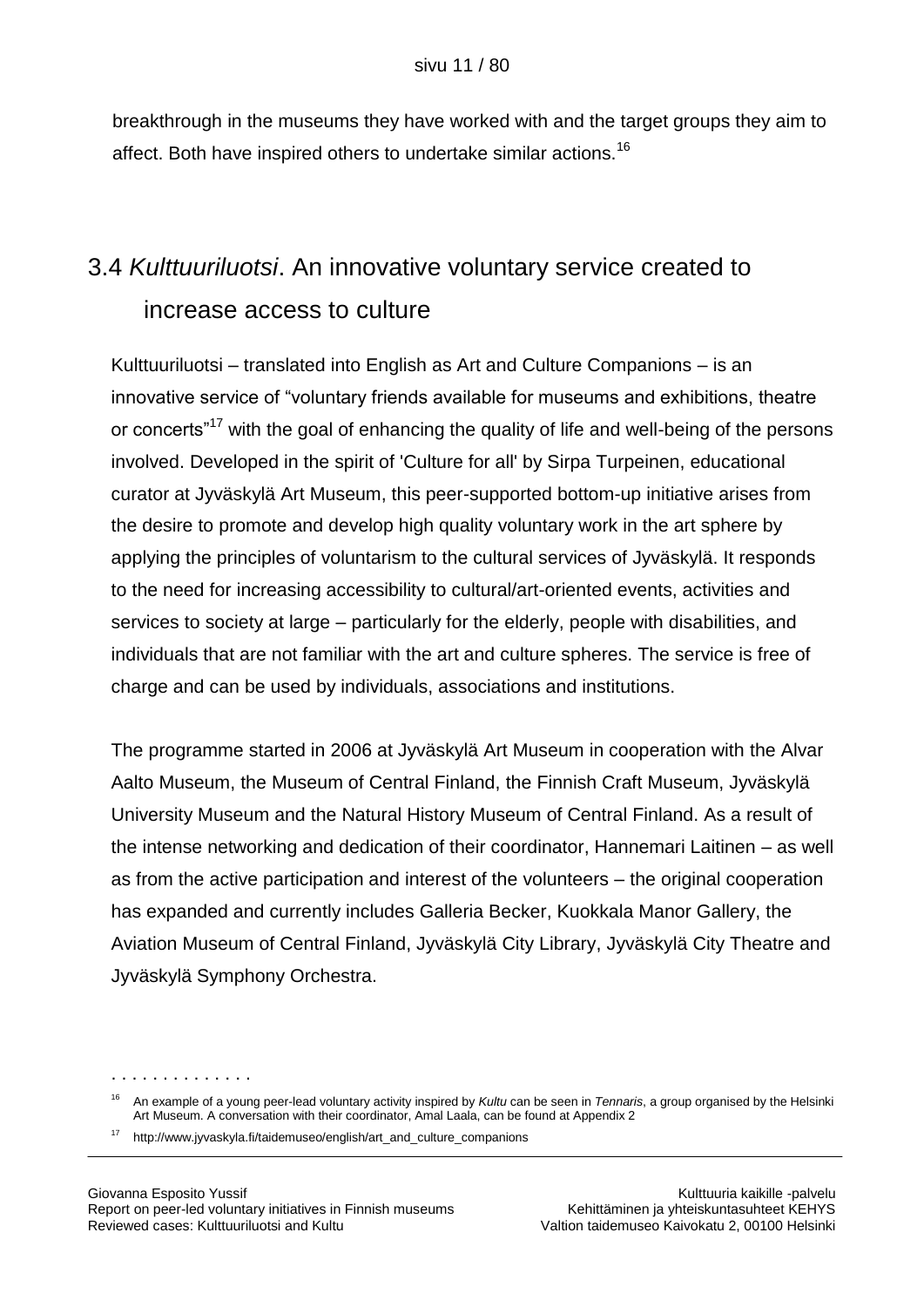breakthrough in the museums they have worked with and the target groups they aim to affect. Both have inspired others to undertake similar actions.[16]

## 3.4 *Kulttuuriluotsi*. An innovative voluntary service created to increase access to culture

Kulttuuriluotsi – translated into English as Art and Culture Companions – is an innovative service of "voluntary friends available for museums and exhibitions, theatre or concerts"[17] with the goal of enhancing the quality of life and well-being of the persons involved. Developed in the spirit of 'Culture for all' by Sirpa Turpeinen, educational curator at Jyväskylä Art Museum, this peer-supported bottom-up initiative arises from the desire to promote and develop high quality voluntary work in the art sphere by applying the principles of voluntarism to the cultural services of Jyväskylä. It responds to the need for increasing accessibility to cultural/art-oriented events, activities and services to society at large – particularly for the elderly, people with disabilities, and individuals that are not familiar with the art and culture spheres. The service is free of charge and can be used by individuals, associations and institutions.

The programme started in 2006 at Jyväskylä Art Museum in cooperation with the Alvar Aalto Museum, the Museum of Central Finland, the Finnish Craft Museum, Jyväskylä University Museum and the Natural History Museum of Central Finland. As a result of the intense networking and dedication of their coordinator, Hannemari Laitinen – as well as from the active participation and interest of the volunteers – the original cooperation has expanded and currently includes Galleria Becker, Kuokkala Manor Gallery, the Aviation Museum of Central Finland, Jyväskylä City Library, Jyväskylä City Theatre and Jyväskylä Symphony Orchestra.

. . . . . . . . . . . . . .

[16] An example of a young peer-lead voluntary activity inspired by *Kultu* can be seen in *Tennaris*, a group organised by the Helsinki Art Museum. A conversation with their coordinator, Amal Laala, can be found at Appendix 2

[17] http://www.jyvaskyla.fi/taidemuseo/english/art_and_culture_companions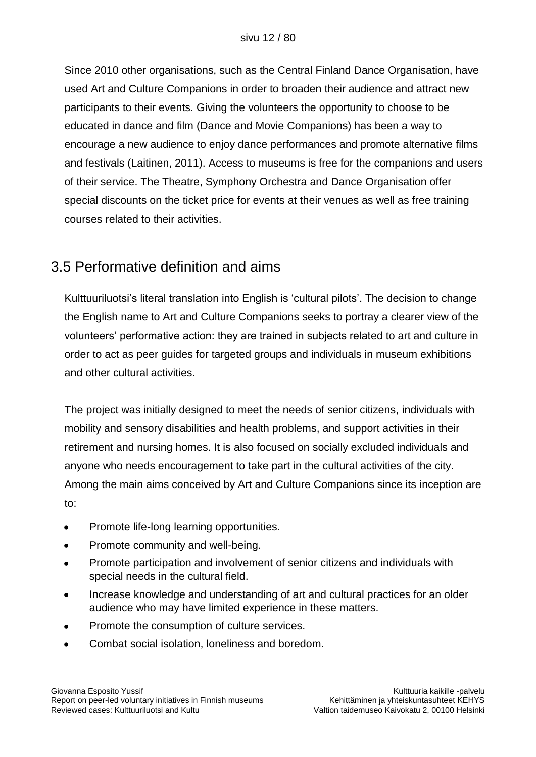Since 2010 other organisations, such as the Central Finland Dance Organisation, have used Art and Culture Companions in order to broaden their audience and attract new participants to their events. Giving the volunteers the opportunity to choose to be educated in dance and film (Dance and Movie Companions) has been a way to encourage a new audience to enjoy dance performances and promote alternative films and festivals (Laitinen, 2011). Access to museums is free for the companions and users of their service. The Theatre, Symphony Orchestra and Dance Organisation offer special discounts on the ticket price for events at their venues as well as free training courses related to their activities.

## 3.5 Performative definition and aims

Kulttuuriluotsi's literal translation into English is 'cultural pilots'. The decision to change the English name to Art and Culture Companions seeks to portray a clearer view of the volunteers' performative action: they are trained in subjects related to art and culture in order to act as peer guides for targeted groups and individuals in museum exhibitions and other cultural activities.

The project was initially designed to meet the needs of senior citizens, individuals with mobility and sensory disabilities and health problems, and support activities in their retirement and nursing homes. It is also focused on socially excluded individuals and anyone who needs encouragement to take part in the cultural activities of the city. Among the main aims conceived by Art and Culture Companions since its inception are to:

- Promote life-long learning opportunities.
- Promote community and well-being.
- Promote participation and involvement of senior citizens and individuals with special needs in the cultural field.
- Increase knowledge and understanding of art and cultural practices for an older audience who may have limited experience in these matters.
- Promote the consumption of culture services.
- Combat social isolation, loneliness and boredom.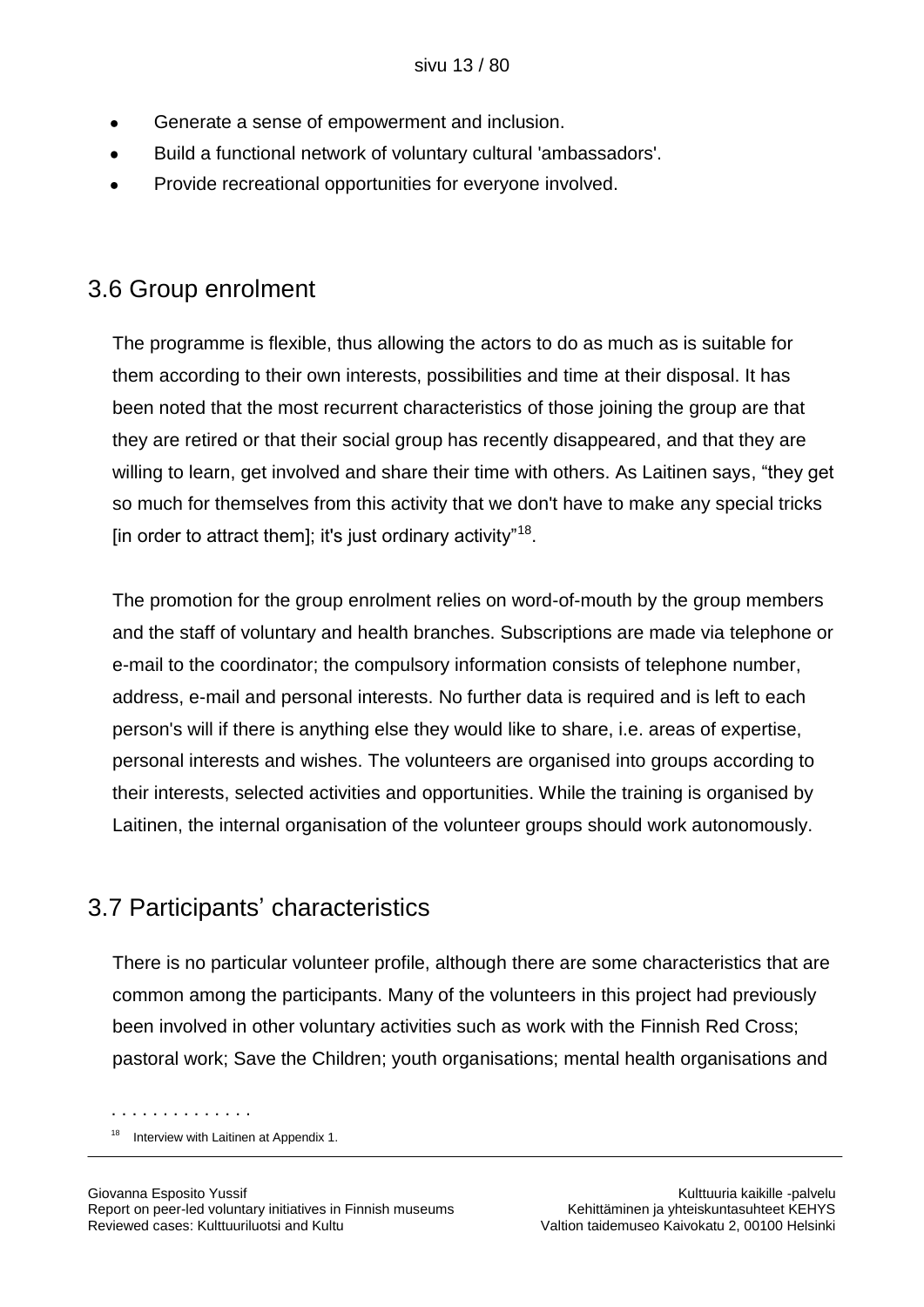- Generate a sense of empowerment and inclusion.
- Build a functional network of voluntary cultural 'ambassadors'.
- Provide recreational opportunities for everyone involved.

## 3.6 Group enrolment

The programme is flexible, thus allowing the actors to do as much as is suitable for them according to their own interests, possibilities and time at their disposal. It has been noted that the most recurrent characteristics of those joining the group are that they are retired or that their social group has recently disappeared, and that they are willing to learn, get involved and share their time with others. As Laitinen says, "they get so much for themselves from this activity that we don't have to make any special tricks [in order to attract them]; it's just ordinary activity"[18].

The promotion for the group enrolment relies on word-of-mouth by the group members and the staff of voluntary and health branches. Subscriptions are made via telephone or e-mail to the coordinator; the compulsory information consists of telephone number, address, e-mail and personal interests. No further data is required and is left to each person's will if there is anything else they would like to share, i.e. areas of expertise, personal interests and wishes. The volunteers are organised into groups according to their interests, selected activities and opportunities. While the training is organised by Laitinen, the internal organisation of the volunteer groups should work autonomously.

## 3.7 Participants' characteristics

There is no particular volunteer profile, although there are some characteristics that are common among the participants. Many of the volunteers in this project had previously been involved in other voluntary activities such as work with the Finnish Red Cross; pastoral work; Save the Children; youth organisations; mental health organisations and

[18] Interview with Laitinen at Appendix 1.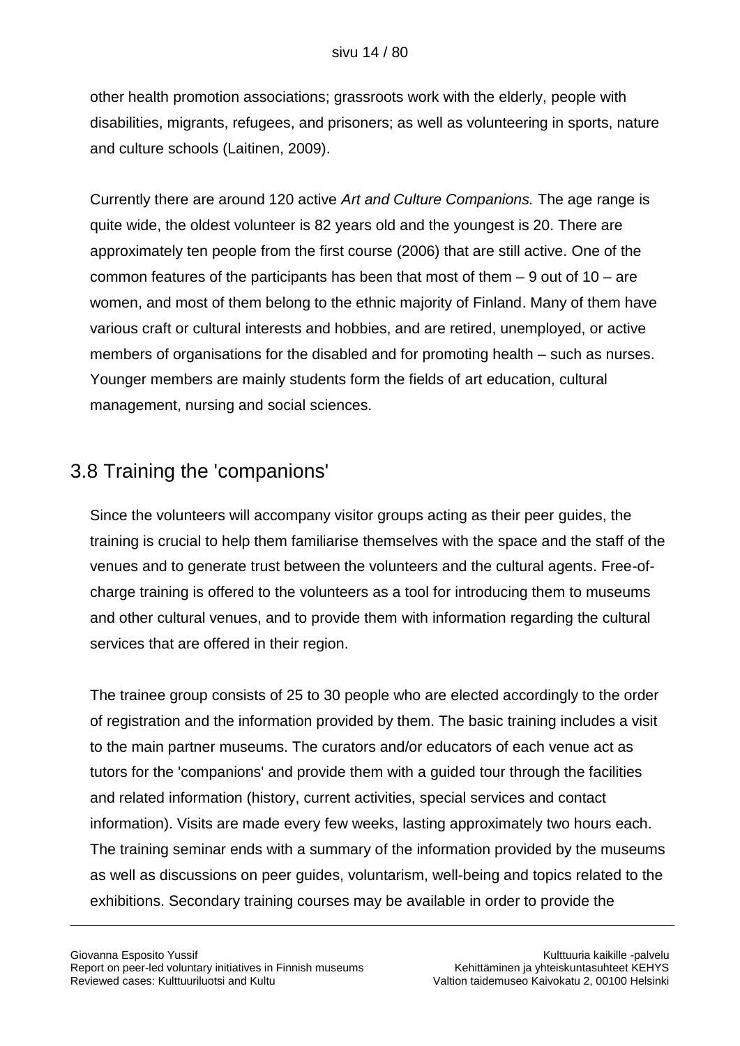other health promotion associations; grassroots work with the elderly, people with disabilities, migrants, refugees, and prisoners; as well as volunteering in sports, nature and culture schools (Laitinen, 2009).

Currently there are around 120 active *Art and Culture Companions.* The age range is quite wide, the oldest volunteer is 82 years old and the youngest is 20. There are approximately ten people from the first course (2006) that are still active. One of the common features of the participants has been that most of them – 9 out of 10 – are women, and most of them belong to the ethnic majority of Finland. Many of them have various craft or cultural interests and hobbies, and are retired, unemployed, or active members of organisations for the disabled and for promoting health – such as nurses. Younger members are mainly students form the fields of art education, cultural management, nursing and social sciences.

## 3.8 Training the 'companions'

Since the volunteers will accompany visitor groups acting as their peer guides, the training is crucial to help them familiarise themselves with the space and the staff of the venues and to generate trust between the volunteers and the cultural agents. Free-of-charge training is offered to the volunteers as a tool for introducing them to museums and other cultural venues, and to provide them with information regarding the cultural services that are offered in their region.

The trainee group consists of 25 to 30 people who are elected accordingly to the order of registration and the information provided by them. The basic training includes a visit to the main partner museums. The curators and/or educators of each venue act as tutors for the 'companions' and provide them with a guided tour through the facilities and related information (history, current activities, special services and contact information). Visits are made every few weeks, lasting approximately two hours each. The training seminar ends with a summary of the information provided by the museums as well as discussions on peer guides, voluntarism, well-being and topics related to the exhibitions. Secondary training courses may be available in order to provide the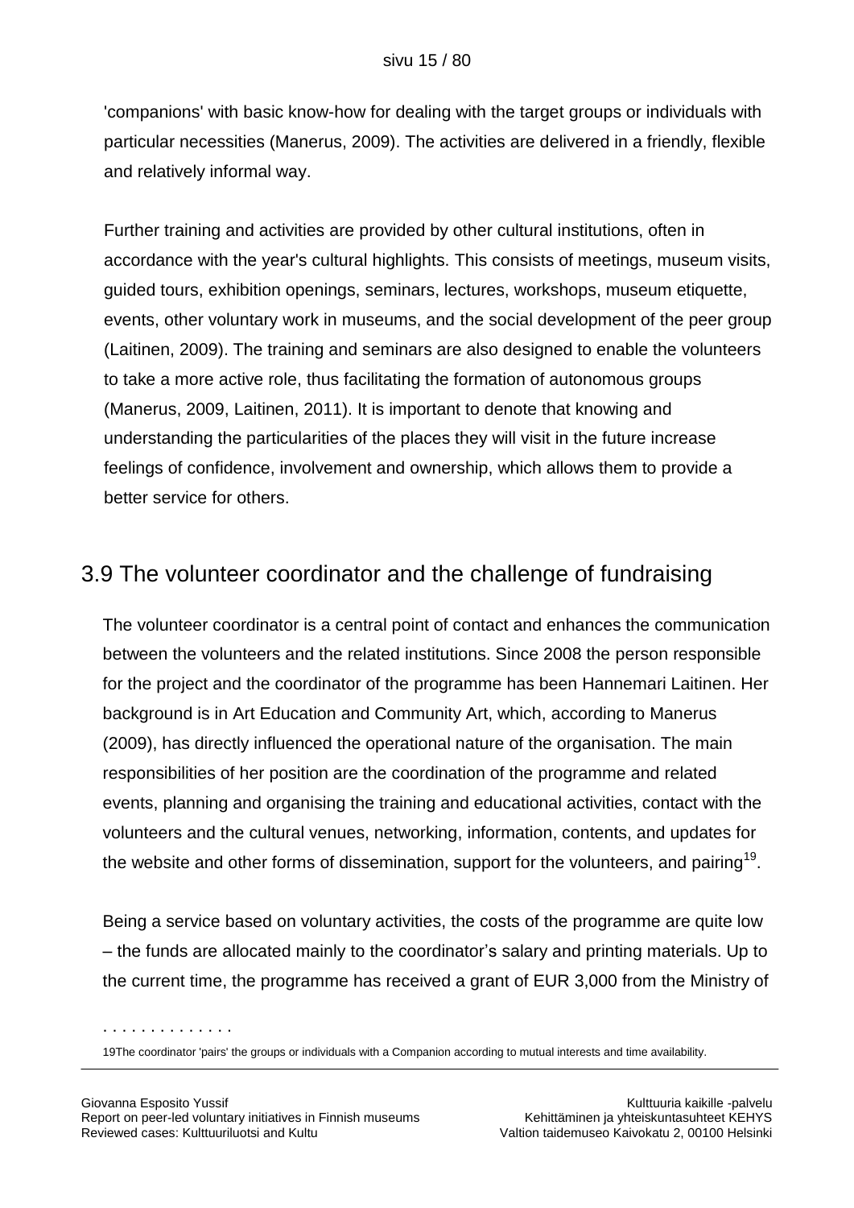'companions' with basic know-how for dealing with the target groups or individuals with particular necessities (Manerus, 2009). The activities are delivered in a friendly, flexible and relatively informal way.

Further training and activities are provided by other cultural institutions, often in accordance with the year's cultural highlights. This consists of meetings, museum visits, guided tours, exhibition openings, seminars, lectures, workshops, museum etiquette, events, other voluntary work in museums, and the social development of the peer group (Laitinen, 2009). The training and seminars are also designed to enable the volunteers to take a more active role, thus facilitating the formation of autonomous groups (Manerus, 2009, Laitinen, 2011). It is important to denote that knowing and understanding the particularities of the places they will visit in the future increase feelings of confidence, involvement and ownership, which allows them to provide a better service for others.

## 3.9 The volunteer coordinator and the challenge of fundraising

The volunteer coordinator is a central point of contact and enhances the communication between the volunteers and the related institutions. Since 2008 the person responsible for the project and the coordinator of the programme has been Hannemari Laitinen. Her background is in Art Education and Community Art, which, according to Manerus (2009), has directly influenced the operational nature of the organisation. The main responsibilities of her position are the coordination of the programme and related events, planning and organising the training and educational activities, contact with the volunteers and the cultural venues, networking, information, contents, and updates for the website and other forms of dissemination, support for the volunteers, and pairing[19].

Being a service based on voluntary activities, the costs of the programme are quite low – the funds are allocated mainly to the coordinator's salary and printing materials. Up to the current time, the programme has received a grant of EUR 3,000 from the Ministry of

. . . . . . . . . . . . . .

19The coordinator 'pairs' the groups or individuals with a Companion according to mutual interests and time availability.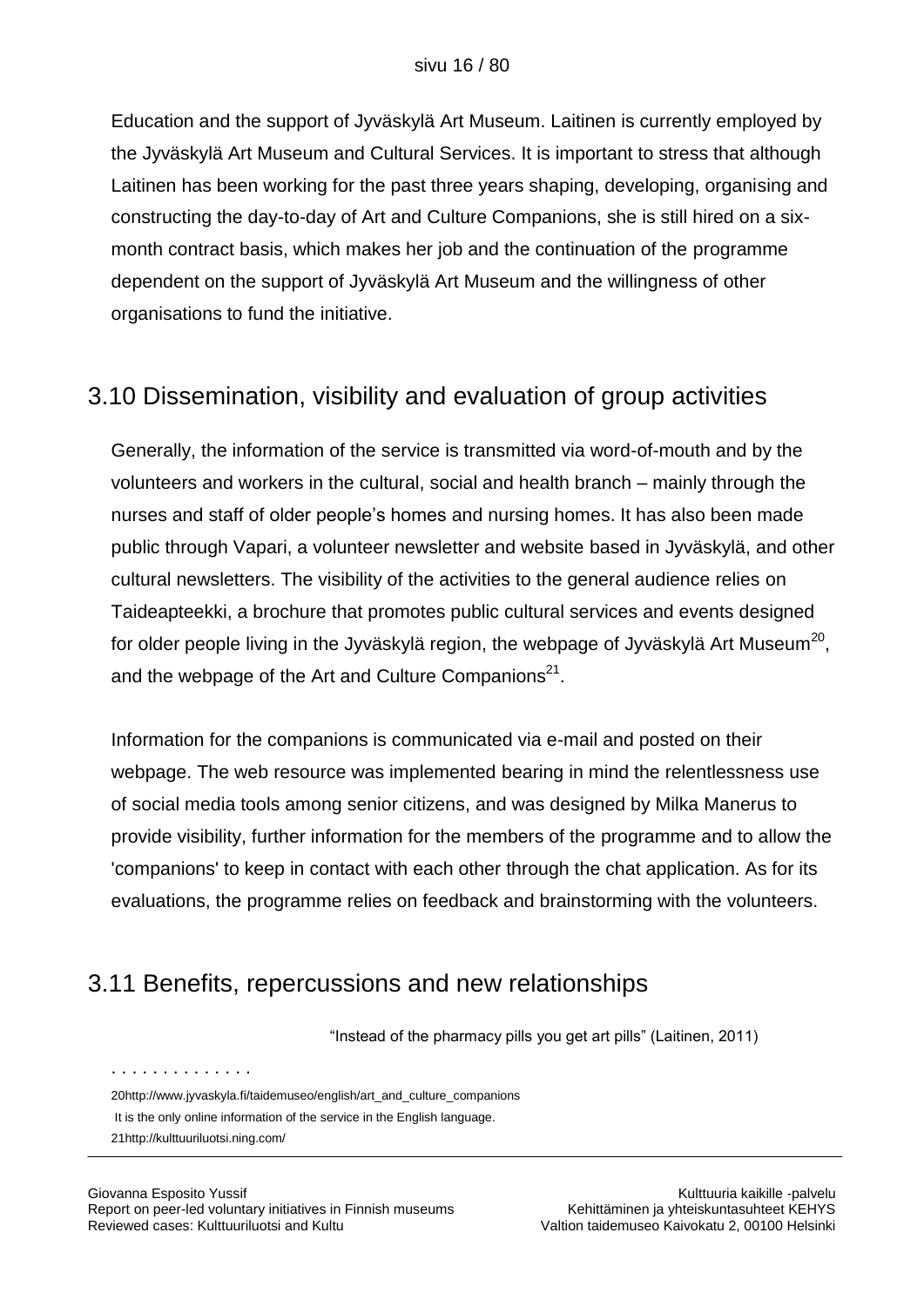Education and the support of Jyväskylä Art Museum. Laitinen is currently employed by the Jyväskylä Art Museum and Cultural Services. It is important to stress that although Laitinen has been working for the past three years shaping, developing, organising and constructing the day-to-day of Art and Culture Companions, she is still hired on a six-month contract basis, which makes her job and the continuation of the programme dependent on the support of Jyväskylä Art Museum and the willingness of other organisations to fund the initiative.

## 3.10 Dissemination, visibility and evaluation of group activities

Generally, the information of the service is transmitted via word-of-mouth and by the volunteers and workers in the cultural, social and health branch – mainly through the nurses and staff of older people's homes and nursing homes. It has also been made public through Vapari, a volunteer newsletter and website based in Jyväskylä, and other cultural newsletters. The visibility of the activities to the general audience relies on Taideapteekki, a brochure that promotes public cultural services and events designed for older people living in the Jyväskylä region, the webpage of Jyväskylä Art Museum[20], and the webpage of the Art and Culture Companions[21].

Information for the companions is communicated via e-mail and posted on their webpage. The web resource was implemented bearing in mind the relentlessness use of social media tools among senior citizens, and was designed by Milka Manerus to provide visibility, further information for the members of the programme and to allow the 'companions' to keep in contact with each other through the chat application. As for its evaluations, the programme relies on feedback and brainstorming with the volunteers.

## 3.11 Benefits, repercussions and new relationships

"Instead of the pharmacy pills you get art pills" (Laitinen, 2011)

. . . . . . . . . . . . . .

20http://www.jyvaskyla.fi/taidemuseo/english/art_and_culture_companions
It is the only online information of the service in the English language.
21http://kulttuuriluotsi.ning.com/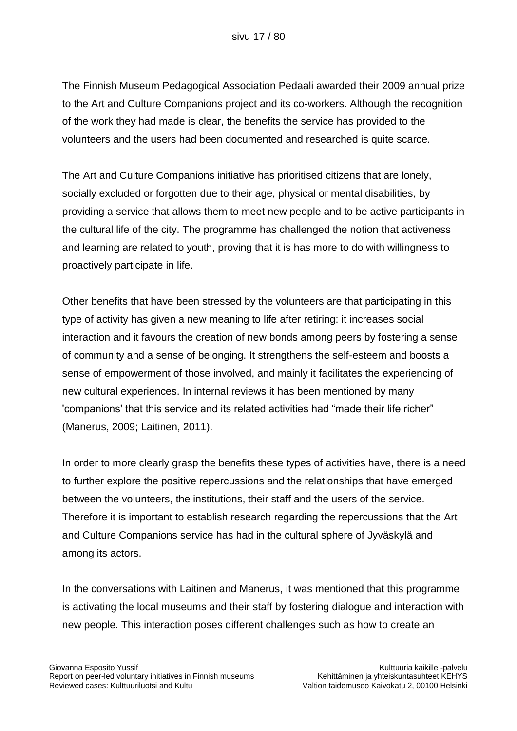The Finnish Museum Pedagogical Association Pedaali awarded their 2009 annual prize to the Art and Culture Companions project and its co-workers. Although the recognition of the work they had made is clear, the benefits the service has provided to the volunteers and the users had been documented and researched is quite scarce.

The Art and Culture Companions initiative has prioritised citizens that are lonely, socially excluded or forgotten due to their age, physical or mental disabilities, by providing a service that allows them to meet new people and to be active participants in the cultural life of the city. The programme has challenged the notion that activeness and learning are related to youth, proving that it is has more to do with willingness to proactively participate in life.

Other benefits that have been stressed by the volunteers are that participating in this type of activity has given a new meaning to life after retiring: it increases social interaction and it favours the creation of new bonds among peers by fostering a sense of community and a sense of belonging. It strengthens the self-esteem and boosts a sense of empowerment of those involved, and mainly it facilitates the experiencing of new cultural experiences. In internal reviews it has been mentioned by many 'companions' that this service and its related activities had "made their life richer" (Manerus, 2009; Laitinen, 2011).

In order to more clearly grasp the benefits these types of activities have, there is a need to further explore the positive repercussions and the relationships that have emerged between the volunteers, the institutions, their staff and the users of the service. Therefore it is important to establish research regarding the repercussions that the Art and Culture Companions service has had in the cultural sphere of Jyväskylä and among its actors.

In the conversations with Laitinen and Manerus, it was mentioned that this programme is activating the local museums and their staff by fostering dialogue and interaction with new people. This interaction poses different challenges such as how to create an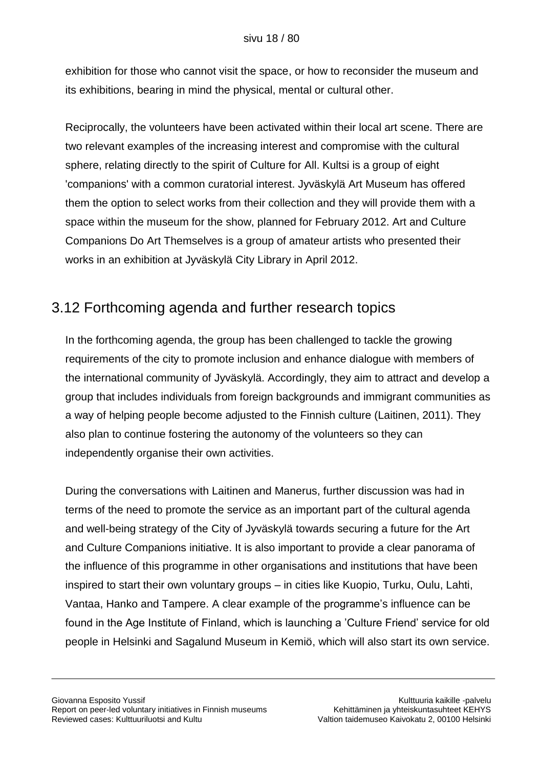exhibition for those who cannot visit the space, or how to reconsider the museum and its exhibitions, bearing in mind the physical, mental or cultural other.

Reciprocally, the volunteers have been activated within their local art scene. There are two relevant examples of the increasing interest and compromise with the cultural sphere, relating directly to the spirit of Culture for All. Kultsi is a group of eight 'companions' with a common curatorial interest. Jyväskylä Art Museum has offered them the option to select works from their collection and they will provide them with a space within the museum for the show, planned for February 2012. Art and Culture Companions Do Art Themselves is a group of amateur artists who presented their works in an exhibition at Jyväskylä City Library in April 2012.

## 3.12 Forthcoming agenda and further research topics

In the forthcoming agenda, the group has been challenged to tackle the growing requirements of the city to promote inclusion and enhance dialogue with members of the international community of Jyväskylä. Accordingly, they aim to attract and develop a group that includes individuals from foreign backgrounds and immigrant communities as a way of helping people become adjusted to the Finnish culture (Laitinen, 2011). They also plan to continue fostering the autonomy of the volunteers so they can independently organise their own activities.

During the conversations with Laitinen and Manerus, further discussion was had in terms of the need to promote the service as an important part of the cultural agenda and well-being strategy of the City of Jyväskylä towards securing a future for the Art and Culture Companions initiative. It is also important to provide a clear panorama of the influence of this programme in other organisations and institutions that have been inspired to start their own voluntary groups – in cities like Kuopio, Turku, Oulu, Lahti, Vantaa, Hanko and Tampere. A clear example of the programme's influence can be found in the Age Institute of Finland, which is launching a 'Culture Friend' service for old people in Helsinki and Sagalund Museum in Kemiö, which will also start its own service.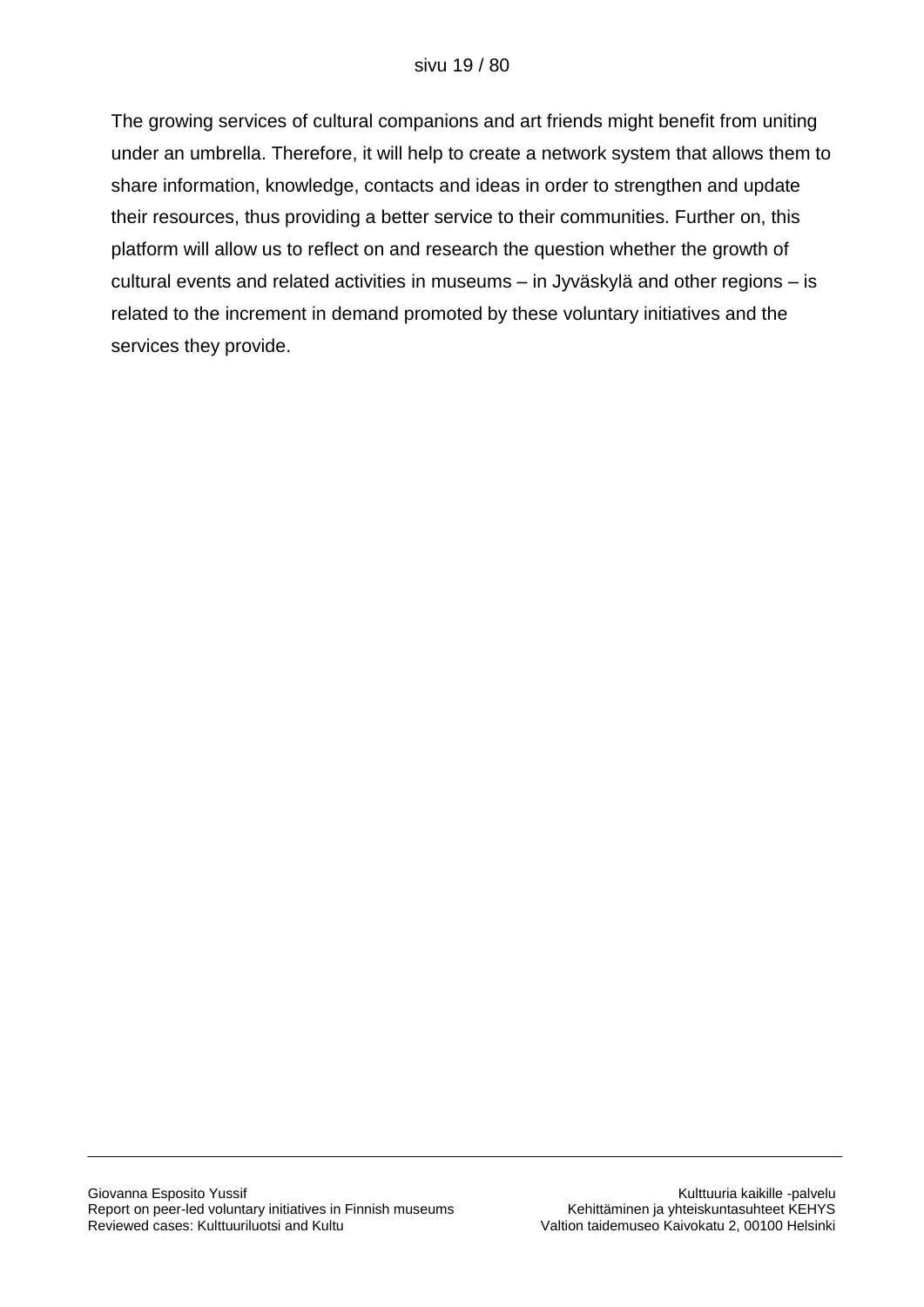The growing services of cultural companions and art friends might benefit from uniting under an umbrella. Therefore, it will help to create a network system that allows them to share information, knowledge, contacts and ideas in order to strengthen and update their resources, thus providing a better service to their communities. Further on, this platform will allow us to reflect on and research the question whether the growth of cultural events and related activities in museums – in Jyväskylä and other regions – is related to the increment in demand promoted by these voluntary initiatives and the services they provide.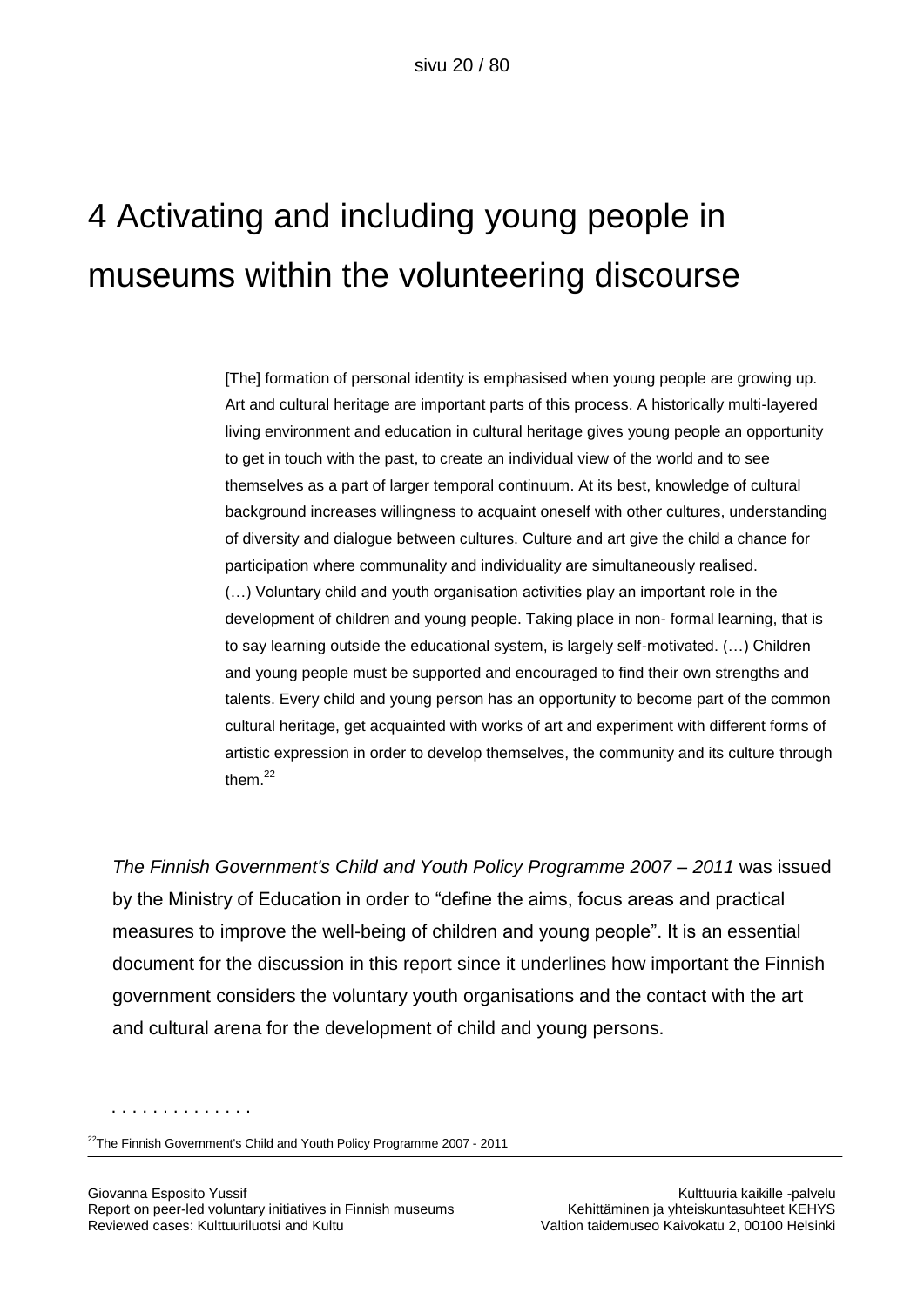# 4 Activating and including young people in museums within the volunteering discourse

> [The] formation of personal identity is emphasised when young people are growing up. Art and cultural heritage are important parts of this process. A historically multi-layered living environment and education in cultural heritage gives young people an opportunity to get in touch with the past, to create an individual view of the world and to see themselves as a part of larger temporal continuum. At its best, knowledge of cultural background increases willingness to acquaint oneself with other cultures, understanding of diversity and dialogue between cultures. Culture and art give the child a chance for participation where communality and individuality are simultaneously realised. (…) Voluntary child and youth organisation activities play an important role in the development of children and young people. Taking place in non- formal learning, that is to say learning outside the educational system, is largely self-motivated. (…) Children and young people must be supported and encouraged to find their own strengths and talents. Every child and young person has an opportunity to become part of the common cultural heritage, get acquainted with works of art and experiment with different forms of artistic expression in order to develop themselves, the community and its culture through them.[22]

*The Finnish Government's Child and Youth Policy Programme 2007 – 2011* was issued by the Ministry of Education in order to "define the aims, focus areas and practical measures to improve the well-being of children and young people". It is an essential document for the discussion in this report since it underlines how important the Finnish government considers the voluntary youth organisations and the contact with the art and cultural arena for the development of child and young persons.

. . . . . . . . . . . . .

[22] The Finnish Government's Child and Youth Policy Programme 2007 - 2011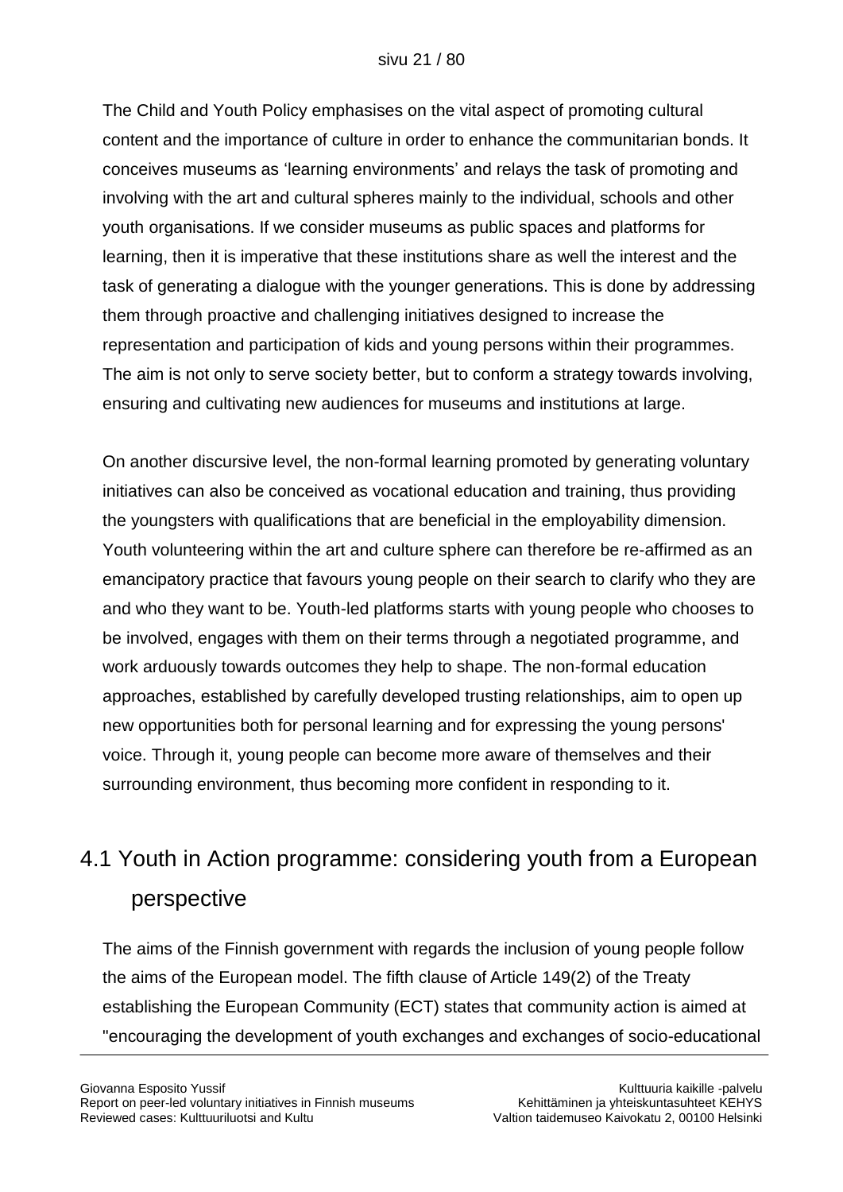The Child and Youth Policy emphasises on the vital aspect of promoting cultural content and the importance of culture in order to enhance the communitarian bonds. It conceives museums as 'learning environments' and relays the task of promoting and involving with the art and cultural spheres mainly to the individual, schools and other youth organisations. If we consider museums as public spaces and platforms for learning, then it is imperative that these institutions share as well the interest and the task of generating a dialogue with the younger generations. This is done by addressing them through proactive and challenging initiatives designed to increase the representation and participation of kids and young persons within their programmes. The aim is not only to serve society better, but to conform a strategy towards involving, ensuring and cultivating new audiences for museums and institutions at large.

On another discursive level, the non-formal learning promoted by generating voluntary initiatives can also be conceived as vocational education and training, thus providing the youngsters with qualifications that are beneficial in the employability dimension. Youth volunteering within the art and culture sphere can therefore be re-affirmed as an emancipatory practice that favours young people on their search to clarify who they are and who they want to be. Youth-led platforms starts with young people who chooses to be involved, engages with them on their terms through a negotiated programme, and work arduously towards outcomes they help to shape. The non-formal education approaches, established by carefully developed trusting relationships, aim to open up new opportunities both for personal learning and for expressing the young persons' voice. Through it, young people can become more aware of themselves and their surrounding environment, thus becoming more confident in responding to it.

## 4.1 Youth in Action programme: considering youth from a European perspective

The aims of the Finnish government with regards the inclusion of young people follow the aims of the European model. The fifth clause of Article 149(2) of the Treaty establishing the European Community (ECT) states that community action is aimed at "encouraging the development of youth exchanges and exchanges of socio-educational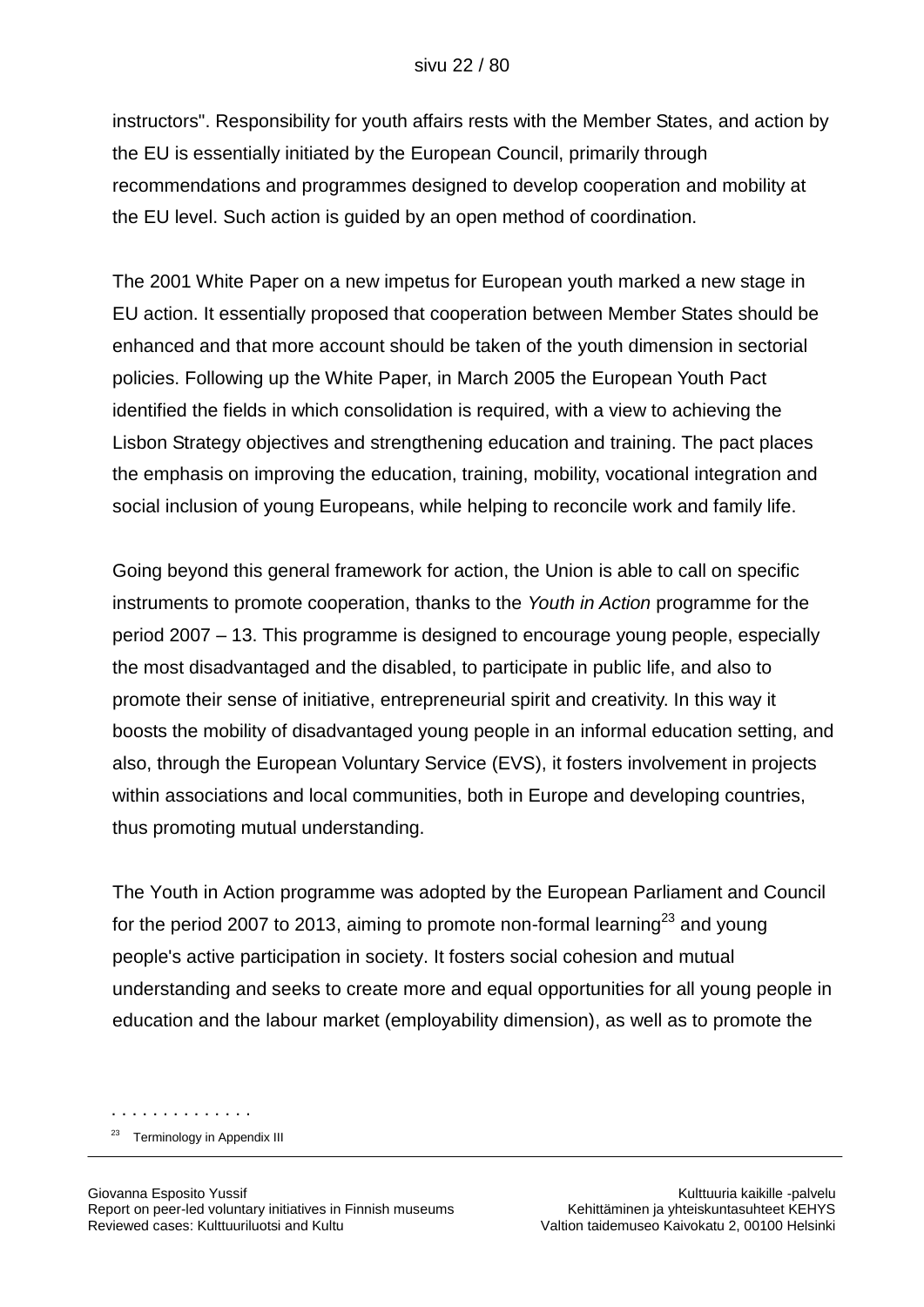instructors". Responsibility for youth affairs rests with the Member States, and action by the EU is essentially initiated by the European Council, primarily through recommendations and programmes designed to develop cooperation and mobility at the EU level. Such action is guided by an open method of coordination.

The 2001 White Paper on a new impetus for European youth marked a new stage in EU action. It essentially proposed that cooperation between Member States should be enhanced and that more account should be taken of the youth dimension in sectorial policies. Following up the White Paper, in March 2005 the European Youth Pact identified the fields in which consolidation is required, with a view to achieving the Lisbon Strategy objectives and strengthening education and training. The pact places the emphasis on improving the education, training, mobility, vocational integration and social inclusion of young Europeans, while helping to reconcile work and family life.

Going beyond this general framework for action, the Union is able to call on specific instruments to promote cooperation, thanks to the *Youth in Action* programme for the period 2007 – 13. This programme is designed to encourage young people, especially the most disadvantaged and the disabled, to participate in public life, and also to promote their sense of initiative, entrepreneurial spirit and creativity. In this way it boosts the mobility of disadvantaged young people in an informal education setting, and also, through the European Voluntary Service (EVS), it fosters involvement in projects within associations and local communities, both in Europe and developing countries, thus promoting mutual understanding.

The Youth in Action programme was adopted by the European Parliament and Council for the period 2007 to 2013, aiming to promote non-formal learning[23] and young people's active participation in society. It fosters social cohesion and mutual understanding and seeks to create more and equal opportunities for all young people in education and the labour market (employability dimension), as well as to promote the

[23] Terminology in Appendix III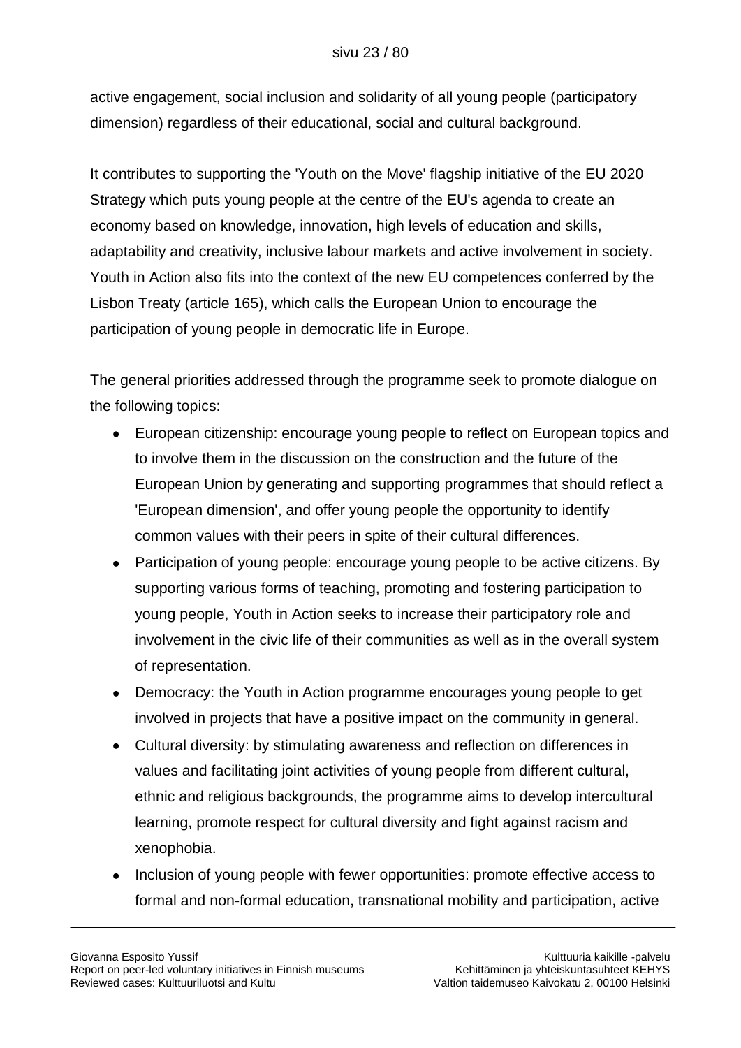active engagement, social inclusion and solidarity of all young people (participatory dimension) regardless of their educational, social and cultural background.

It contributes to supporting the 'Youth on the Move' flagship initiative of the EU 2020 Strategy which puts young people at the centre of the EU's agenda to create an economy based on knowledge, innovation, high levels of education and skills, adaptability and creativity, inclusive labour markets and active involvement in society. Youth in Action also fits into the context of the new EU competences conferred by the Lisbon Treaty (article 165), which calls the European Union to encourage the participation of young people in democratic life in Europe.

The general priorities addressed through the programme seek to promote dialogue on the following topics:

- European citizenship: encourage young people to reflect on European topics and to involve them in the discussion on the construction and the future of the European Union by generating and supporting programmes that should reflect a 'European dimension', and offer young people the opportunity to identify common values with their peers in spite of their cultural differences.
- Participation of young people: encourage young people to be active citizens. By supporting various forms of teaching, promoting and fostering participation to young people, Youth in Action seeks to increase their participatory role and involvement in the civic life of their communities as well as in the overall system of representation.
- Democracy: the Youth in Action programme encourages young people to get involved in projects that have a positive impact on the community in general.
- Cultural diversity: by stimulating awareness and reflection on differences in values and facilitating joint activities of young people from different cultural, ethnic and religious backgrounds, the programme aims to develop intercultural learning, promote respect for cultural diversity and fight against racism and xenophobia.
- Inclusion of young people with fewer opportunities: promote effective access to formal and non-formal education, transnational mobility and participation, active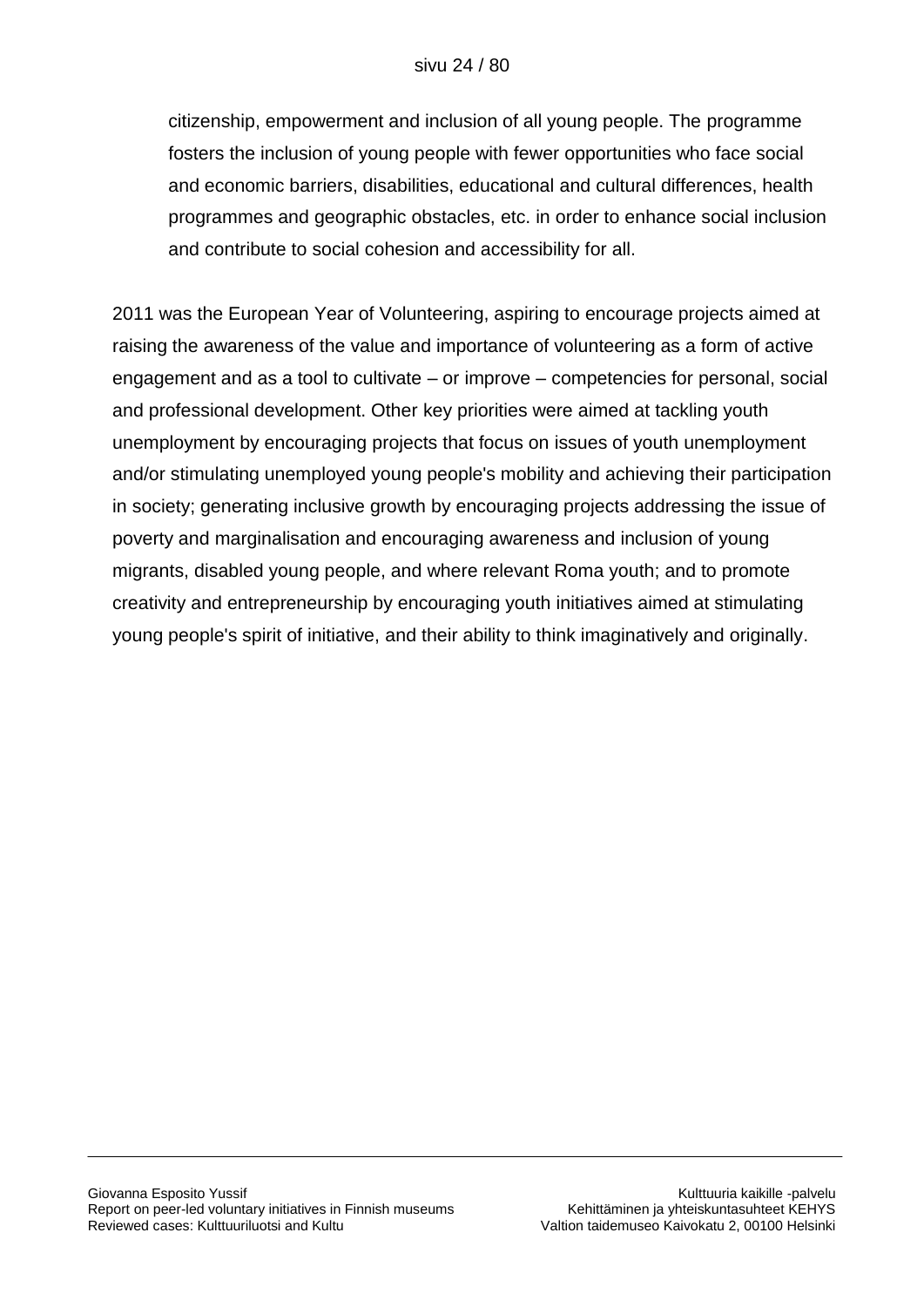citizenship, empowerment and inclusion of all young people. The programme fosters the inclusion of young people with fewer opportunities who face social and economic barriers, disabilities, educational and cultural differences, health programmes and geographic obstacles, etc. in order to enhance social inclusion and contribute to social cohesion and accessibility for all.

2011 was the European Year of Volunteering, aspiring to encourage projects aimed at raising the awareness of the value and importance of volunteering as a form of active engagement and as a tool to cultivate – or improve – competencies for personal, social and professional development. Other key priorities were aimed at tackling youth unemployment by encouraging projects that focus on issues of youth unemployment and/or stimulating unemployed young people's mobility and achieving their participation in society; generating inclusive growth by encouraging projects addressing the issue of poverty and marginalisation and encouraging awareness and inclusion of young migrants, disabled young people, and where relevant Roma youth; and to promote creativity and entrepreneurship by encouraging youth initiatives aimed at stimulating young people's spirit of initiative, and their ability to think imaginatively and originally.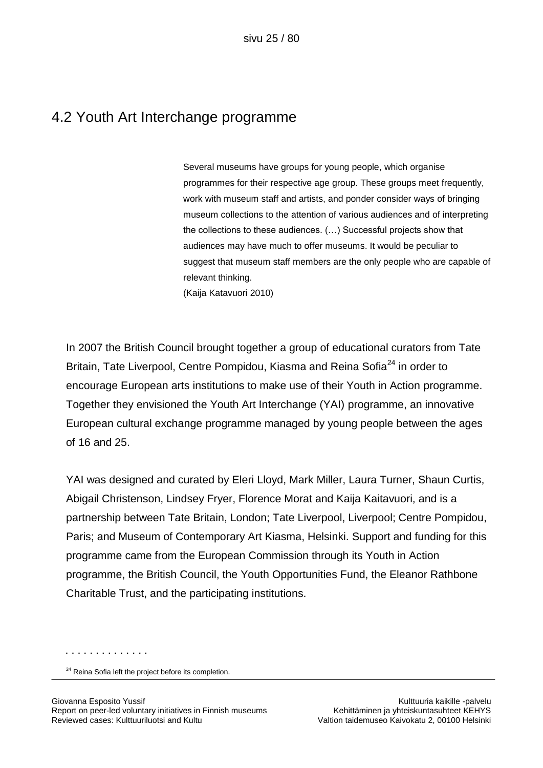## 4.2 Youth Art Interchange programme

> Several museums have groups for young people, which organise programmes for their respective age group. These groups meet frequently, work with museum staff and artists, and ponder consider ways of bringing museum collections to the attention of various audiences and of interpreting the collections to these audiences. (…) Successful projects show that audiences may have much to offer museums. It would be peculiar to suggest that museum staff members are the only people who are capable of relevant thinking.
> (Kaija Katavuori 2010)

In 2007 the British Council brought together a group of educational curators from Tate Britain, Tate Liverpool, Centre Pompidou, Kiasma and Reina Sofia[24] in order to encourage European arts institutions to make use of their Youth in Action programme. Together they envisioned the Youth Art Interchange (YAI) programme, an innovative European cultural exchange programme managed by young people between the ages of 16 and 25.

YAI was designed and curated by Eleri Lloyd, Mark Miller, Laura Turner, Shaun Curtis, Abigail Christenson, Lindsey Fryer, Florence Morat and Kaija Kaitavuori, and is a partnership between Tate Britain, London; Tate Liverpool, Liverpool; Centre Pompidou, Paris; and Museum of Contemporary Art Kiasma, Helsinki. Support and funding for this programme came from the European Commission through its Youth in Action programme, the British Council, the Youth Opportunities Fund, the Eleanor Rathbone Charitable Trust, and the participating institutions.

[24] Reina Sofia left the project before its completion.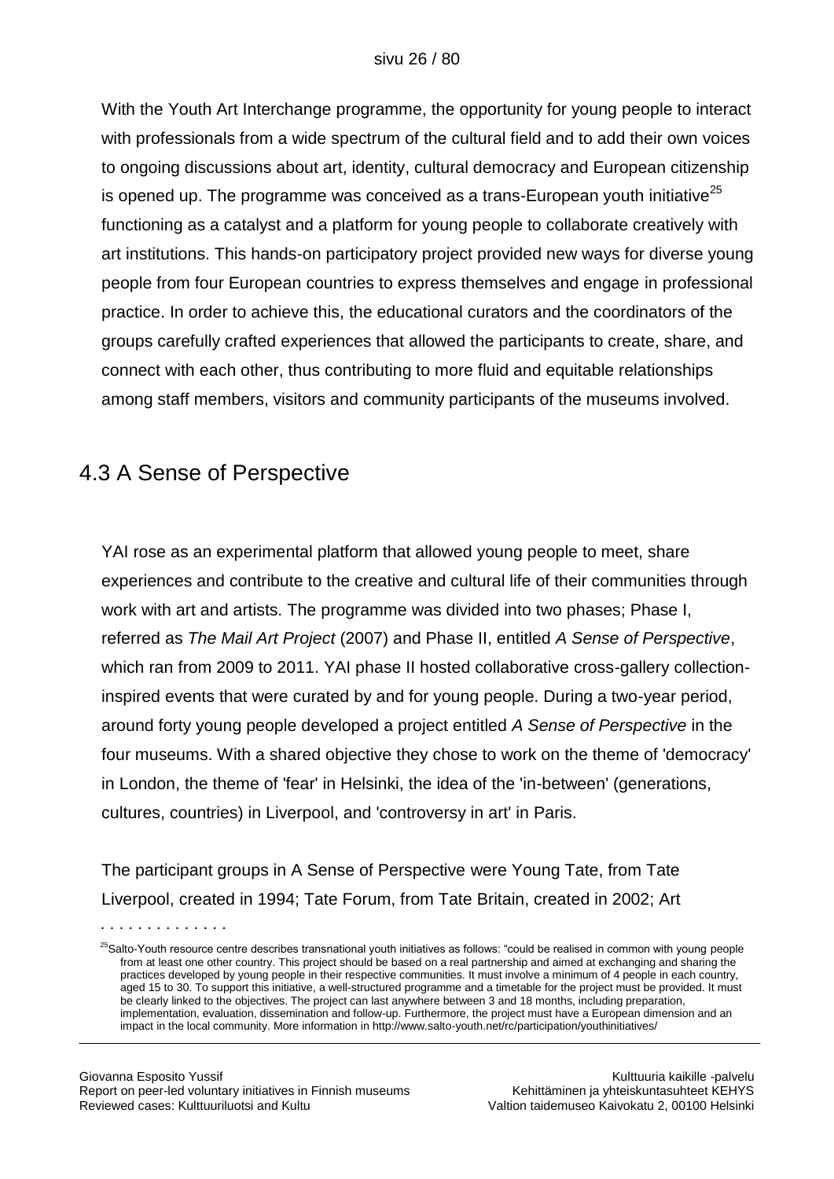With the Youth Art Interchange programme, the opportunity for young people to interact with professionals from a wide spectrum of the cultural field and to add their own voices to ongoing discussions about art, identity, cultural democracy and European citizenship is opened up. The programme was conceived as a trans-European youth initiative[25] functioning as a catalyst and a platform for young people to collaborate creatively with art institutions. This hands-on participatory project provided new ways for diverse young people from four European countries to express themselves and engage in professional practice. In order to achieve this, the educational curators and the coordinators of the groups carefully crafted experiences that allowed the participants to create, share, and connect with each other, thus contributing to more fluid and equitable relationships among staff members, visitors and community participants of the museums involved.

## 4.3 A Sense of Perspective

YAI rose as an experimental platform that allowed young people to meet, share experiences and contribute to the creative and cultural life of their communities through work with art and artists. The programme was divided into two phases; Phase I, referred as *The Mail Art Project* (2007) and Phase II, entitled *A Sense of Perspective*, which ran from 2009 to 2011. YAI phase II hosted collaborative cross-gallery collection-inspired events that were curated by and for young people. During a two-year period, around forty young people developed a project entitled *A Sense of Perspective* in the four museums. With a shared objective they chose to work on the theme of 'democracy' in London, the theme of 'fear' in Helsinki, the idea of the 'in-between' (generations, cultures, countries) in Liverpool, and 'controversy in art' in Paris.

The participant groups in A Sense of Perspective were Young Tate, from Tate Liverpool, created in 1994; Tate Forum, from Tate Britain, created in 2002; Art

[25] Salto-Youth resource centre describes transnational youth initiatives as follows: "could be realised in common with young people from at least one other country. This project should be based on a real partnership and aimed at exchanging and sharing the practices developed by young people in their respective communities. It must involve a minimum of 4 people in each country, aged 15 to 30. To support this initiative, a well-structured programme and a timetable for the project must be provided. It must be clearly linked to the objectives. The project can last anywhere between 3 and 18 months, including preparation, implementation, evaluation, dissemination and follow-up. Furthermore, the project must have a European dimension and an impact in the local community. More information in http://www.salto-youth.net/rc/participation/youthinitiatives/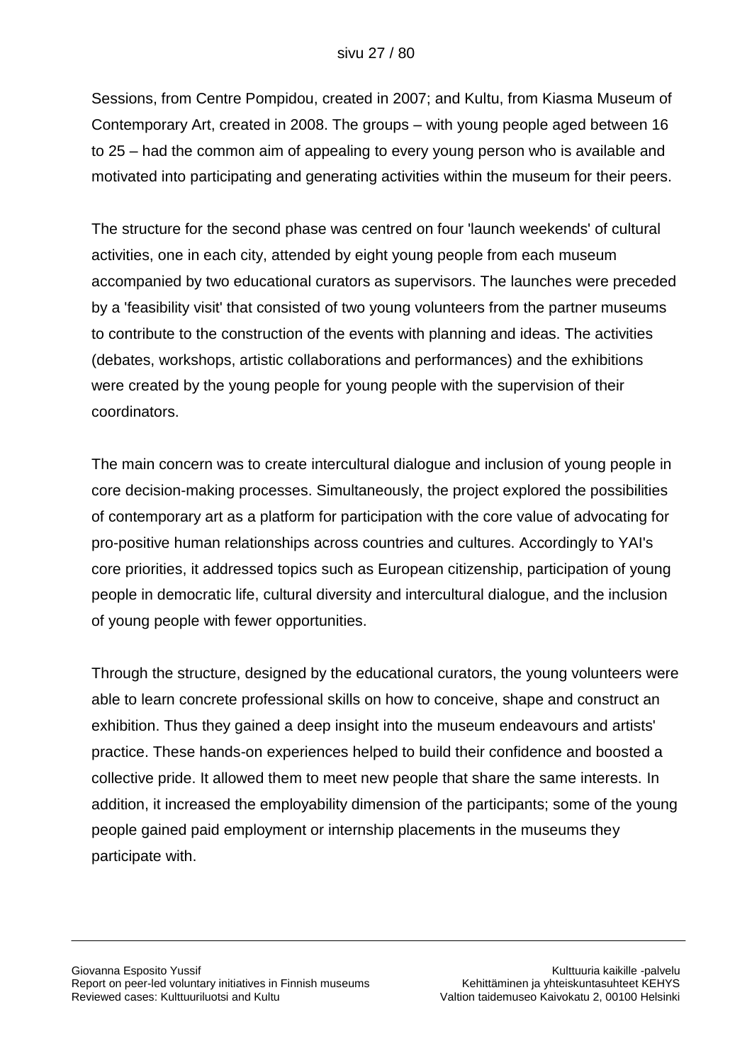Sessions, from Centre Pompidou, created in 2007; and Kultu, from Kiasma Museum of Contemporary Art, created in 2008. The groups – with young people aged between 16 to 25 – had the common aim of appealing to every young person who is available and motivated into participating and generating activities within the museum for their peers.

The structure for the second phase was centred on four 'launch weekends' of cultural activities, one in each city, attended by eight young people from each museum accompanied by two educational curators as supervisors. The launches were preceded by a 'feasibility visit' that consisted of two young volunteers from the partner museums to contribute to the construction of the events with planning and ideas. The activities (debates, workshops, artistic collaborations and performances) and the exhibitions were created by the young people for young people with the supervision of their coordinators.

The main concern was to create intercultural dialogue and inclusion of young people in core decision-making processes. Simultaneously, the project explored the possibilities of contemporary art as a platform for participation with the core value of advocating for pro-positive human relationships across countries and cultures. Accordingly to YAI's core priorities, it addressed topics such as European citizenship, participation of young people in democratic life, cultural diversity and intercultural dialogue, and the inclusion of young people with fewer opportunities.

Through the structure, designed by the educational curators, the young volunteers were able to learn concrete professional skills on how to conceive, shape and construct an exhibition. Thus they gained a deep insight into the museum endeavours and artists' practice. These hands-on experiences helped to build their confidence and boosted a collective pride. It allowed them to meet new people that share the same interests. In addition, it increased the employability dimension of the participants; some of the young people gained paid employment or internship placements in the museums they participate with.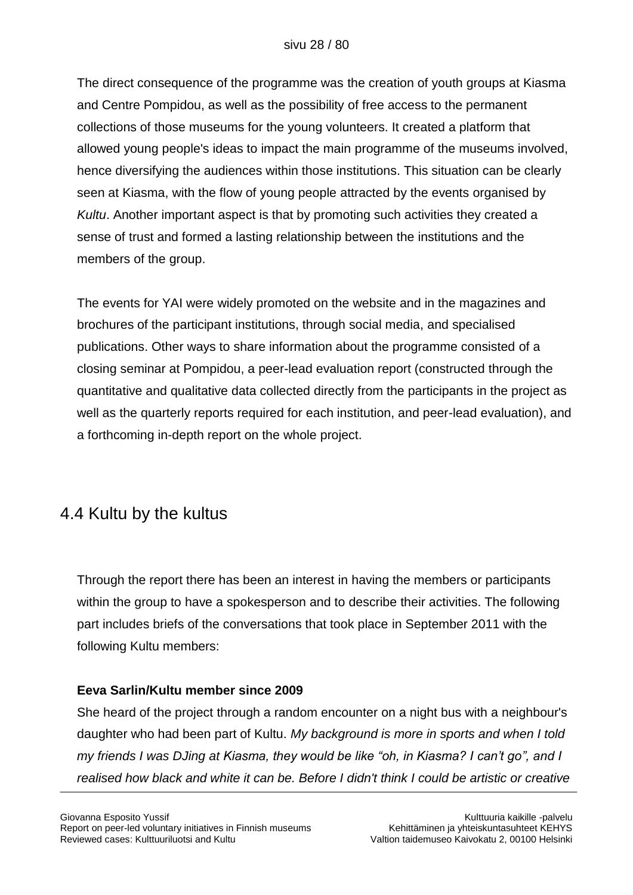The direct consequence of the programme was the creation of youth groups at Kiasma and Centre Pompidou, as well as the possibility of free access to the permanent collections of those museums for the young volunteers. It created a platform that allowed young people's ideas to impact the main programme of the museums involved, hence diversifying the audiences within those institutions. This situation can be clearly seen at Kiasma, with the flow of young people attracted by the events organised by *Kultu*. Another important aspect is that by promoting such activities they created a sense of trust and formed a lasting relationship between the institutions and the members of the group.

The events for YAI were widely promoted on the website and in the magazines and brochures of the participant institutions, through social media, and specialised publications. Other ways to share information about the programme consisted of a closing seminar at Pompidou, a peer-lead evaluation report (constructed through the quantitative and qualitative data collected directly from the participants in the project as well as the quarterly reports required for each institution, and peer-lead evaluation), and a forthcoming in-depth report on the whole project.

## 4.4 Kultu by the kultus

Through the report there has been an interest in having the members or participants within the group to have a spokesperson and to describe their activities. The following part includes briefs of the conversations that took place in September 2011 with the following Kultu members:

**Eeva Sarlin/Kultu member since 2009**

She heard of the project through a random encounter on a night bus with a neighbour's daughter who had been part of Kultu. *My background is more in sports and when I told my friends I was DJing at Kiasma, they would be like "oh, in Kiasma? I can't go", and I realised how black and white it can be. Before I didn't think I could be artistic or creative*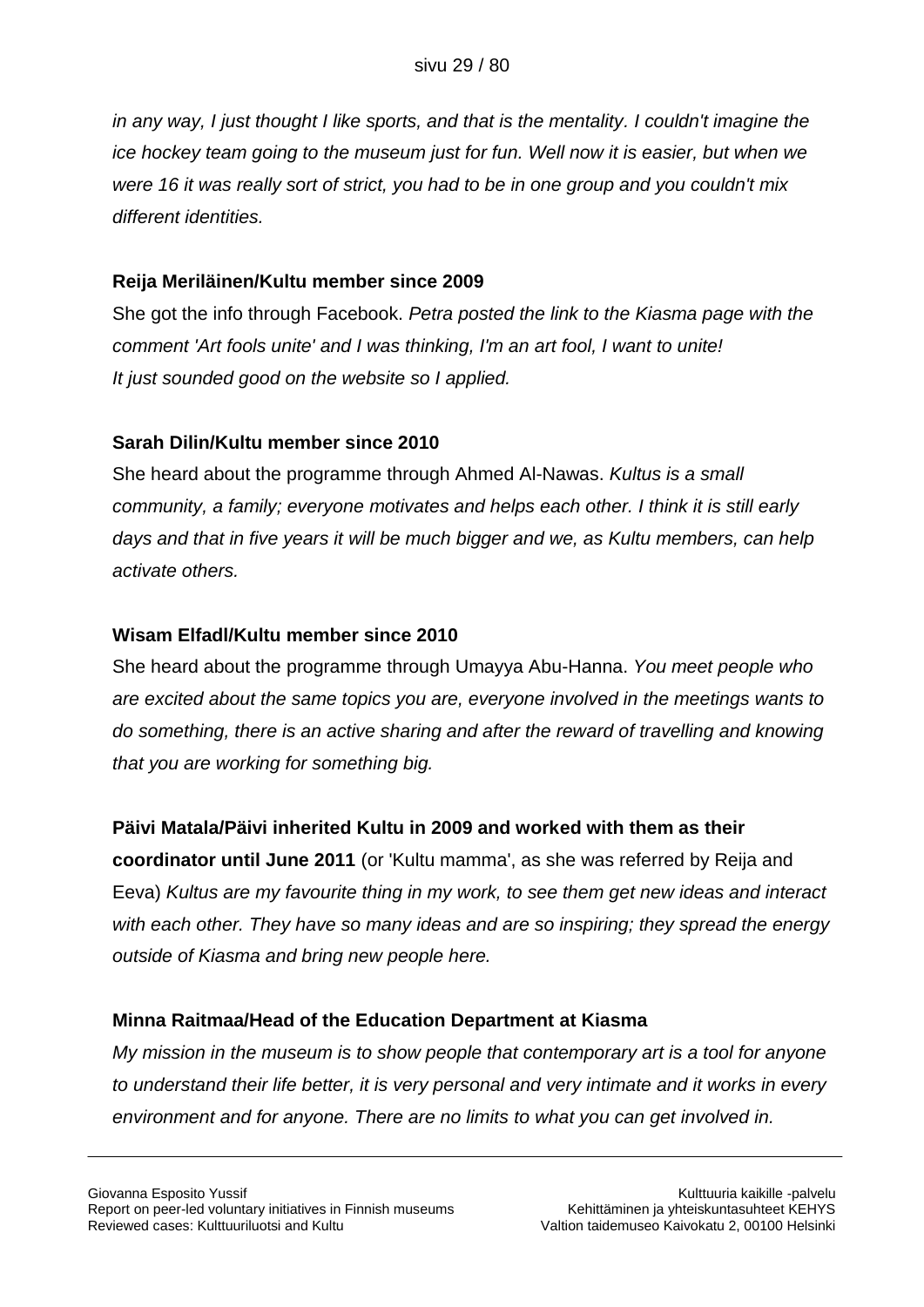*in any way, I just thought I like sports, and that is the mentality. I couldn't imagine the ice hockey team going to the museum just for fun. Well now it is easier, but when we were 16 it was really sort of strict, you had to be in one group and you couldn't mix different identities.*

**Reija Meriläinen/Kultu member since 2009**

She got the info through Facebook. *Petra posted the link to the Kiasma page with the comment 'Art fools unite' and I was thinking, I'm an art fool, I want to unite! It just sounded good on the website so I applied.*

**Sarah Dilin/Kultu member since 2010**

She heard about the programme through Ahmed Al-Nawas. *Kultus is a small community, a family; everyone motivates and helps each other. I think it is still early days and that in five years it will be much bigger and we, as Kultu members, can help activate others.*

**Wisam Elfadl/Kultu member since 2010**

She heard about the programme through Umayya Abu-Hanna. *You meet people who are excited about the same topics you are, everyone involved in the meetings wants to do something, there is an active sharing and after the reward of travelling and knowing that you are working for something big.*

**Päivi Matala/Päivi inherited Kultu in 2009 and worked with them as their coordinator until June 2011** (or 'Kultu mamma', as she was referred by Reija and Eeva) *Kultus are my favourite thing in my work, to see them get new ideas and interact with each other. They have so many ideas and are so inspiring; they spread the energy outside of Kiasma and bring new people here.*

**Minna Raitmaa/Head of the Education Department at Kiasma**

*My mission in the museum is to show people that contemporary art is a tool for anyone to understand their life better, it is very personal and very intimate and it works in every environment and for anyone. There are no limits to what you can get involved in.*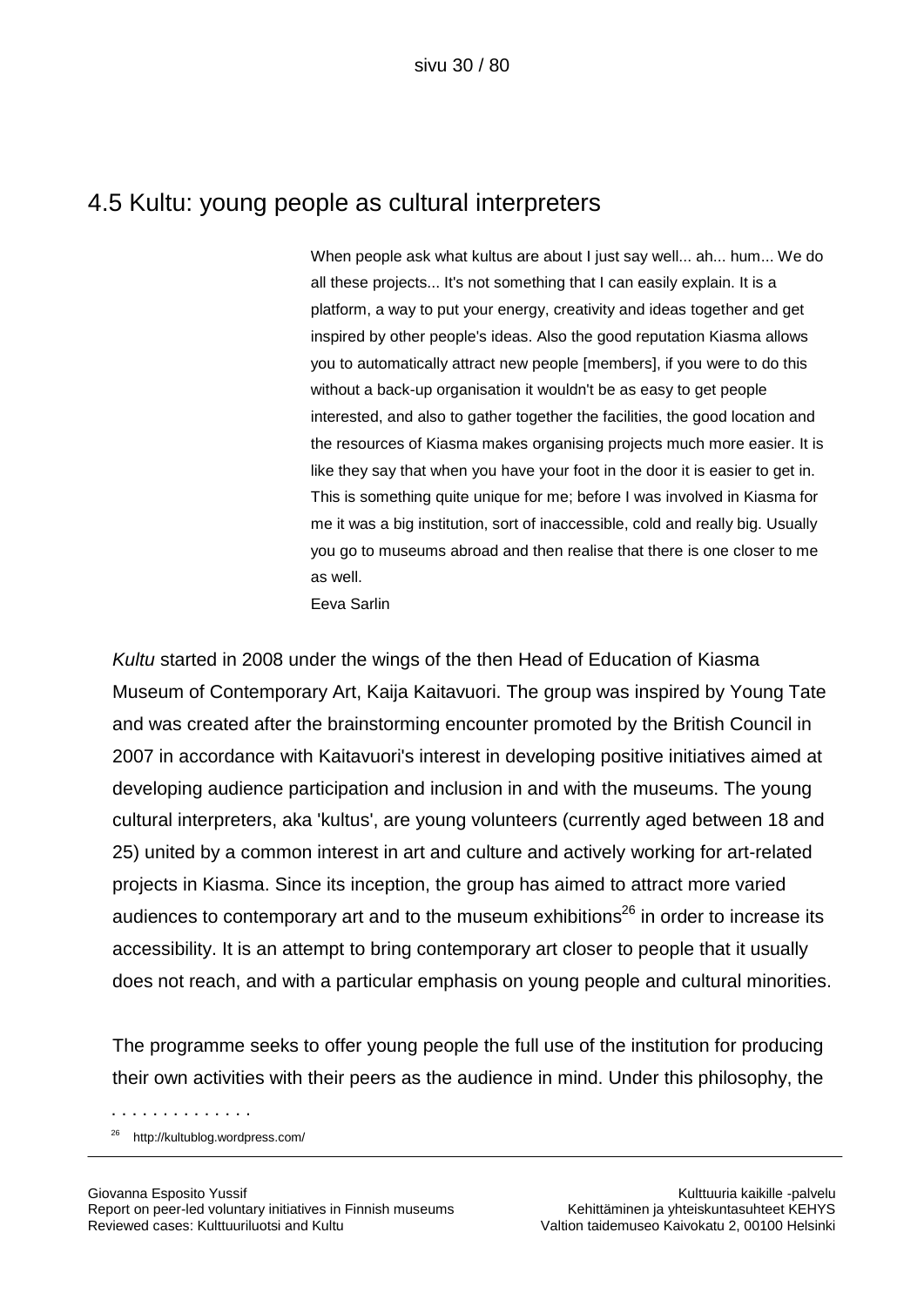## 4.5 Kultu: young people as cultural interpreters

> When people ask what kultus are about I just say well... ah... hum... We do all these projects... It's not something that I can easily explain. It is a platform, a way to put your energy, creativity and ideas together and get inspired by other people's ideas. Also the good reputation Kiasma allows you to automatically attract new people [members], if you were to do this without a back-up organisation it wouldn't be as easy to get people interested, and also to gather together the facilities, the good location and the resources of Kiasma makes organising projects much more easier. It is like they say that when you have your foot in the door it is easier to get in. This is something quite unique for me; before I was involved in Kiasma for me it was a big institution, sort of inaccessible, cold and really big. Usually you go to museums abroad and then realise that there is one closer to me as well.
>
> Eeva Sarlin

*Kultu* started in 2008 under the wings of the then Head of Education of Kiasma Museum of Contemporary Art, Kaija Kaitavuori. The group was inspired by Young Tate and was created after the brainstorming encounter promoted by the British Council in 2007 in accordance with Kaitavuori's interest in developing positive initiatives aimed at developing audience participation and inclusion in and with the museums. The young cultural interpreters, aka 'kultus', are young volunteers (currently aged between 18 and 25) united by a common interest in art and culture and actively working for art-related projects in Kiasma. Since its inception, the group has aimed to attract more varied audiences to contemporary art and to the museum exhibitions[26] in order to increase its accessibility. It is an attempt to bring contemporary art closer to people that it usually does not reach, and with a particular emphasis on young people and cultural minorities.

The programme seeks to offer young people the full use of the institution for producing their own activities with their peers as the audience in mind. Under this philosophy, the

[26] http://kultublog.wordpress.com/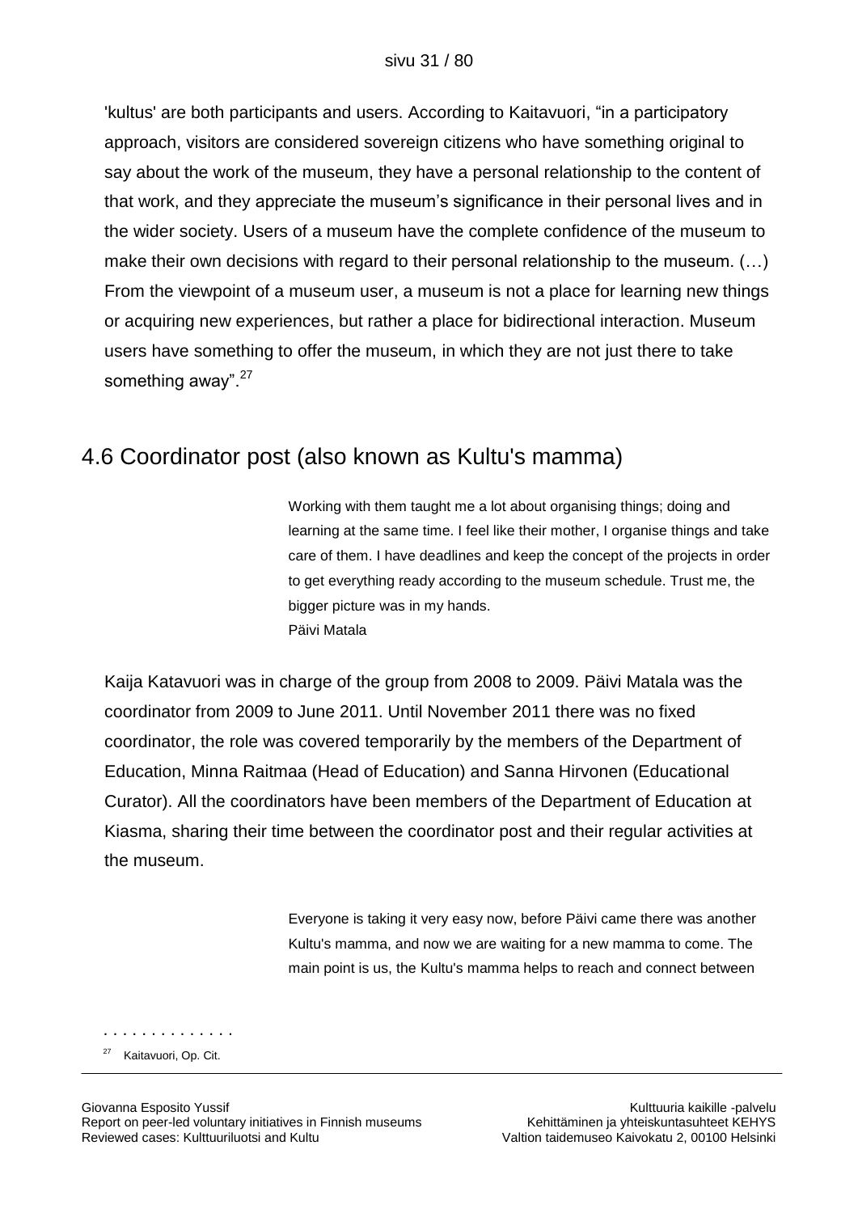'kultus' are both participants and users. According to Kaitavuori, "in a participatory approach, visitors are considered sovereign citizens who have something original to say about the work of the museum, they have a personal relationship to the content of that work, and they appreciate the museum's significance in their personal lives and in the wider society. Users of a museum have the complete confidence of the museum to make their own decisions with regard to their personal relationship to the museum. (…) From the viewpoint of a museum user, a museum is not a place for learning new things or acquiring new experiences, but rather a place for bidirectional interaction. Museum users have something to offer the museum, in which they are not just there to take something away".[27]

## 4.6 Coordinator post (also known as Kultu's mamma)

> Working with them taught me a lot about organising things; doing and learning at the same time. I feel like their mother, I organise things and take care of them. I have deadlines and keep the concept of the projects in order to get everything ready according to the museum schedule. Trust me, the bigger picture was in my hands.
> Päivi Matala

Kaija Katavuori was in charge of the group from 2008 to 2009. Päivi Matala was the coordinator from 2009 to June 2011. Until November 2011 there was no fixed coordinator, the role was covered temporarily by the members of the Department of Education, Minna Raitmaa (Head of Education) and Sanna Hirvonen (Educational Curator). All the coordinators have been members of the Department of Education at Kiasma, sharing their time between the coordinator post and their regular activities at the museum.

> Everyone is taking it very easy now, before Päivi came there was another Kultu's mamma, and now we are waiting for a new mamma to come. The main point is us, the Kultu's mamma helps to reach and connect between

. . . . . . . . . . . . . .

[27] Kaitavuori, Op. Cit.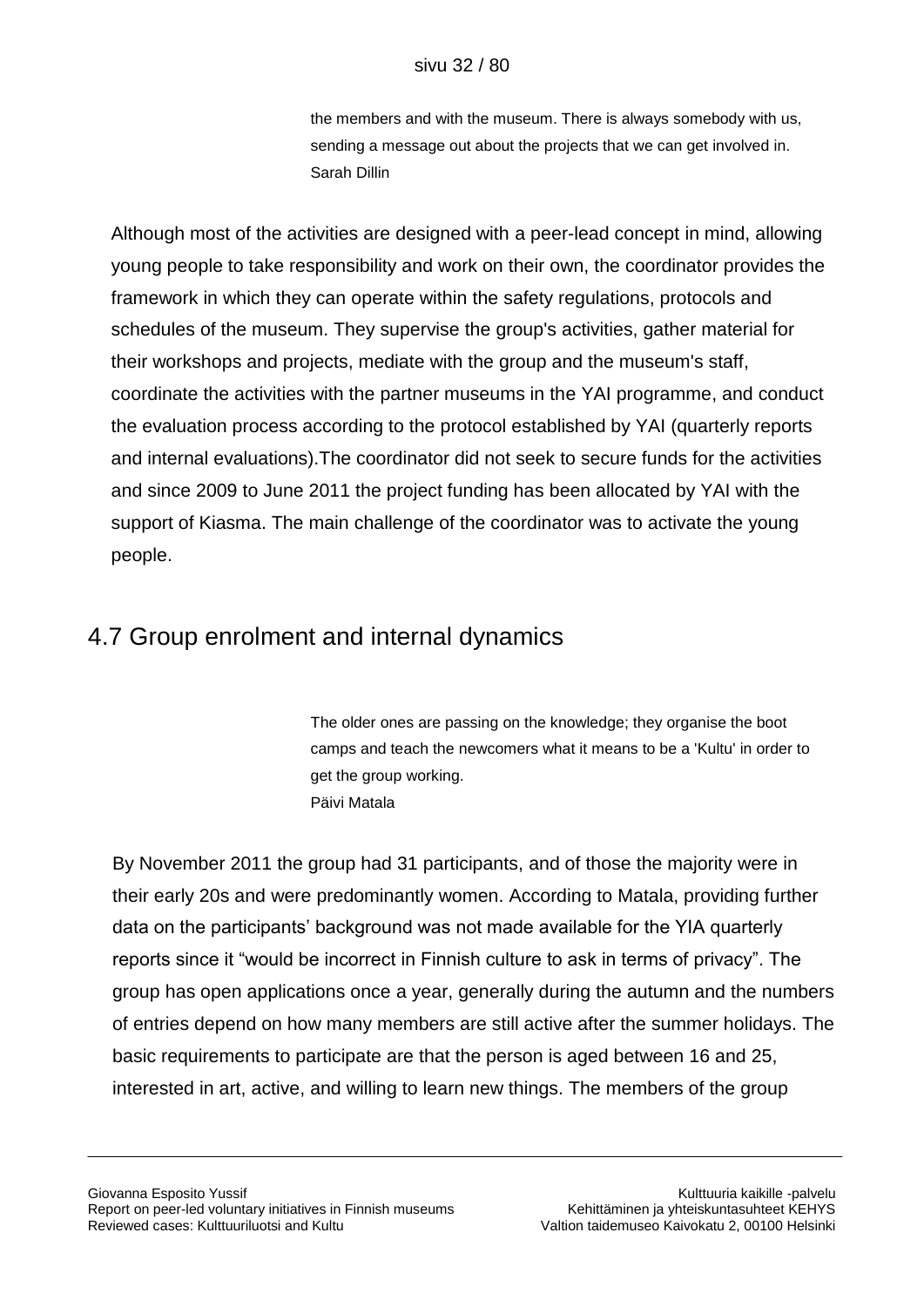> the members and with the museum. There is always somebody with us, sending a message out about the projects that we can get involved in.
> Sarah Dillin

Although most of the activities are designed with a peer-lead concept in mind, allowing young people to take responsibility and work on their own, the coordinator provides the framework in which they can operate within the safety regulations, protocols and schedules of the museum. They supervise the group's activities, gather material for their workshops and projects, mediate with the group and the museum's staff, coordinate the activities with the partner museums in the YAI programme, and conduct the evaluation process according to the protocol established by YAI (quarterly reports and internal evaluations).The coordinator did not seek to secure funds for the activities and since 2009 to June 2011 the project funding has been allocated by YAI with the support of Kiasma. The main challenge of the coordinator was to activate the young people.

## 4.7 Group enrolment and internal dynamics

> The older ones are passing on the knowledge; they organise the boot camps and teach the newcomers what it means to be a 'Kultu' in order to get the group working.
> Päivi Matala

By November 2011 the group had 31 participants, and of those the majority were in their early 20s and were predominantly women. According to Matala, providing further data on the participants' background was not made available for the YIA quarterly reports since it "would be incorrect in Finnish culture to ask in terms of privacy". The group has open applications once a year, generally during the autumn and the numbers of entries depend on how many members are still active after the summer holidays. The basic requirements to participate are that the person is aged between 16 and 25, interested in art, active, and willing to learn new things. The members of the group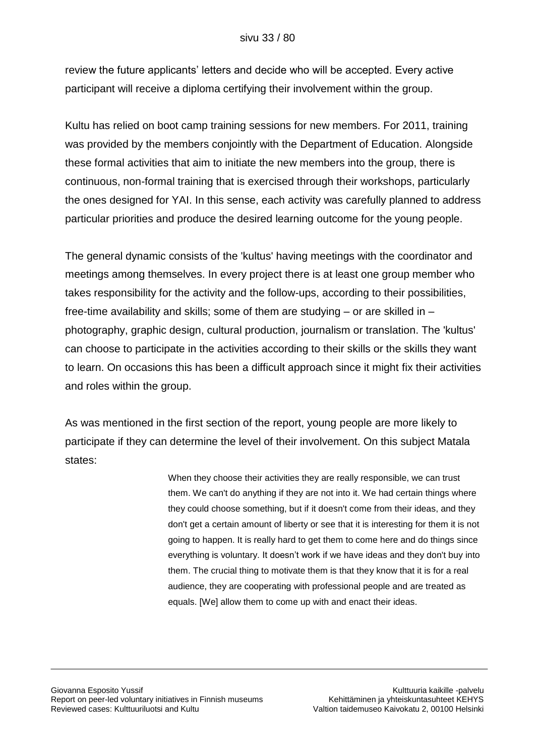review the future applicants' letters and decide who will be accepted. Every active participant will receive a diploma certifying their involvement within the group.

Kultu has relied on boot camp training sessions for new members. For 2011, training was provided by the members conjointly with the Department of Education. Alongside these formal activities that aim to initiate the new members into the group, there is continuous, non-formal training that is exercised through their workshops, particularly the ones designed for YAI. In this sense, each activity was carefully planned to address particular priorities and produce the desired learning outcome for the young people.

The general dynamic consists of the 'kultus' having meetings with the coordinator and meetings among themselves. In every project there is at least one group member who takes responsibility for the activity and the follow-ups, according to their possibilities, free-time availability and skills; some of them are studying – or are skilled in – photography, graphic design, cultural production, journalism or translation. The 'kultus' can choose to participate in the activities according to their skills or the skills they want to learn. On occasions this has been a difficult approach since it might fix their activities and roles within the group.

As was mentioned in the first section of the report, young people are more likely to participate if they can determine the level of their involvement. On this subject Matala states:

> When they choose their activities they are really responsible, we can trust them. We can't do anything if they are not into it. We had certain things where they could choose something, but if it doesn't come from their ideas, and they don't get a certain amount of liberty or see that it is interesting for them it is not going to happen. It is really hard to get them to come here and do things since everything is voluntary. It doesn't work if we have ideas and they don't buy into them. The crucial thing to motivate them is that they know that it is for a real audience, they are cooperating with professional people and are treated as equals. [We] allow them to come up with and enact their ideas.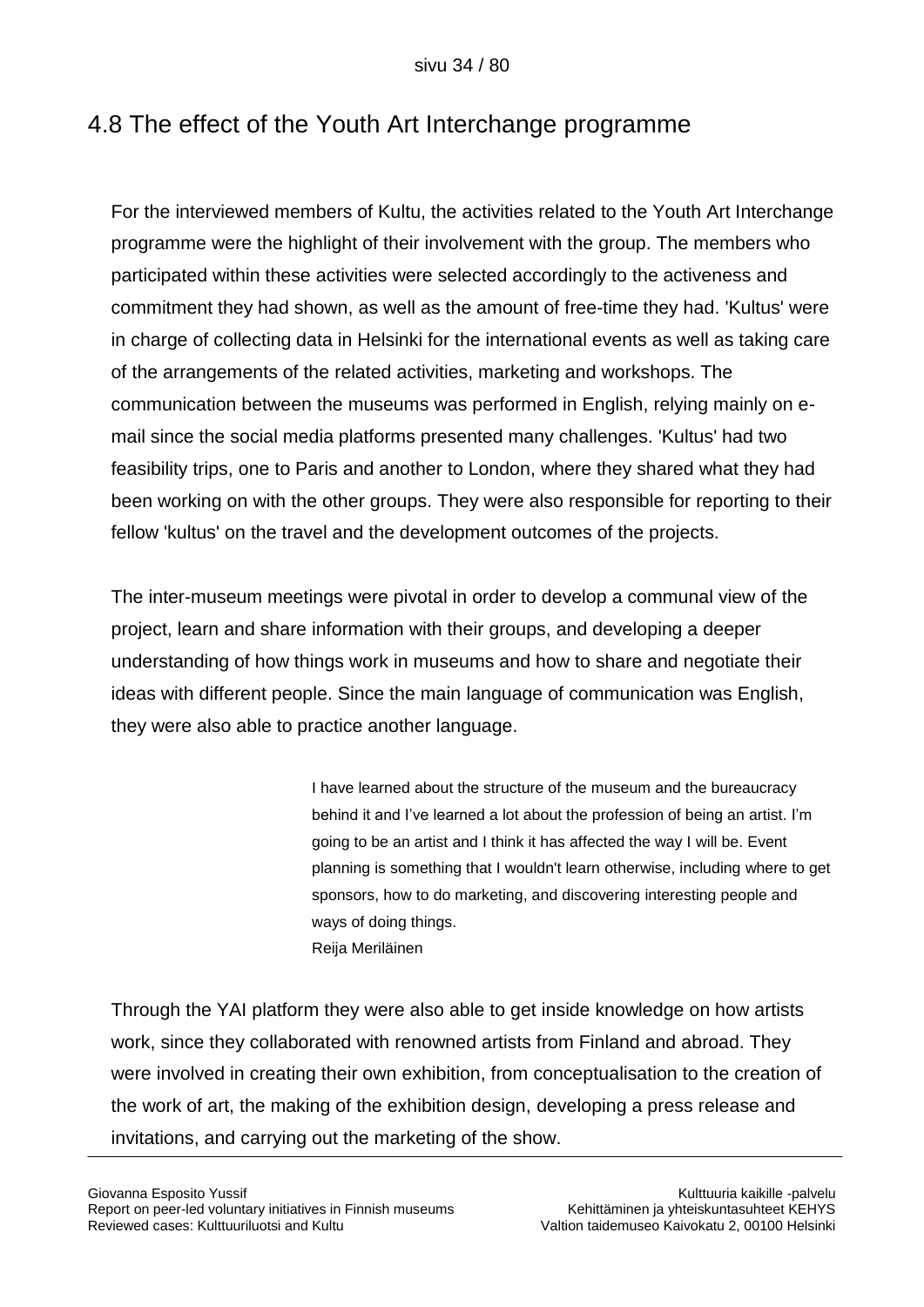## 4.8 The effect of the Youth Art Interchange programme

For the interviewed members of Kultu, the activities related to the Youth Art Interchange programme were the highlight of their involvement with the group. The members who participated within these activities were selected accordingly to the activeness and commitment they had shown, as well as the amount of free-time they had. 'Kultus' were in charge of collecting data in Helsinki for the international events as well as taking care of the arrangements of the related activities, marketing and workshops. The communication between the museums was performed in English, relying mainly on e-mail since the social media platforms presented many challenges. 'Kultus' had two feasibility trips, one to Paris and another to London, where they shared what they had been working on with the other groups. They were also responsible for reporting to their fellow 'kultus' on the travel and the development outcomes of the projects.

The inter-museum meetings were pivotal in order to develop a communal view of the project, learn and share information with their groups, and developing a deeper understanding of how things work in museums and how to share and negotiate their ideas with different people. Since the main language of communication was English, they were also able to practice another language.

> I have learned about the structure of the museum and the bureaucracy behind it and I've learned a lot about the profession of being an artist. I'm going to be an artist and I think it has affected the way I will be. Event planning is something that I wouldn't learn otherwise, including where to get sponsors, how to do marketing, and discovering interesting people and ways of doing things.
> Reija Meriläinen

Through the YAI platform they were also able to get inside knowledge on how artists work, since they collaborated with renowned artists from Finland and abroad. They were involved in creating their own exhibition, from conceptualisation to the creation of the work of art, the making of the exhibition design, developing a press release and invitations, and carrying out the marketing of the show.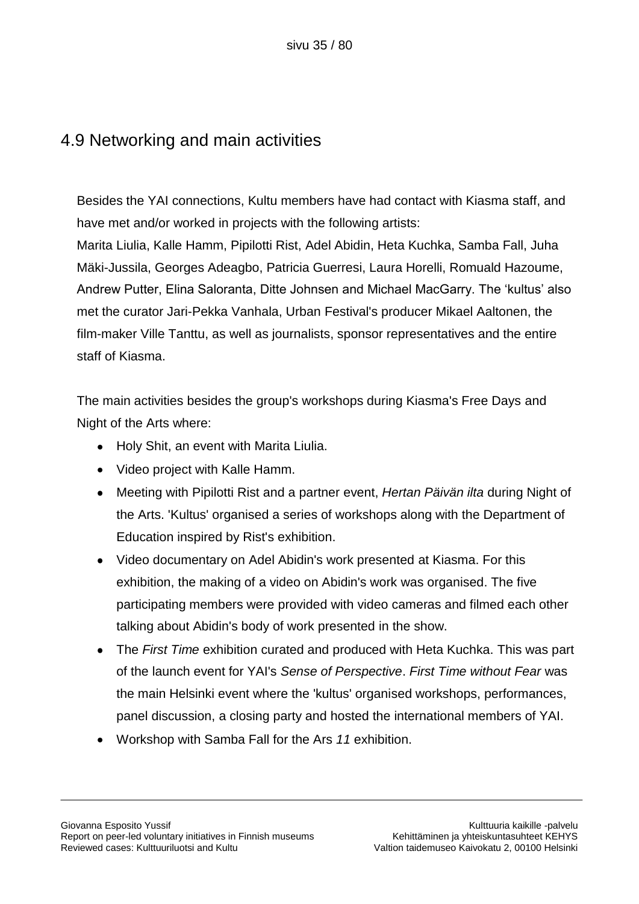## 4.9 Networking and main activities

Besides the YAI connections, Kultu members have had contact with Kiasma staff, and have met and/or worked in projects with the following artists:
Marita Liulia, Kalle Hamm, Pipilotti Rist, Adel Abidin, Heta Kuchka, Samba Fall, Juha Mäki-Jussila, Georges Adeagbo, Patricia Guerresi, Laura Horelli, Romuald Hazoume, Andrew Putter, Elina Saloranta, Ditte Johnsen and Michael MacGarry. The 'kultus' also met the curator Jari-Pekka Vanhala, Urban Festival's producer Mikael Aaltonen, the film-maker Ville Tanttu, as well as journalists, sponsor representatives and the entire staff of Kiasma.

The main activities besides the group's workshops during Kiasma's Free Days and Night of the Arts where:

- Holy Shit, an event with Marita Liulia.
- Video project with Kalle Hamm.
- Meeting with Pipilotti Rist and a partner event, *Hertan Päivän ilta* during Night of the Arts. 'Kultus' organised a series of workshops along with the Department of Education inspired by Rist's exhibition.
- Video documentary on Adel Abidin's work presented at Kiasma. For this exhibition, the making of a video on Abidin's work was organised. The five participating members were provided with video cameras and filmed each other talking about Abidin's body of work presented in the show.
- The *First Time* exhibition curated and produced with Heta Kuchka. This was part of the launch event for YAI's *Sense of Perspective*. *First Time without Fear* was the main Helsinki event where the 'kultus' organised workshops, performances, panel discussion, a closing party and hosted the international members of YAI.
- Workshop with Samba Fall for the Ars *11* exhibition.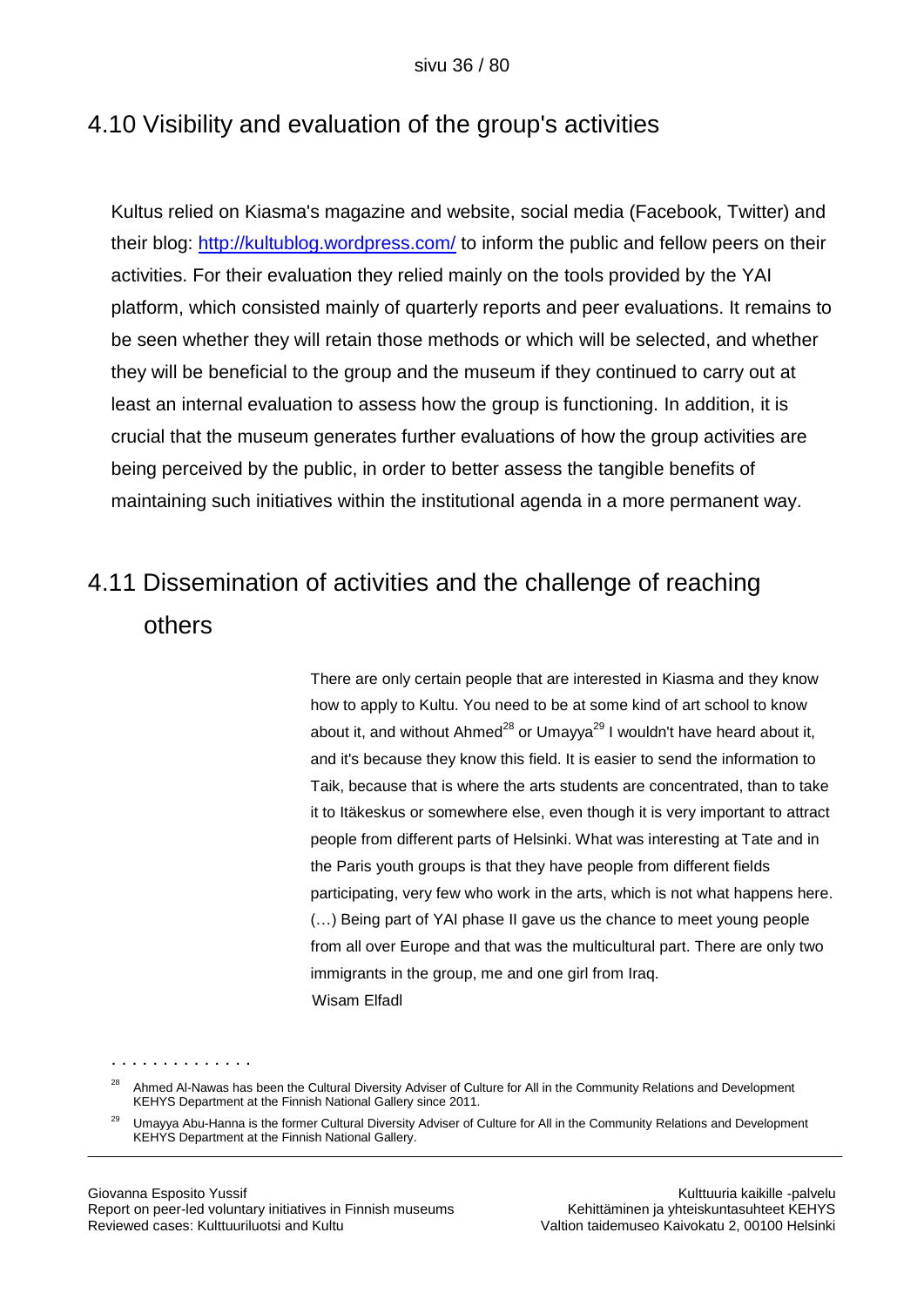## 4.10 Visibility and evaluation of the group's activities

Kultus relied on Kiasma's magazine and website, social media (Facebook, Twitter) and their blog: http://kultublog.wordpress.com/ to inform the public and fellow peers on their activities. For their evaluation they relied mainly on the tools provided by the YAI platform, which consisted mainly of quarterly reports and peer evaluations. It remains to be seen whether they will retain those methods or which will be selected, and whether they will be beneficial to the group and the museum if they continued to carry out at least an internal evaluation to assess how the group is functioning. In addition, it is crucial that the museum generates further evaluations of how the group activities are being perceived by the public, in order to better assess the tangible benefits of maintaining such initiatives within the institutional agenda in a more permanent way.

## 4.11 Dissemination of activities and the challenge of reaching others

> There are only certain people that are interested in Kiasma and they know how to apply to Kultu. You need to be at some kind of art school to know about it, and without Ahmed[28] or Umayya[29] I wouldn't have heard about it, and it's because they know this field. It is easier to send the information to Taik, because that is where the arts students are concentrated, than to take it to Itäkeskus or somewhere else, even though it is very important to attract people from different parts of Helsinki. What was interesting at Tate and in the Paris youth groups is that they have people from different fields participating, very few who work in the arts, which is not what happens here. (…) Being part of YAI phase II gave us the chance to meet young people from all over Europe and that was the multicultural part. There are only two immigrants in the group, me and one girl from Iraq.
>
> Wisam Elfadl

[28] Ahmed Al-Nawas has been the Cultural Diversity Adviser of Culture for All in the Community Relations and Development KEHYS Department at the Finnish National Gallery since 2011.

[29] Umayya Abu-Hanna is the former Cultural Diversity Adviser of Culture for All in the Community Relations and Development KEHYS Department at the Finnish National Gallery.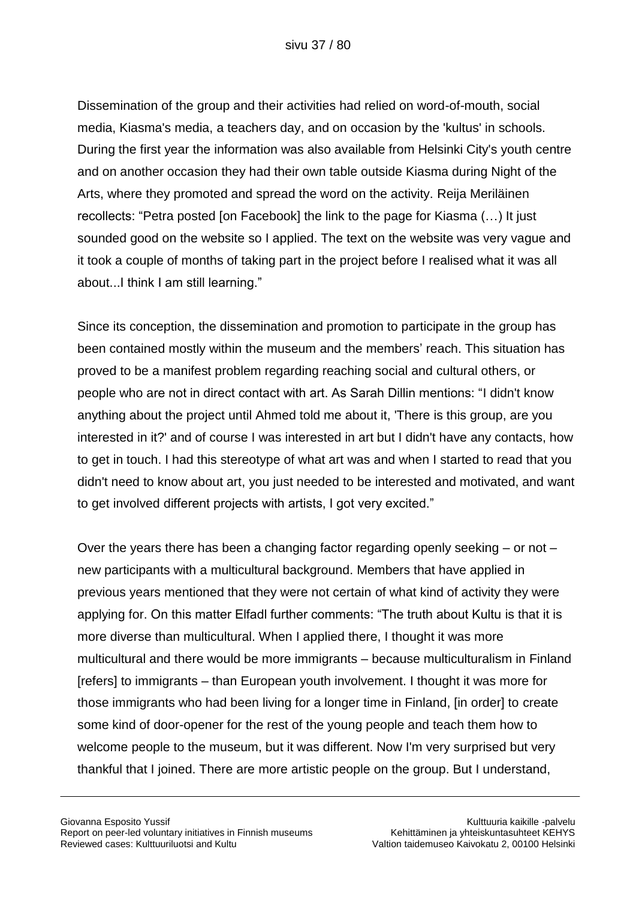Dissemination of the group and their activities had relied on word-of-mouth, social media, Kiasma's media, a teachers day, and on occasion by the 'kultus' in schools. During the first year the information was also available from Helsinki City's youth centre and on another occasion they had their own table outside Kiasma during Night of the Arts, where they promoted and spread the word on the activity. Reija Meriläinen recollects: “Petra posted [on Facebook] the link to the page for Kiasma (…) It just sounded good on the website so I applied. The text on the website was very vague and it took a couple of months of taking part in the project before I realised what it was all about...I think I am still learning.”

Since its conception, the dissemination and promotion to participate in the group has been contained mostly within the museum and the members’ reach. This situation has proved to be a manifest problem regarding reaching social and cultural others, or people who are not in direct contact with art. As Sarah Dillin mentions: “I didn't know anything about the project until Ahmed told me about it, 'There is this group, are you interested in it?' and of course I was interested in art but I didn't have any contacts, how to get in touch. I had this stereotype of what art was and when I started to read that you didn't need to know about art, you just needed to be interested and motivated, and want to get involved different projects with artists, I got very excited.”

Over the years there has been a changing factor regarding openly seeking – or not – new participants with a multicultural background. Members that have applied in previous years mentioned that they were not certain of what kind of activity they were applying for. On this matter Elfadl further comments: “The truth about Kultu is that it is more diverse than multicultural. When I applied there, I thought it was more multicultural and there would be more immigrants – because multiculturalism in Finland [refers] to immigrants – than European youth involvement. I thought it was more for those immigrants who had been living for a longer time in Finland, [in order] to create some kind of door-opener for the rest of the young people and teach them how to welcome people to the museum, but it was different. Now I'm very surprised but very thankful that I joined. There are more artistic people on the group. But I understand,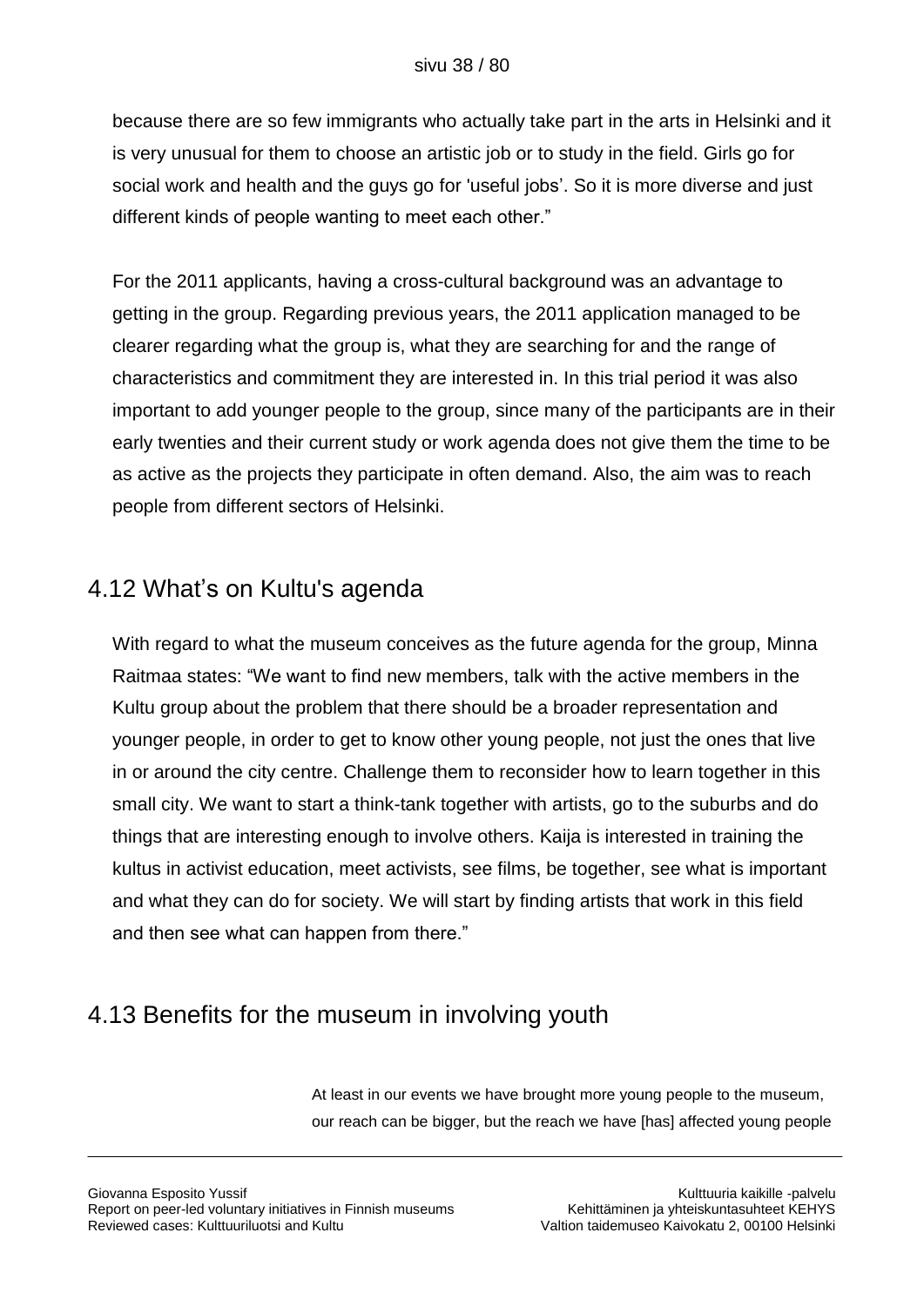because there are so few immigrants who actually take part in the arts in Helsinki and it is very unusual for them to choose an artistic job or to study in the field. Girls go for social work and health and the guys go for 'useful jobs'. So it is more diverse and just different kinds of people wanting to meet each other."

For the 2011 applicants, having a cross-cultural background was an advantage to getting in the group. Regarding previous years, the 2011 application managed to be clearer regarding what the group is, what they are searching for and the range of characteristics and commitment they are interested in. In this trial period it was also important to add younger people to the group, since many of the participants are in their early twenties and their current study or work agenda does not give them the time to be as active as the projects they participate in often demand. Also, the aim was to reach people from different sectors of Helsinki.

## 4.12 What's on Kultu's agenda

With regard to what the museum conceives as the future agenda for the group, Minna Raitmaa states: "We want to find new members, talk with the active members in the Kultu group about the problem that there should be a broader representation and younger people, in order to get to know other young people, not just the ones that live in or around the city centre. Challenge them to reconsider how to learn together in this small city. We want to start a think-tank together with artists, go to the suburbs and do things that are interesting enough to involve others. Kaija is interested in training the kultus in activist education, meet activists, see films, be together, see what is important and what they can do for society. We will start by finding artists that work in this field and then see what can happen from there."

## 4.13 Benefits for the museum in involving youth

> At least in our events we have brought more young people to the museum, our reach can be bigger, but the reach we have [has] affected young people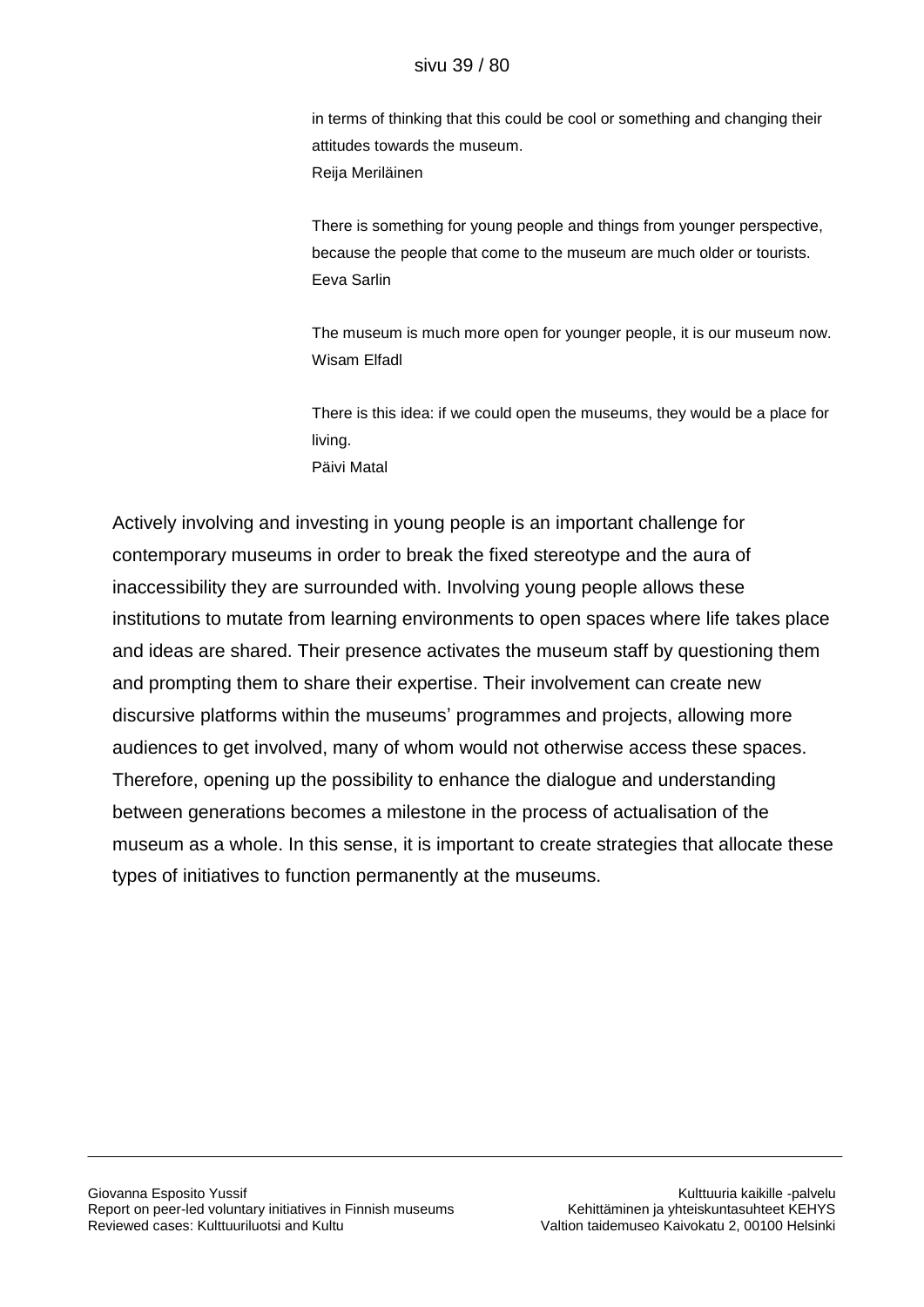in terms of thinking that this could be cool or something and changing their attitudes towards the museum.
Reija Meriläinen

There is something for young people and things from younger perspective, because the people that come to the museum are much older or tourists.
Eeva Sarlin

The museum is much more open for younger people, it is our museum now.
Wisam Elfadl

There is this idea: if we could open the museums, they would be a place for living.
Päivi Matal

Actively involving and investing in young people is an important challenge for contemporary museums in order to break the fixed stereotype and the aura of inaccessibility they are surrounded with. Involving young people allows these institutions to mutate from learning environments to open spaces where life takes place and ideas are shared. Their presence activates the museum staff by questioning them and prompting them to share their expertise. Their involvement can create new discursive platforms within the museums' programmes and projects, allowing more audiences to get involved, many of whom would not otherwise access these spaces. Therefore, opening up the possibility to enhance the dialogue and understanding between generations becomes a milestone in the process of actualisation of the museum as a whole. In this sense, it is important to create strategies that allocate these types of initiatives to function permanently at the museums.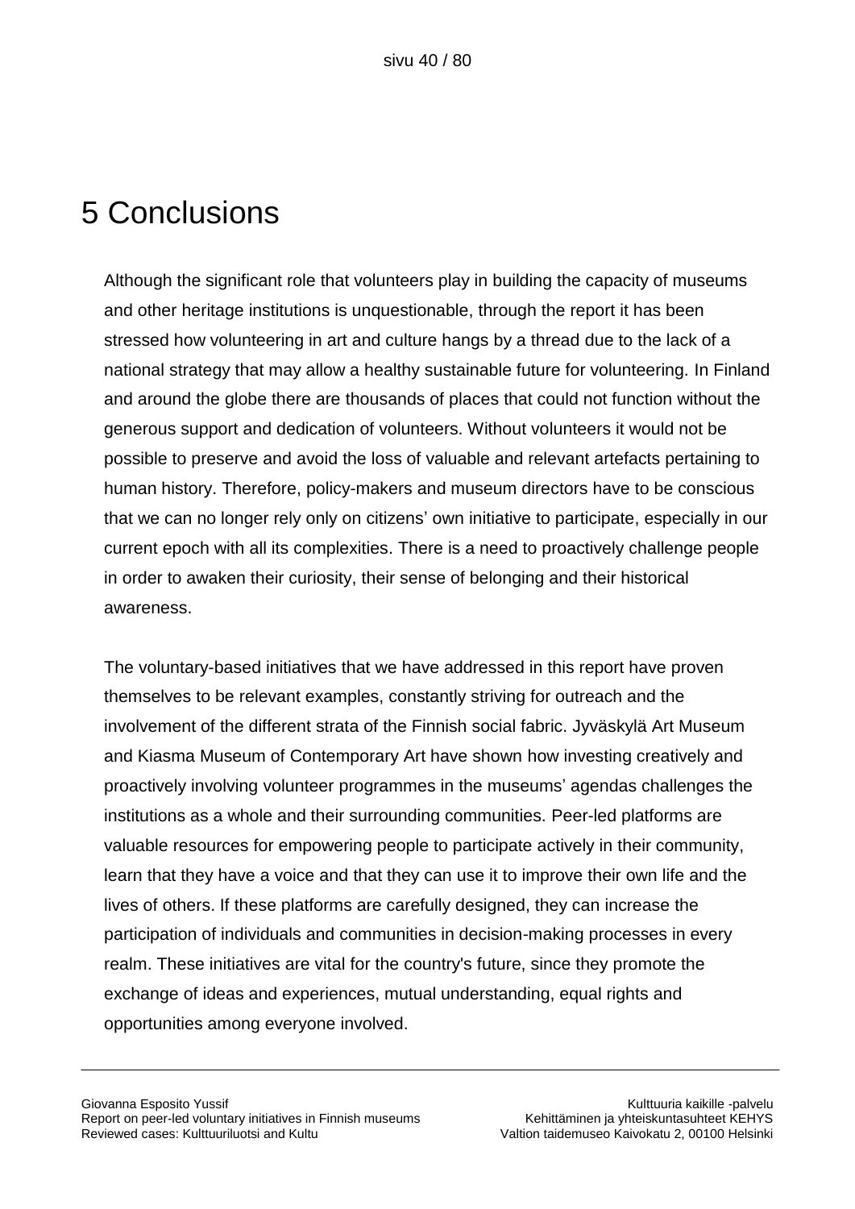# 5 Conclusions

Although the significant role that volunteers play in building the capacity of museums and other heritage institutions is unquestionable, through the report it has been stressed how volunteering in art and culture hangs by a thread due to the lack of a national strategy that may allow a healthy sustainable future for volunteering. In Finland and around the globe there are thousands of places that could not function without the generous support and dedication of volunteers. Without volunteers it would not be possible to preserve and avoid the loss of valuable and relevant artefacts pertaining to human history. Therefore, policy-makers and museum directors have to be conscious that we can no longer rely only on citizens' own initiative to participate, especially in our current epoch with all its complexities. There is a need to proactively challenge people in order to awaken their curiosity, their sense of belonging and their historical awareness.

The voluntary-based initiatives that we have addressed in this report have proven themselves to be relevant examples, constantly striving for outreach and the involvement of the different strata of the Finnish social fabric. Jyväskylä Art Museum and Kiasma Museum of Contemporary Art have shown how investing creatively and proactively involving volunteer programmes in the museums' agendas challenges the institutions as a whole and their surrounding communities. Peer-led platforms are valuable resources for empowering people to participate actively in their community, learn that they have a voice and that they can use it to improve their own life and the lives of others. If these platforms are carefully designed, they can increase the participation of individuals and communities in decision-making processes in every realm. These initiatives are vital for the country's future, since they promote the exchange of ideas and experiences, mutual understanding, equal rights and opportunities among everyone involved.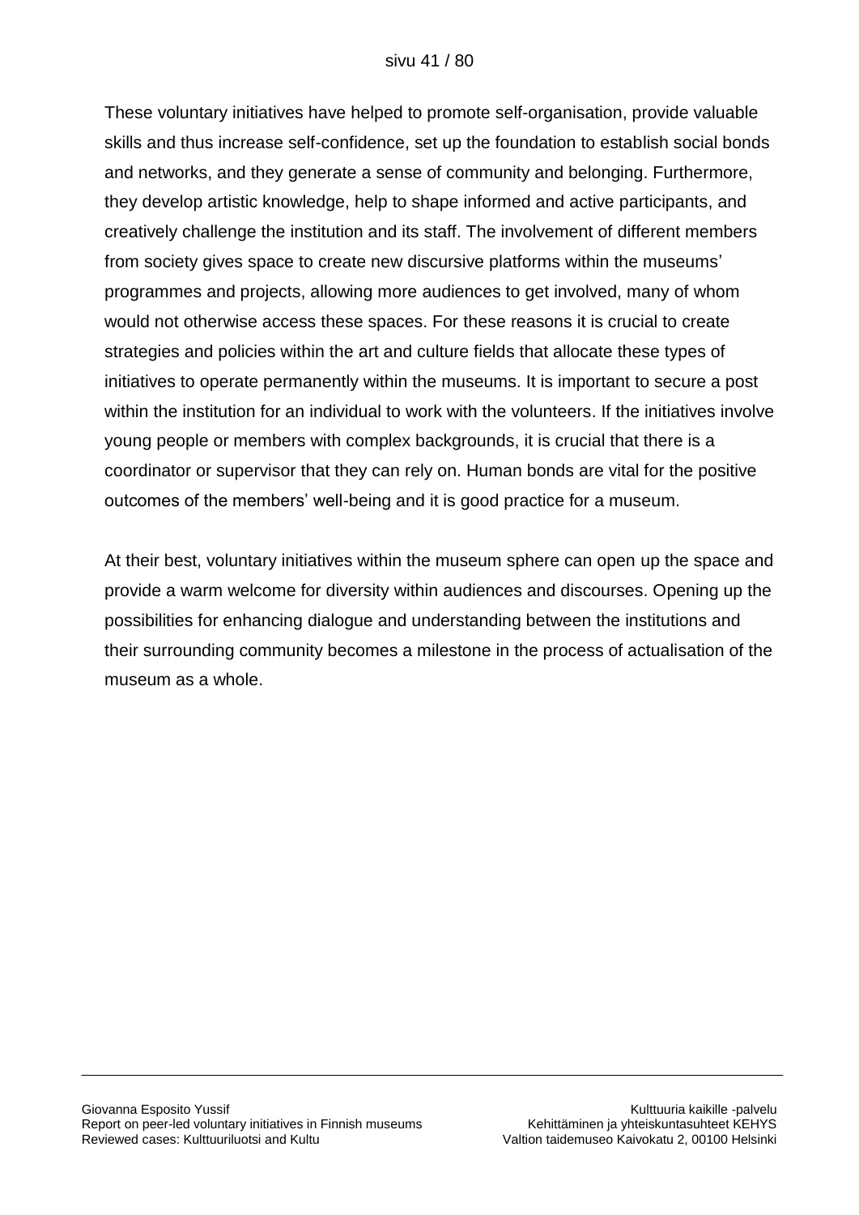These voluntary initiatives have helped to promote self-organisation, provide valuable skills and thus increase self-confidence, set up the foundation to establish social bonds and networks, and they generate a sense of community and belonging. Furthermore, they develop artistic knowledge, help to shape informed and active participants, and creatively challenge the institution and its staff. The involvement of different members from society gives space to create new discursive platforms within the museums' programmes and projects, allowing more audiences to get involved, many of whom would not otherwise access these spaces. For these reasons it is crucial to create strategies and policies within the art and culture fields that allocate these types of initiatives to operate permanently within the museums. It is important to secure a post within the institution for an individual to work with the volunteers. If the initiatives involve young people or members with complex backgrounds, it is crucial that there is a coordinator or supervisor that they can rely on. Human bonds are vital for the positive outcomes of the members' well-being and it is good practice for a museum.

At their best, voluntary initiatives within the museum sphere can open up the space and provide a warm welcome for diversity within audiences and discourses. Opening up the possibilities for enhancing dialogue and understanding between the institutions and their surrounding community becomes a milestone in the process of actualisation of the museum as a whole.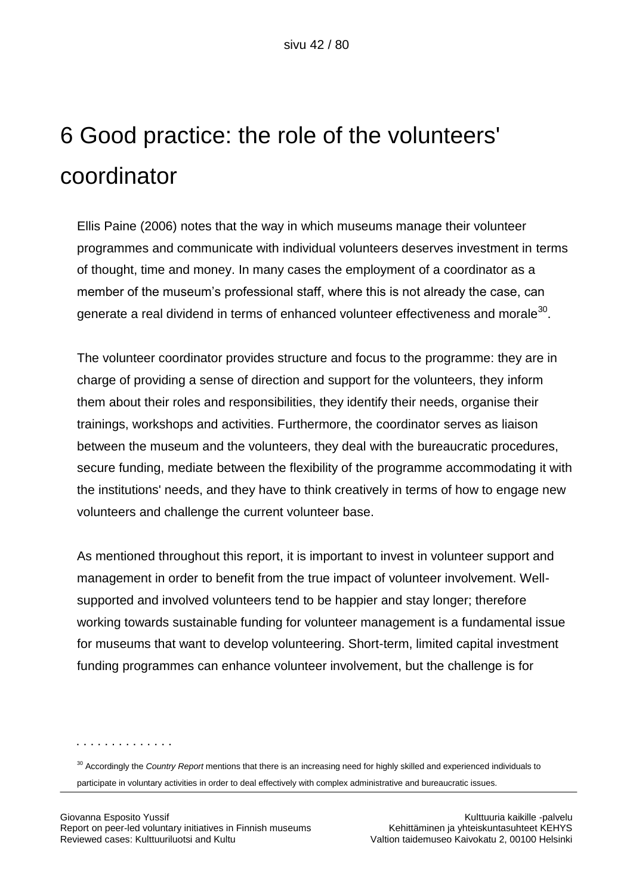# 6 Good practice: the role of the volunteers' coordinator

Ellis Paine (2006) notes that the way in which museums manage their volunteer programmes and communicate with individual volunteers deserves investment in terms of thought, time and money. In many cases the employment of a coordinator as a member of the museum's professional staff, where this is not already the case, can generate a real dividend in terms of enhanced volunteer effectiveness and morale[30].

The volunteer coordinator provides structure and focus to the programme: they are in charge of providing a sense of direction and support for the volunteers, they inform them about their roles and responsibilities, they identify their needs, organise their trainings, workshops and activities. Furthermore, the coordinator serves as liaison between the museum and the volunteers, they deal with the bureaucratic procedures, secure funding, mediate between the flexibility of the programme accommodating it with the institutions' needs, and they have to think creatively in terms of how to engage new volunteers and challenge the current volunteer base.

As mentioned throughout this report, it is important to invest in volunteer support and management in order to benefit from the true impact of volunteer involvement. Well-supported and involved volunteers tend to be happier and stay longer; therefore working towards sustainable funding for volunteer management is a fundamental issue for museums that want to develop volunteering. Short-term, limited capital investment funding programmes can enhance volunteer involvement, but the challenge is for

---

[30] Accordingly the *Country Report* mentions that there is an increasing need for highly skilled and experienced individuals to participate in voluntary activities in order to deal effectively with complex administrative and bureaucratic issues.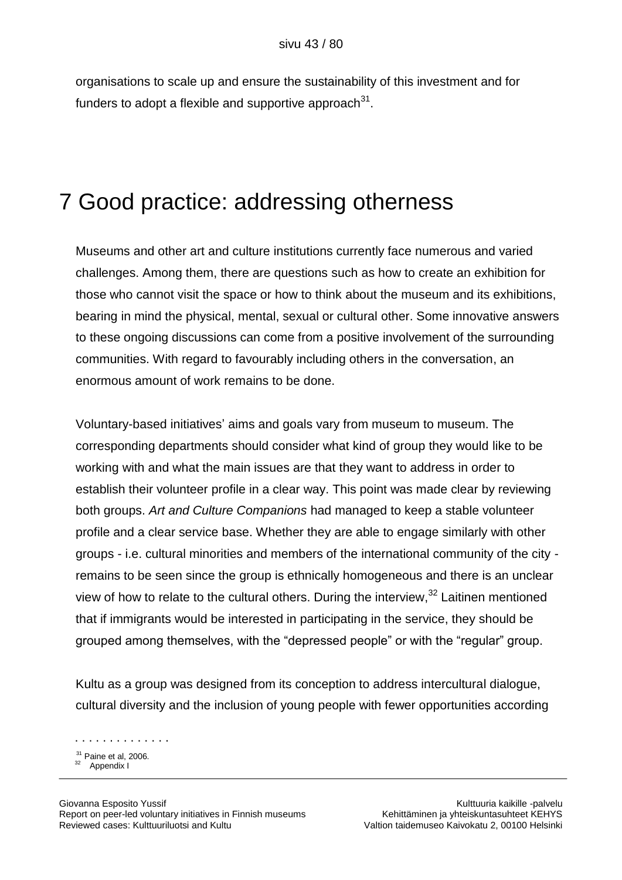organisations to scale up and ensure the sustainability of this investment and for funders to adopt a flexible and supportive approach[31].

# 7 Good practice: addressing otherness

Museums and other art and culture institutions currently face numerous and varied challenges. Among them, there are questions such as how to create an exhibition for those who cannot visit the space or how to think about the museum and its exhibitions, bearing in mind the physical, mental, sexual or cultural other. Some innovative answers to these ongoing discussions can come from a positive involvement of the surrounding communities. With regard to favourably including others in the conversation, an enormous amount of work remains to be done.

Voluntary-based initiatives' aims and goals vary from museum to museum. The corresponding departments should consider what kind of group they would like to be working with and what the main issues are that they want to address in order to establish their volunteer profile in a clear way. This point was made clear by reviewing both groups. *Art and Culture Companions* had managed to keep a stable volunteer profile and a clear service base. Whether they are able to engage similarly with other groups - i.e. cultural minorities and members of the international community of the city - remains to be seen since the group is ethnically homogeneous and there is an unclear view of how to relate to the cultural others. During the interview,[32] Laitinen mentioned that if immigrants would be interested in participating in the service, they should be grouped among themselves, with the "depressed people" or with the "regular" group.

Kultu as a group was designed from its conception to address intercultural dialogue, cultural diversity and the inclusion of young people with fewer opportunities according

[31] Paine et al, 2006.

[32] Appendix I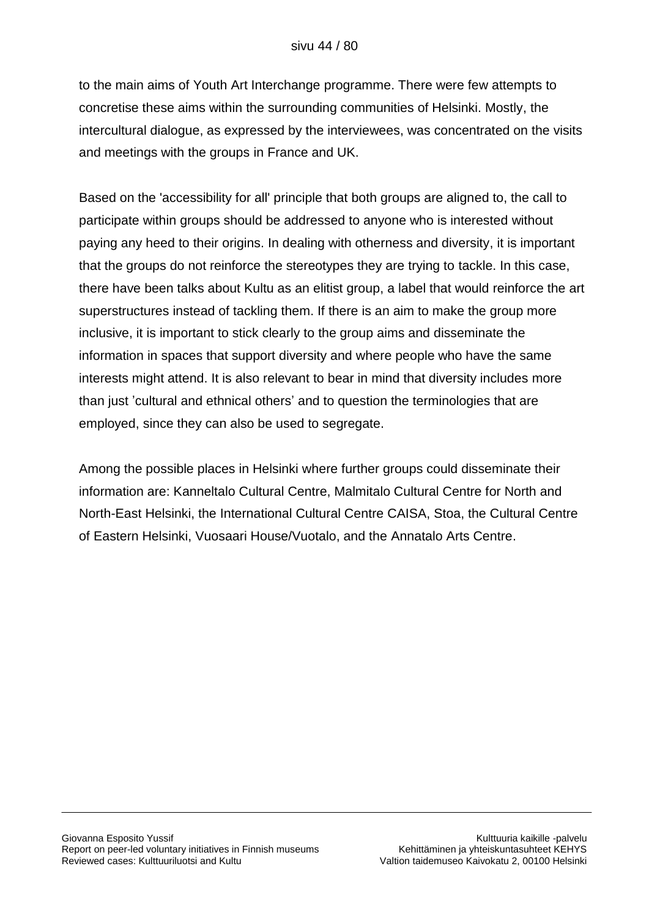to the main aims of Youth Art Interchange programme. There were few attempts to concretise these aims within the surrounding communities of Helsinki. Mostly, the intercultural dialogue, as expressed by the interviewees, was concentrated on the visits and meetings with the groups in France and UK.

Based on the 'accessibility for all' principle that both groups are aligned to, the call to participate within groups should be addressed to anyone who is interested without paying any heed to their origins. In dealing with otherness and diversity, it is important that the groups do not reinforce the stereotypes they are trying to tackle. In this case, there have been talks about Kultu as an elitist group, a label that would reinforce the art superstructures instead of tackling them. If there is an aim to make the group more inclusive, it is important to stick clearly to the group aims and disseminate the information in spaces that support diversity and where people who have the same interests might attend. It is also relevant to bear in mind that diversity includes more than just 'cultural and ethnical others' and to question the terminologies that are employed, since they can also be used to segregate.

Among the possible places in Helsinki where further groups could disseminate their information are: Kanneltalo Cultural Centre, Malmitalo Cultural Centre for North and North-East Helsinki, the International Cultural Centre CAISA, Stoa, the Cultural Centre of Eastern Helsinki, Vuosaari House/Vuotalo, and the Annatalo Arts Centre.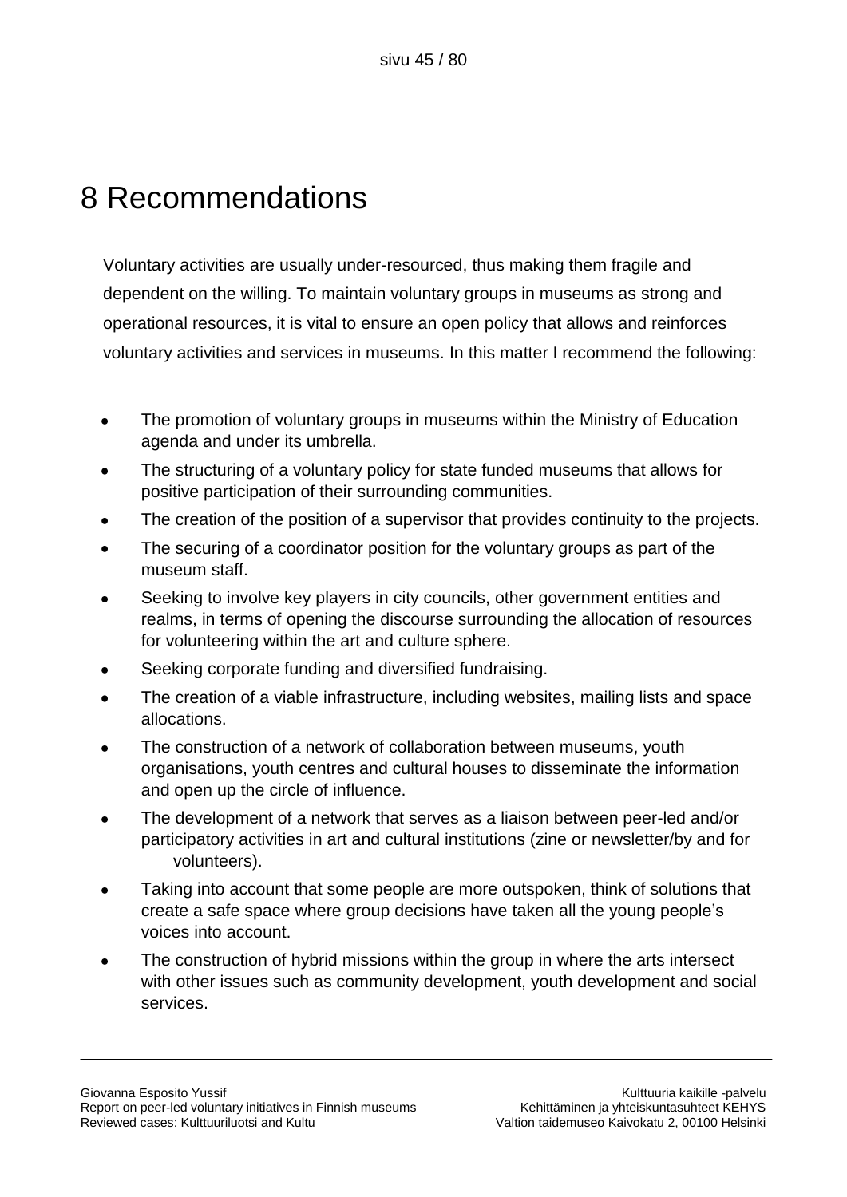# 8 Recommendations

Voluntary activities are usually under-resourced, thus making them fragile and dependent on the willing. To maintain voluntary groups in museums as strong and operational resources, it is vital to ensure an open policy that allows and reinforces voluntary activities and services in museums. In this matter I recommend the following:

- The promotion of voluntary groups in museums within the Ministry of Education agenda and under its umbrella.
- The structuring of a voluntary policy for state funded museums that allows for positive participation of their surrounding communities.
- The creation of the position of a supervisor that provides continuity to the projects.
- The securing of a coordinator position for the voluntary groups as part of the museum staff.
- Seeking to involve key players in city councils, other government entities and realms, in terms of opening the discourse surrounding the allocation of resources for volunteering within the art and culture sphere.
- Seeking corporate funding and diversified fundraising.
- The creation of a viable infrastructure, including websites, mailing lists and space allocations.
- The construction of a network of collaboration between museums, youth organisations, youth centres and cultural houses to disseminate the information and open up the circle of influence.
- The development of a network that serves as a liaison between peer-led and/or participatory activities in art and cultural institutions (zine or newsletter/by and for volunteers).
- Taking into account that some people are more outspoken, think of solutions that create a safe space where group decisions have taken all the young people's voices into account.
- The construction of hybrid missions within the group in where the arts intersect with other issues such as community development, youth development and social services.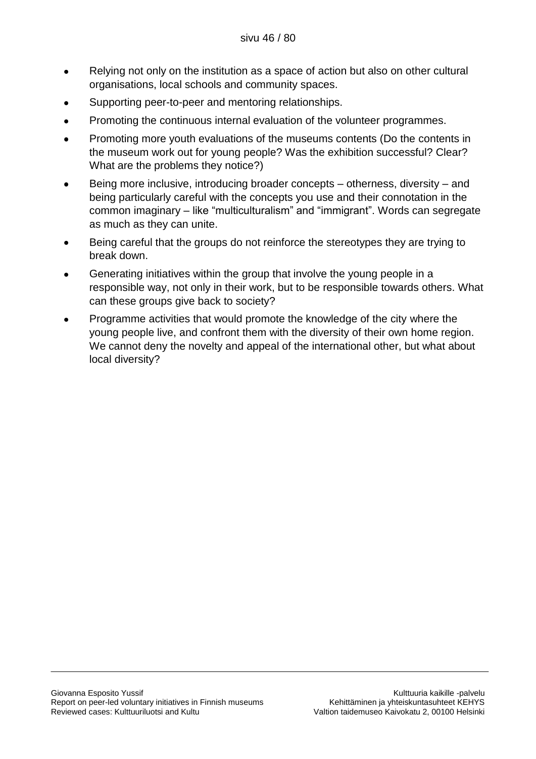- Relying not only on the institution as a space of action but also on other cultural organisations, local schools and community spaces.
- Supporting peer-to-peer and mentoring relationships.
- Promoting the continuous internal evaluation of the volunteer programmes.
- Promoting more youth evaluations of the museums contents (Do the contents in the museum work out for young people? Was the exhibition successful? Clear? What are the problems they notice?)
- Being more inclusive, introducing broader concepts – otherness, diversity – and being particularly careful with the concepts you use and their connotation in the common imaginary – like "multiculturalism" and "immigrant". Words can segregate as much as they can unite.
- Being careful that the groups do not reinforce the stereotypes they are trying to break down.
- Generating initiatives within the group that involve the young people in a responsible way, not only in their work, but to be responsible towards others. What can these groups give back to society?
- Programme activities that would promote the knowledge of the city where the young people live, and confront them with the diversity of their own home region. We cannot deny the novelty and appeal of the international other, but what about local diversity?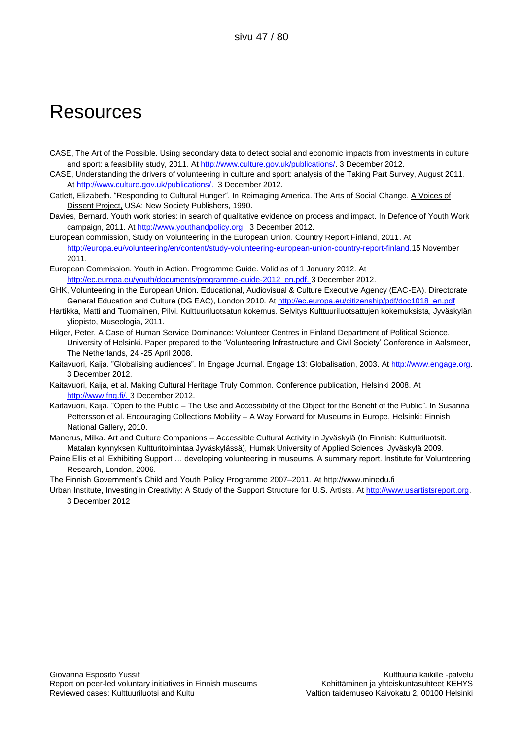# Resources

CASE, The Art of the Possible. Using secondary data to detect social and economic impacts from investments in culture and sport: a feasibility study, 2011. At http://www.culture.gov.uk/publications/. 3 December 2012.

CASE, Understanding the drivers of volunteering in culture and sport: analysis of the Taking Part Survey, August 2011. At http://www.culture.gov.uk/publications/. 3 December 2012.

Catlett, Elizabeth. "Responding to Cultural Hunger". In Reimaging America. The Arts of Social Change, A Voices of Dissent Project, USA: New Society Publishers, 1990.

Davies, Bernard. Youth work stories: in search of qualitative evidence on process and impact. In Defence of Youth Work campaign, 2011. At http://www.youthandpolicy.org. 3 December 2012.

European commission, Study on Volunteering in the European Union. Country Report Finland, 2011. At http://europa.eu/volunteering/en/content/study-volunteering-european-union-country-report-finland.15 November 2011.

European Commission, Youth in Action. Programme Guide. Valid as of 1 January 2012. At http://ec.europa.eu/youth/documents/programme-guide-2012_en.pdf. 3 December 2012.

GHK, Volunteering in the European Union. Educational, Audiovisual & Culture Executive Agency (EAC-EA). Directorate General Education and Culture (DG EAC), London 2010. At http://ec.europa.eu/citizenship/pdf/doc1018_en.pdf

Hartikka, Matti and Tuomainen, Pilvi. Kulttuuriluotsatun kokemus. Selvitys Kulttuuriluotsattujen kokemuksista, Jyväskylän yliopisto, Museologia, 2011.

Hilger, Peter. A Case of Human Service Dominance: Volunteer Centres in Finland Department of Political Science, University of Helsinki. Paper prepared to the 'Volunteering Infrastructure and Civil Society' Conference in Aalsmeer, The Netherlands, 24 -25 April 2008.

Kaitavuori, Kaija. "Globalising audiences". In Engage Journal. Engage 13: Globalisation, 2003. At http://www.engage.org. 3 December 2012.

Kaitavuori, Kaija, et al. Making Cultural Heritage Truly Common. Conference publication, Helsinki 2008. At http://www.fng.fi/. 3 December 2012.

Kaitavuori, Kaija. "Open to the Public – The Use and Accessibility of the Object for the Benefit of the Public". In Susanna Pettersson et al. Encouraging Collections Mobility – A Way Forward for Museums in Europe, Helsinki: Finnish National Gallery, 2010.

Manerus, Milka. Art and Culture Companions – Accessible Cultural Activity in Jyväskylä (In Finnish: Kultturiluotsit. Matalan kynnyksen Kultturitoimintaa Jyväskylässä), Humak University of Applied Sciences, Jyväskylä 2009.

Paine Ellis et al. Exhibiting Support … developing volunteering in museums. A summary report. Institute for Volunteering Research, London, 2006.

The Finnish Government's Child and Youth Policy Programme 2007–2011. At http://www.minedu.fi

Urban Institute, Investing in Creativity: A Study of the Support Structure for U.S. Artists. At http://www.usartistsreport.org. 3 December 2012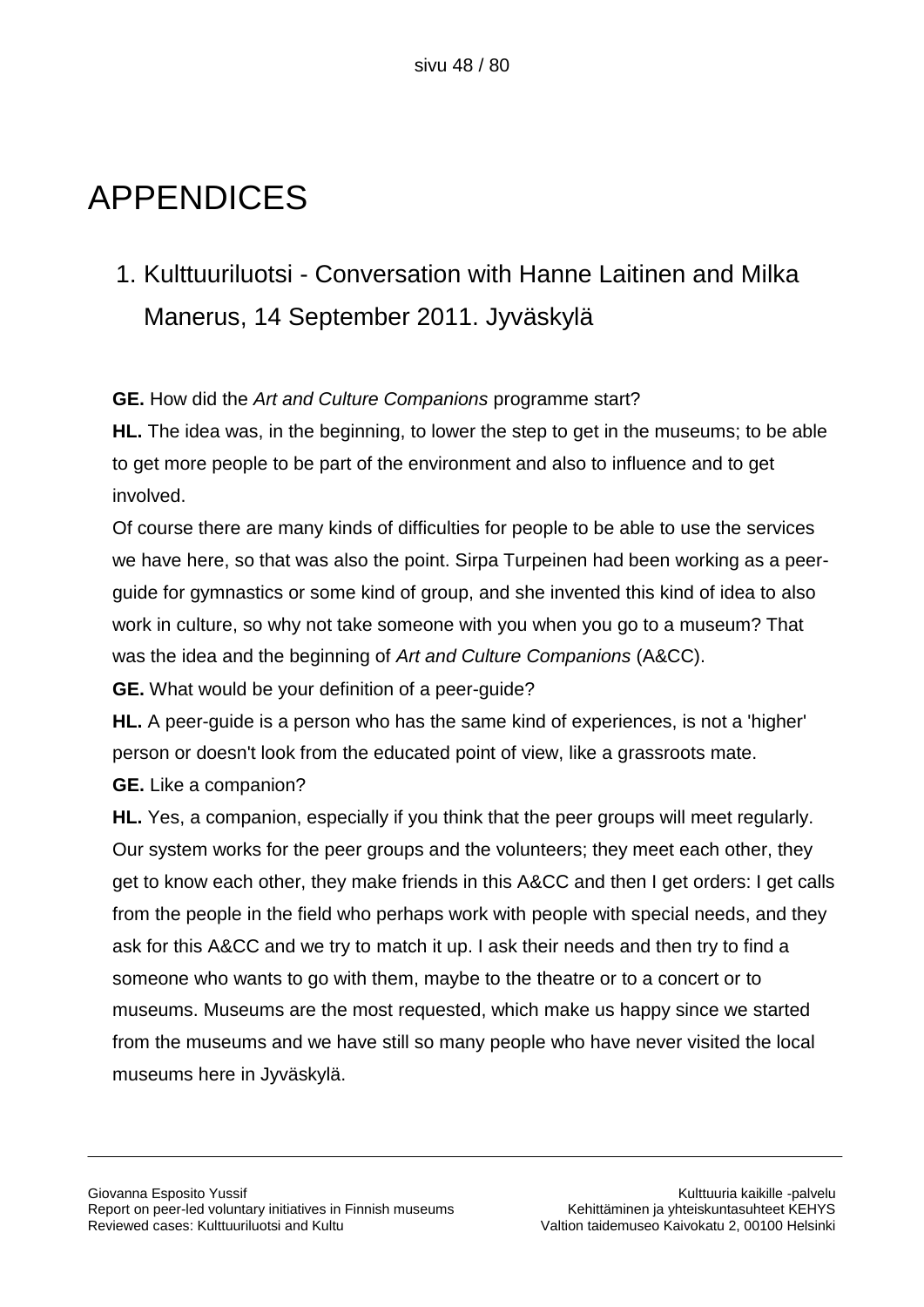# APPENDICES

## 1. Kulttuuriluotsi - Conversation with Hanne Laitinen and Milka Manerus, 14 September 2011. Jyväskylä

**GE.** How did the *Art and Culture Companions* programme start?

**HL.** The idea was, in the beginning, to lower the step to get in the museums; to be able to get more people to be part of the environment and also to influence and to get involved.

Of course there are many kinds of difficulties for people to be able to use the services we have here, so that was also the point. Sirpa Turpeinen had been working as a peer-guide for gymnastics or some kind of group, and she invented this kind of idea to also work in culture, so why not take someone with you when you go to a museum? That was the idea and the beginning of *Art and Culture Companions* (A&CC).

**GE.** What would be your definition of a peer-guide?

**HL.** A peer-guide is a person who has the same kind of experiences, is not a 'higher' person or doesn't look from the educated point of view, like a grassroots mate.

**GE.** Like a companion?

**HL.** Yes, a companion, especially if you think that the peer groups will meet regularly. Our system works for the peer groups and the volunteers; they meet each other, they get to know each other, they make friends in this A&CC and then I get orders: I get calls from the people in the field who perhaps work with people with special needs, and they ask for this A&CC and we try to match it up. I ask their needs and then try to find a someone who wants to go with them, maybe to the theatre or to a concert or to museums. Museums are the most requested, which make us happy since we started from the museums and we have still so many people who have never visited the local museums here in Jyväskylä.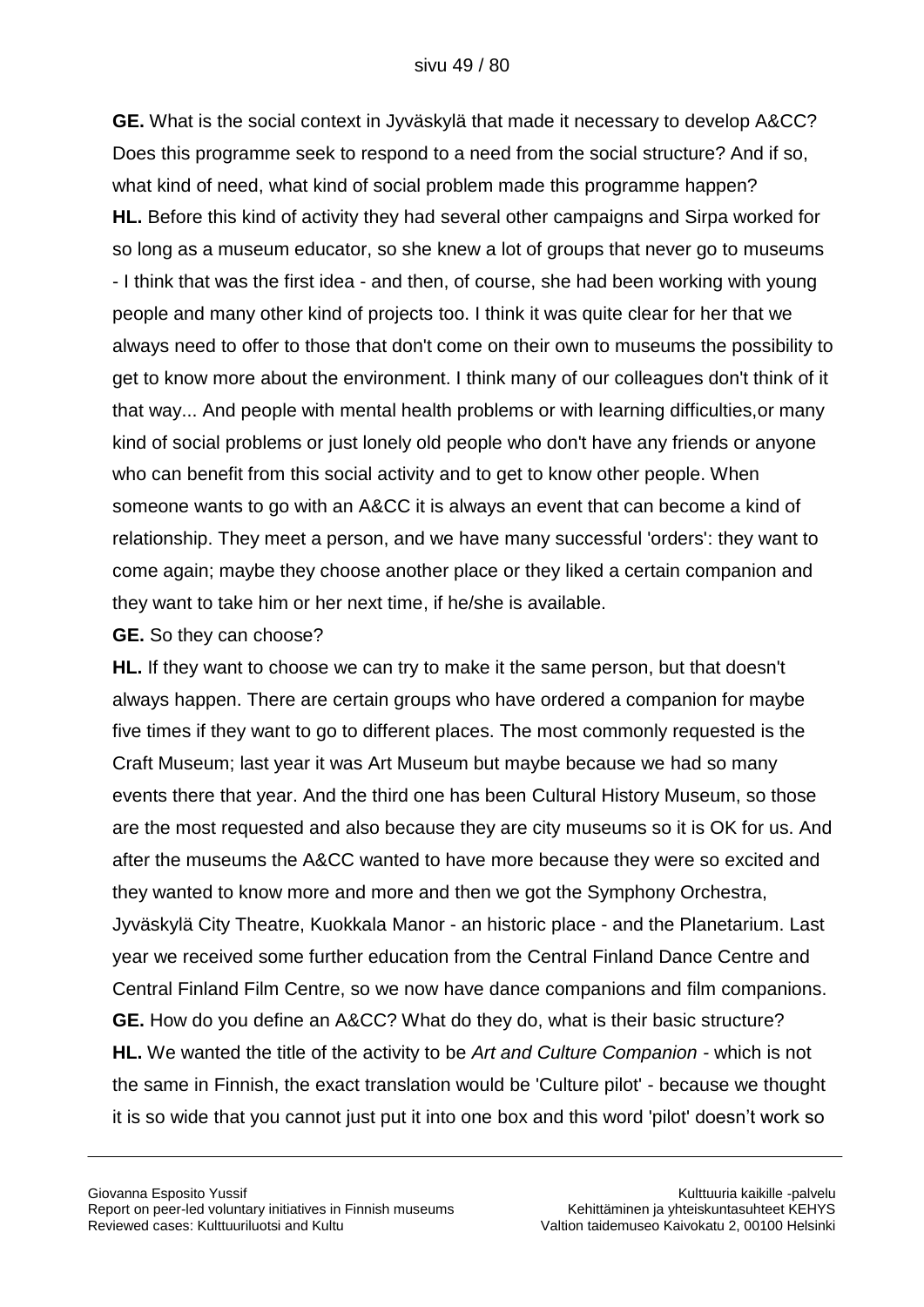**GE.** What is the social context in Jyväskylä that made it necessary to develop A&CC? Does this programme seek to respond to a need from the social structure? And if so, what kind of need, what kind of social problem made this programme happen?

**HL.** Before this kind of activity they had several other campaigns and Sirpa worked for so long as a museum educator, so she knew a lot of groups that never go to museums - I think that was the first idea - and then, of course, she had been working with young people and many other kind of projects too. I think it was quite clear for her that we always need to offer to those that don't come on their own to museums the possibility to get to know more about the environment. I think many of our colleagues don't think of it that way... And people with mental health problems or with learning difficulties,or many kind of social problems or just lonely old people who don't have any friends or anyone who can benefit from this social activity and to get to know other people. When someone wants to go with an A&CC it is always an event that can become a kind of relationship. They meet a person, and we have many successful 'orders': they want to come again; maybe they choose another place or they liked a certain companion and they want to take him or her next time, if he/she is available.

**GE.** So they can choose?

**HL.** If they want to choose we can try to make it the same person, but that doesn't always happen. There are certain groups who have ordered a companion for maybe five times if they want to go to different places. The most commonly requested is the Craft Museum; last year it was Art Museum but maybe because we had so many events there that year. And the third one has been Cultural History Museum, so those are the most requested and also because they are city museums so it is OK for us. And after the museums the A&CC wanted to have more because they were so excited and they wanted to know more and more and then we got the Symphony Orchestra, Jyväskylä City Theatre, Kuokkala Manor - an historic place - and the Planetarium. Last year we received some further education from the Central Finland Dance Centre and Central Finland Film Centre, so we now have dance companions and film companions.

**GE.** How do you define an A&CC? What do they do, what is their basic structure?

**HL.** We wanted the title of the activity to be *Art and Culture Companion* - which is not the same in Finnish, the exact translation would be 'Culture pilot' - because we thought it is so wide that you cannot just put it into one box and this word 'pilot' doesn't work so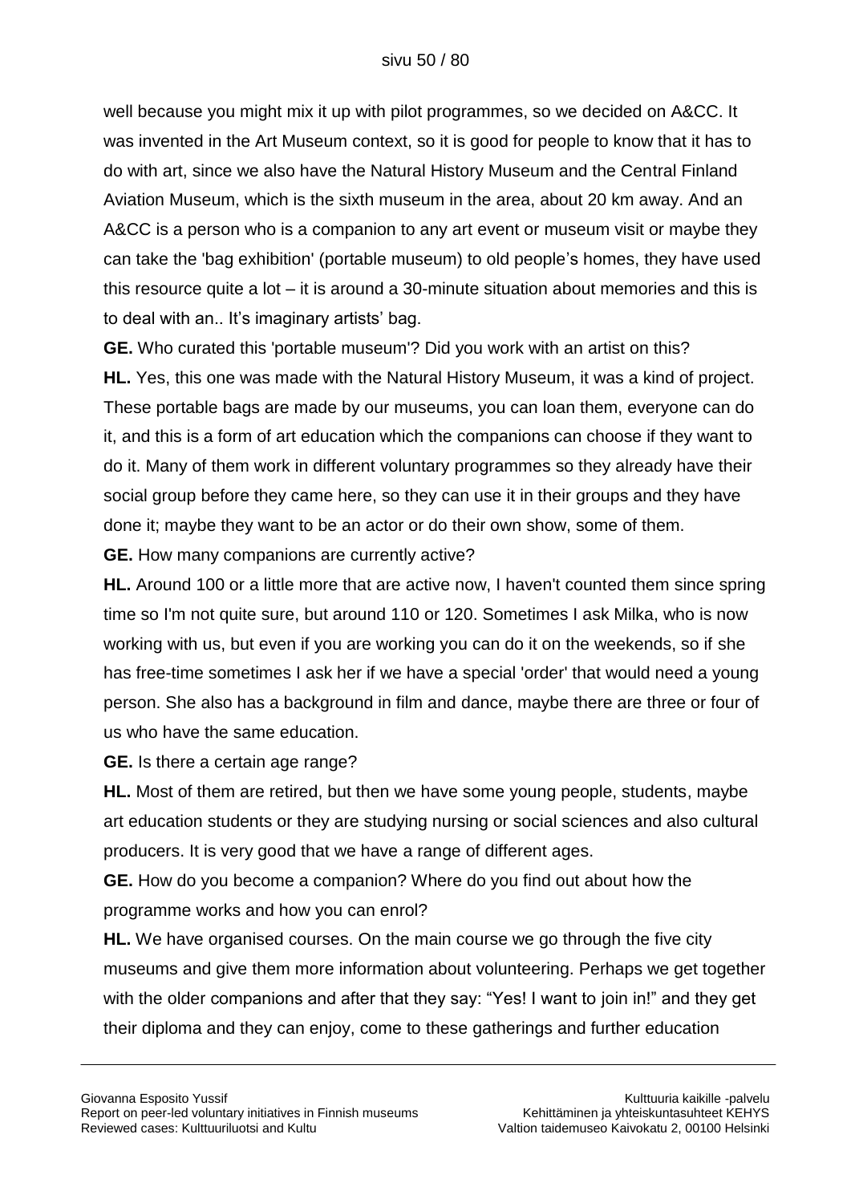well because you might mix it up with pilot programmes, so we decided on A&CC. It was invented in the Art Museum context, so it is good for people to know that it has to do with art, since we also have the Natural History Museum and the Central Finland Aviation Museum, which is the sixth museum in the area, about 20 km away. And an A&CC is a person who is a companion to any art event or museum visit or maybe they can take the 'bag exhibition' (portable museum) to old people's homes, they have used this resource quite a lot – it is around a 30-minute situation about memories and this is to deal with an.. It's imaginary artists' bag.

**GE.** Who curated this 'portable museum'? Did you work with an artist on this?

**HL.** Yes, this one was made with the Natural History Museum, it was a kind of project. These portable bags are made by our museums, you can loan them, everyone can do it, and this is a form of art education which the companions can choose if they want to do it. Many of them work in different voluntary programmes so they already have their social group before they came here, so they can use it in their groups and they have done it; maybe they want to be an actor or do their own show, some of them.

**GE.** How many companions are currently active?

**HL.** Around 100 or a little more that are active now, I haven't counted them since spring time so I'm not quite sure, but around 110 or 120. Sometimes I ask Milka, who is now working with us, but even if you are working you can do it on the weekends, so if she has free-time sometimes I ask her if we have a special 'order' that would need a young person. She also has a background in film and dance, maybe there are three or four of us who have the same education.

**GE.** Is there a certain age range?

**HL.** Most of them are retired, but then we have some young people, students, maybe art education students or they are studying nursing or social sciences and also cultural producers. It is very good that we have a range of different ages.

**GE.** How do you become a companion? Where do you find out about how the programme works and how you can enrol?

**HL.** We have organised courses. On the main course we go through the five city museums and give them more information about volunteering. Perhaps we get together with the older companions and after that they say: "Yes! I want to join in!" and they get their diploma and they can enjoy, come to these gatherings and further education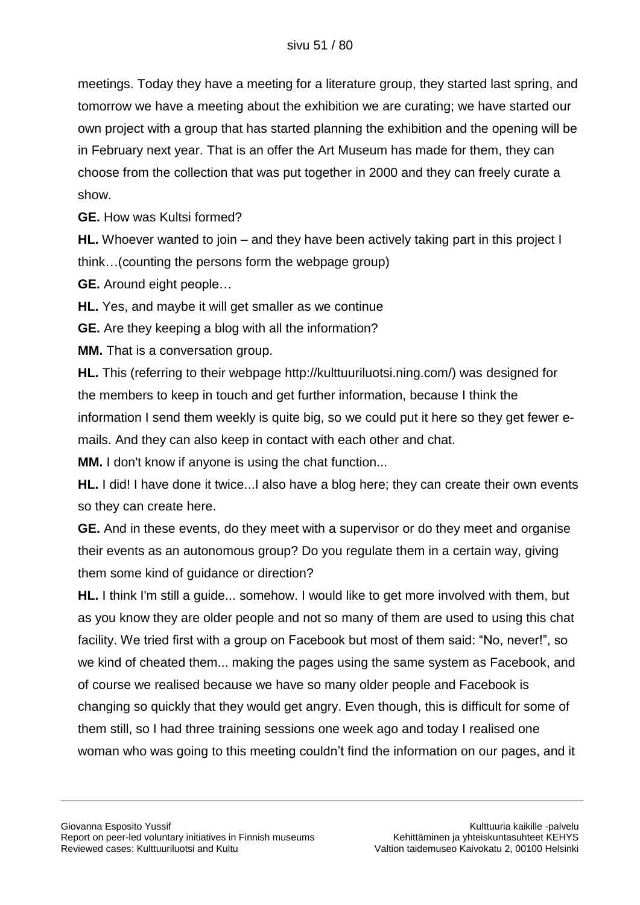meetings. Today they have a meeting for a literature group, they started last spring, and tomorrow we have a meeting about the exhibition we are curating; we have started our own project with a group that has started planning the exhibition and the opening will be in February next year. That is an offer the Art Museum has made for them, they can choose from the collection that was put together in 2000 and they can freely curate a show.

**GE.** How was Kultsi formed?

**HL.** Whoever wanted to join – and they have been actively taking part in this project I think…(counting the persons form the webpage group)

**GE.** Around eight people…

**HL.** Yes, and maybe it will get smaller as we continue

**GE.** Are they keeping a blog with all the information?

**MM.** That is a conversation group.

**HL.** This (referring to their webpage http://kulttuuriluotsi.ning.com/) was designed for the members to keep in touch and get further information, because I think the information I send them weekly is quite big, so we could put it here so they get fewer e-mails. And they can also keep in contact with each other and chat.

**MM.** I don't know if anyone is using the chat function...

**HL.** I did! I have done it twice...I also have a blog here; they can create their own events so they can create here.

**GE.** And in these events, do they meet with a supervisor or do they meet and organise their events as an autonomous group? Do you regulate them in a certain way, giving them some kind of guidance or direction?

**HL.** I think I'm still a guide... somehow. I would like to get more involved with them, but as you know they are older people and not so many of them are used to using this chat facility. We tried first with a group on Facebook but most of them said: "No, never!", so we kind of cheated them... making the pages using the same system as Facebook, and of course we realised because we have so many older people and Facebook is changing so quickly that they would get angry. Even though, this is difficult for some of them still, so I had three training sessions one week ago and today I realised one woman who was going to this meeting couldn't find the information on our pages, and it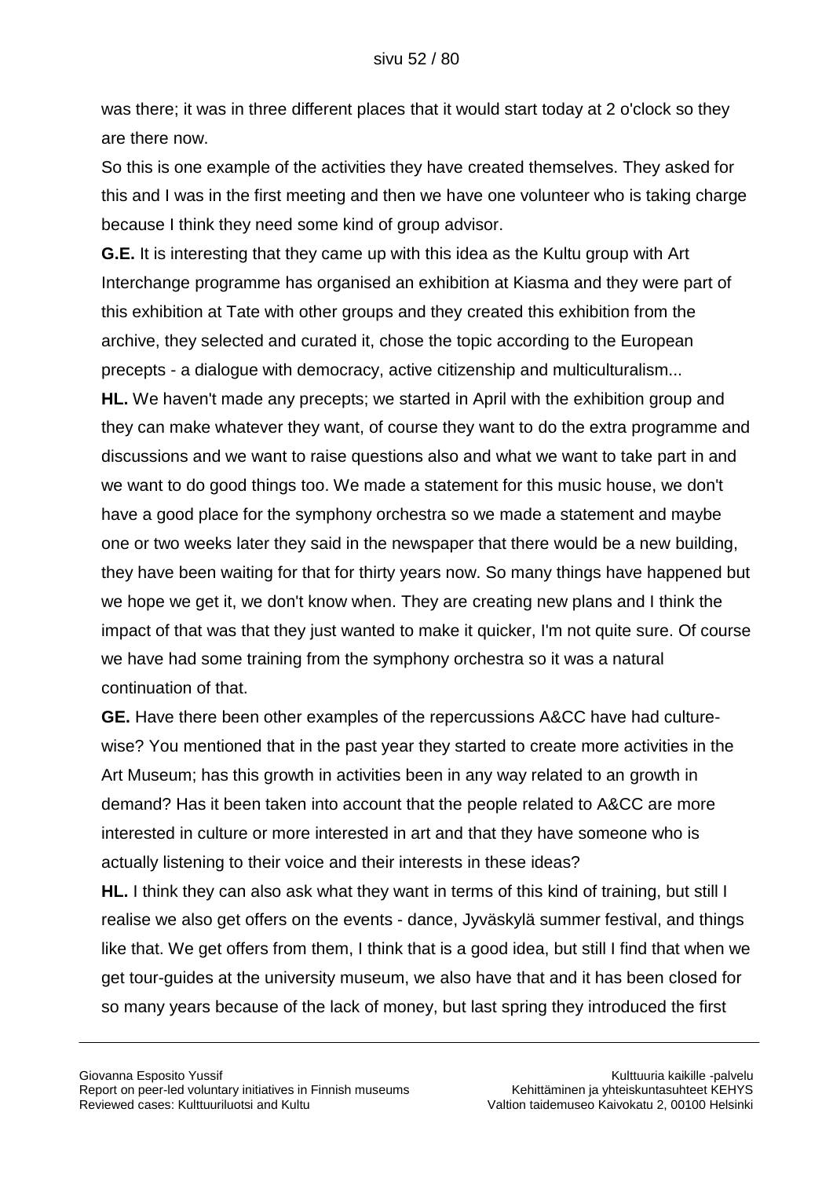was there; it was in three different places that it would start today at 2 o'clock so they are there now.

So this is one example of the activities they have created themselves. They asked for this and I was in the first meeting and then we have one volunteer who is taking charge because I think they need some kind of group advisor.

**G.E.** It is interesting that they came up with this idea as the Kultu group with Art Interchange programme has organised an exhibition at Kiasma and they were part of this exhibition at Tate with other groups and they created this exhibition from the archive, they selected and curated it, chose the topic according to the European precepts - a dialogue with democracy, active citizenship and multiculturalism...

**HL.** We haven't made any precepts; we started in April with the exhibition group and they can make whatever they want, of course they want to do the extra programme and discussions and we want to raise questions also and what we want to take part in and we want to do good things too. We made a statement for this music house, we don't have a good place for the symphony orchestra so we made a statement and maybe one or two weeks later they said in the newspaper that there would be a new building, they have been waiting for that for thirty years now. So many things have happened but we hope we get it, we don't know when. They are creating new plans and I think the impact of that was that they just wanted to make it quicker, I'm not quite sure. Of course we have had some training from the symphony orchestra so it was a natural continuation of that.

**GE.** Have there been other examples of the repercussions A&CC have had culture-wise? You mentioned that in the past year they started to create more activities in the Art Museum; has this growth in activities been in any way related to an growth in demand? Has it been taken into account that the people related to A&CC are more interested in culture or more interested in art and that they have someone who is actually listening to their voice and their interests in these ideas?

**HL.** I think they can also ask what they want in terms of this kind of training, but still I realise we also get offers on the events - dance, Jyväskylä summer festival, and things like that. We get offers from them, I think that is a good idea, but still I find that when we get tour-guides at the university museum, we also have that and it has been closed for so many years because of the lack of money, but last spring they introduced the first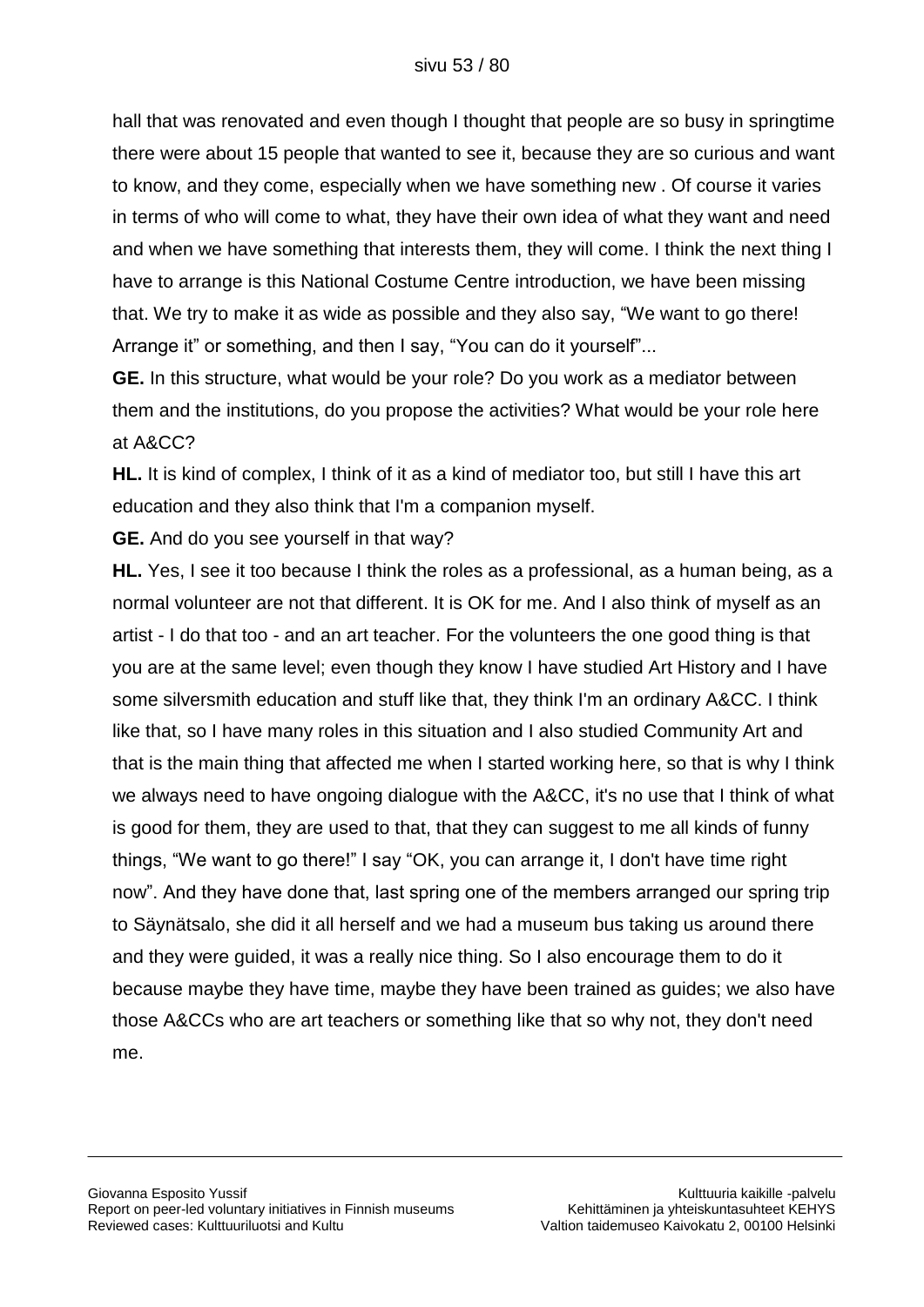hall that was renovated and even though I thought that people are so busy in springtime there were about 15 people that wanted to see it, because they are so curious and want to know, and they come, especially when we have something new . Of course it varies in terms of who will come to what, they have their own idea of what they want and need and when we have something that interests them, they will come. I think the next thing I have to arrange is this National Costume Centre introduction, we have been missing that. We try to make it as wide as possible and they also say, "We want to go there! Arrange it" or something, and then I say, "You can do it yourself"...

**GE.** In this structure, what would be your role? Do you work as a mediator between them and the institutions, do you propose the activities? What would be your role here at A&CC?

**HL.** It is kind of complex, I think of it as a kind of mediator too, but still I have this art education and they also think that I'm a companion myself.

**GE.** And do you see yourself in that way?

**HL.** Yes, I see it too because I think the roles as a professional, as a human being, as a normal volunteer are not that different. It is OK for me. And I also think of myself as an artist - I do that too - and an art teacher. For the volunteers the one good thing is that you are at the same level; even though they know I have studied Art History and I have some silversmith education and stuff like that, they think I'm an ordinary A&CC. I think like that, so I have many roles in this situation and I also studied Community Art and that is the main thing that affected me when I started working here, so that is why I think we always need to have ongoing dialogue with the A&CC, it's no use that I think of what is good for them, they are used to that, that they can suggest to me all kinds of funny things, "We want to go there!" I say "OK, you can arrange it, I don't have time right now". And they have done that, last spring one of the members arranged our spring trip to Säynätsalo, she did it all herself and we had a museum bus taking us around there and they were guided, it was a really nice thing. So I also encourage them to do it because maybe they have time, maybe they have been trained as guides; we also have those A&CCs who are art teachers or something like that so why not, they don't need me.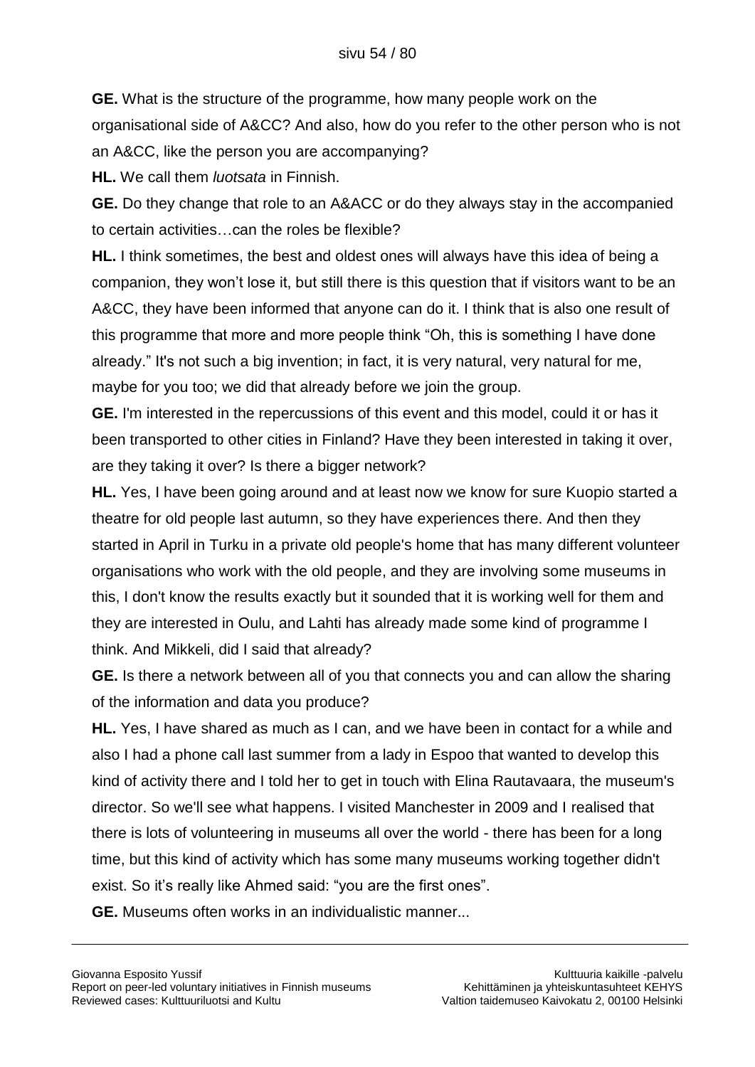**GE.** What is the structure of the programme, how many people work on the organisational side of A&CC? And also, how do you refer to the other person who is not an A&CC, like the person you are accompanying?

**HL.** We call them *luotsata* in Finnish.

**GE.** Do they change that role to an A&ACC or do they always stay in the accompanied to certain activities…can the roles be flexible?

**HL.** I think sometimes, the best and oldest ones will always have this idea of being a companion, they won't lose it, but still there is this question that if visitors want to be an A&CC, they have been informed that anyone can do it. I think that is also one result of this programme that more and more people think "Oh, this is something I have done already." It's not such a big invention; in fact, it is very natural, very natural for me, maybe for you too; we did that already before we join the group.

**GE.** I'm interested in the repercussions of this event and this model, could it or has it been transported to other cities in Finland? Have they been interested in taking it over, are they taking it over? Is there a bigger network?

**HL.** Yes, I have been going around and at least now we know for sure Kuopio started a theatre for old people last autumn, so they have experiences there. And then they started in April in Turku in a private old people's home that has many different volunteer organisations who work with the old people, and they are involving some museums in this, I don't know the results exactly but it sounded that it is working well for them and they are interested in Oulu, and Lahti has already made some kind of programme I think. And Mikkeli, did I said that already?

**GE.** Is there a network between all of you that connects you and can allow the sharing of the information and data you produce?

**HL.** Yes, I have shared as much as I can, and we have been in contact for a while and also I had a phone call last summer from a lady in Espoo that wanted to develop this kind of activity there and I told her to get in touch with Elina Rautavaara, the museum's director. So we'll see what happens. I visited Manchester in 2009 and I realised that there is lots of volunteering in museums all over the world - there has been for a long time, but this kind of activity which has some many museums working together didn't exist. So it's really like Ahmed said: "you are the first ones".

**GE.** Museums often works in an individualistic manner...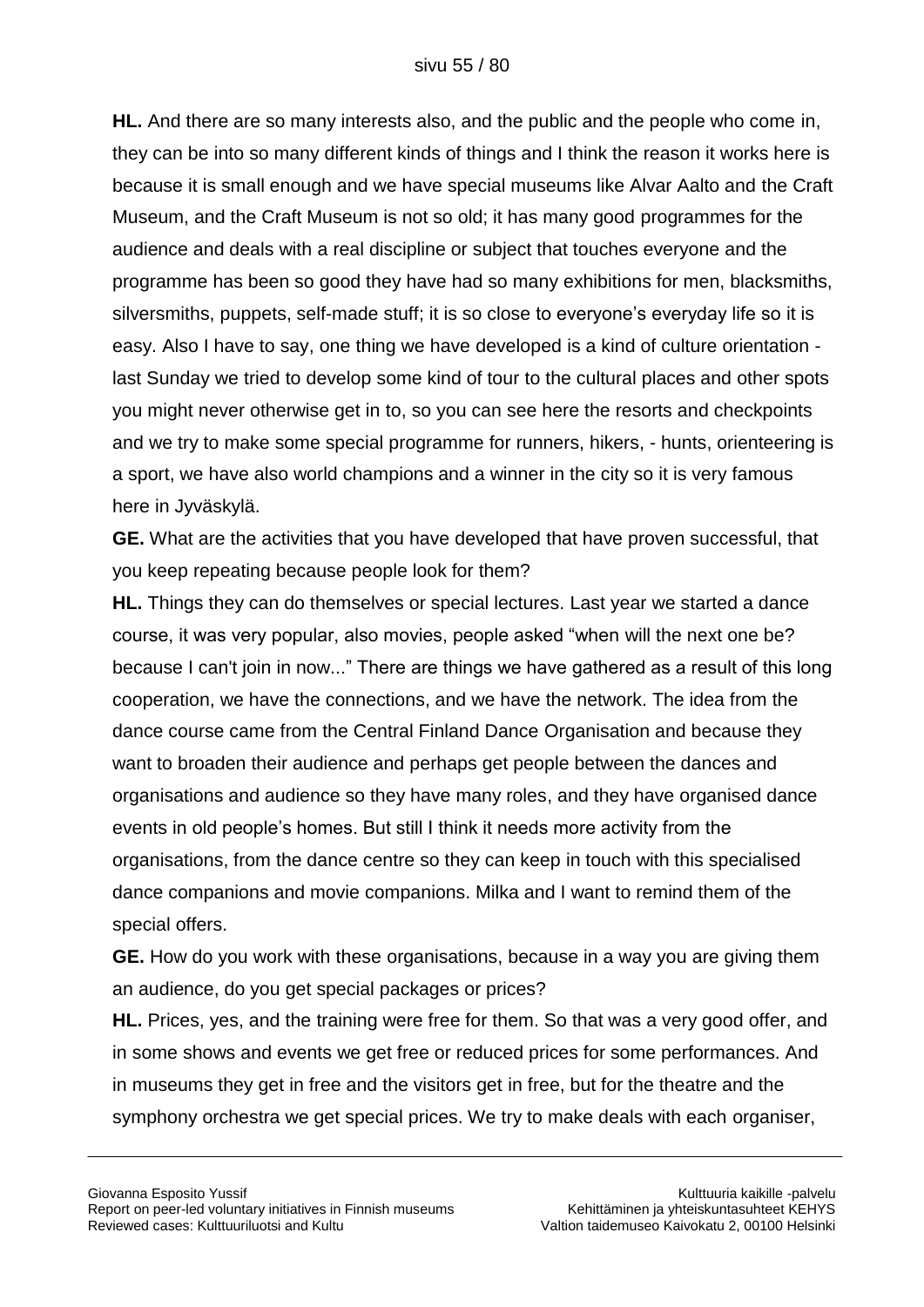**HL.** And there are so many interests also, and the public and the people who come in, they can be into so many different kinds of things and I think the reason it works here is because it is small enough and we have special museums like Alvar Aalto and the Craft Museum, and the Craft Museum is not so old; it has many good programmes for the audience and deals with a real discipline or subject that touches everyone and the programme has been so good they have had so many exhibitions for men, blacksmiths, silversmiths, puppets, self-made stuff; it is so close to everyone's everyday life so it is easy. Also I have to say, one thing we have developed is a kind of culture orientation - last Sunday we tried to develop some kind of tour to the cultural places and other spots you might never otherwise get in to, so you can see here the resorts and checkpoints and we try to make some special programme for runners, hikers, - hunts, orienteering is a sport, we have also world champions and a winner in the city so it is very famous here in Jyväskylä.

**GE.** What are the activities that you have developed that have proven successful, that you keep repeating because people look for them?

**HL.** Things they can do themselves or special lectures. Last year we started a dance course, it was very popular, also movies, people asked "when will the next one be? because I can't join in now..." There are things we have gathered as a result of this long cooperation, we have the connections, and we have the network. The idea from the dance course came from the Central Finland Dance Organisation and because they want to broaden their audience and perhaps get people between the dances and organisations and audience so they have many roles, and they have organised dance events in old people's homes. But still I think it needs more activity from the organisations, from the dance centre so they can keep in touch with this specialised dance companions and movie companions. Milka and I want to remind them of the special offers.

**GE.** How do you work with these organisations, because in a way you are giving them an audience, do you get special packages or prices?

**HL.** Prices, yes, and the training were free for them. So that was a very good offer, and in some shows and events we get free or reduced prices for some performances. And in museums they get in free and the visitors get in free, but for the theatre and the symphony orchestra we get special prices. We try to make deals with each organiser,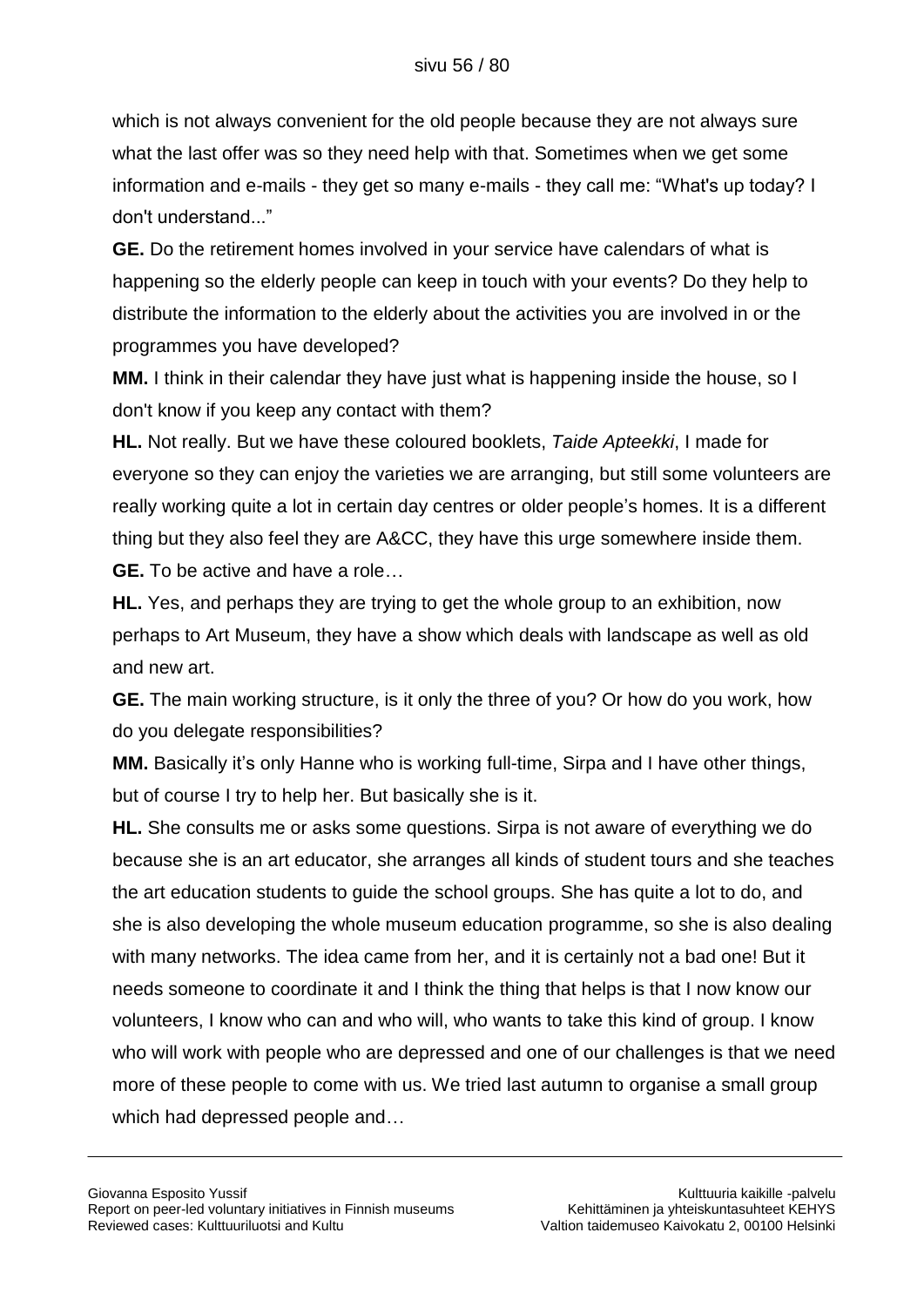which is not always convenient for the old people because they are not always sure what the last offer was so they need help with that. Sometimes when we get some information and e-mails - they get so many e-mails - they call me: "What's up today? I don't understand..."

**GE.** Do the retirement homes involved in your service have calendars of what is happening so the elderly people can keep in touch with your events? Do they help to distribute the information to the elderly about the activities you are involved in or the programmes you have developed?

**MM.** I think in their calendar they have just what is happening inside the house, so I don't know if you keep any contact with them?

**HL.** Not really. But we have these coloured booklets, *Taide Apteekki*, I made for everyone so they can enjoy the varieties we are arranging, but still some volunteers are really working quite a lot in certain day centres or older people's homes. It is a different thing but they also feel they are A&CC, they have this urge somewhere inside them.

**GE.** To be active and have a role…

**HL.** Yes, and perhaps they are trying to get the whole group to an exhibition, now perhaps to Art Museum, they have a show which deals with landscape as well as old and new art.

**GE.** The main working structure, is it only the three of you? Or how do you work, how do you delegate responsibilities?

**MM.** Basically it's only Hanne who is working full-time, Sirpa and I have other things, but of course I try to help her. But basically she is it.

**HL.** She consults me or asks some questions. Sirpa is not aware of everything we do because she is an art educator, she arranges all kinds of student tours and she teaches the art education students to guide the school groups. She has quite a lot to do, and she is also developing the whole museum education programme, so she is also dealing with many networks. The idea came from her, and it is certainly not a bad one! But it needs someone to coordinate it and I think the thing that helps is that I now know our volunteers, I know who can and who will, who wants to take this kind of group. I know who will work with people who are depressed and one of our challenges is that we need more of these people to come with us. We tried last autumn to organise a small group which had depressed people and…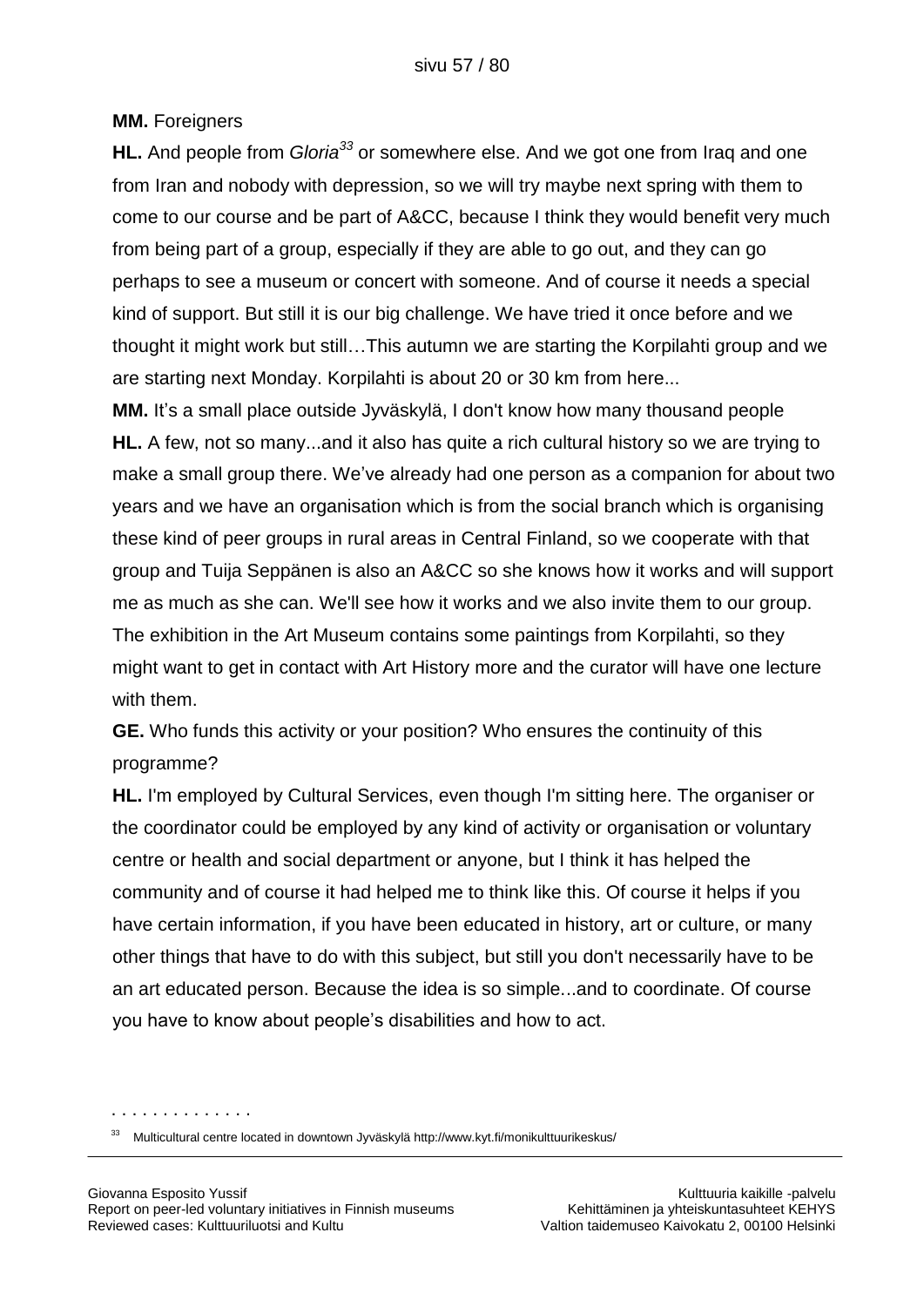**MM.** Foreigners

**HL.** And people from *Gloria*[33] or somewhere else. And we got one from Iraq and one from Iran and nobody with depression, so we will try maybe next spring with them to come to our course and be part of A&CC, because I think they would benefit very much from being part of a group, especially if they are able to go out, and they can go perhaps to see a museum or concert with someone. And of course it needs a special kind of support. But still it is our big challenge. We have tried it once before and we thought it might work but still…This autumn we are starting the Korpilahti group and we are starting next Monday. Korpilahti is about 20 or 30 km from here...

**MM.** It's a small place outside Jyväskylä, I don't know how many thousand people

**HL.** A few, not so many...and it also has quite a rich cultural history so we are trying to make a small group there. We've already had one person as a companion for about two years and we have an organisation which is from the social branch which is organising these kind of peer groups in rural areas in Central Finland, so we cooperate with that group and Tuija Seppänen is also an A&CC so she knows how it works and will support me as much as she can. We'll see how it works and we also invite them to our group. The exhibition in the Art Museum contains some paintings from Korpilahti, so they might want to get in contact with Art History more and the curator will have one lecture with them.

**GE.** Who funds this activity or your position? Who ensures the continuity of this programme?

**HL.** I'm employed by Cultural Services, even though I'm sitting here. The organiser or the coordinator could be employed by any kind of activity or organisation or voluntary centre or health and social department or anyone, but I think it has helped the community and of course it had helped me to think like this. Of course it helps if you have certain information, if you have been educated in history, art or culture, or many other things that have to do with this subject, but still you don't necessarily have to be an art educated person. Because the idea is so simple...and to coordinate. Of course you have to know about people's disabilities and how to act.

---

[33] Multicultural centre located in downtown Jyväskylä http://www.kyt.fi/monikulttuurikeskus/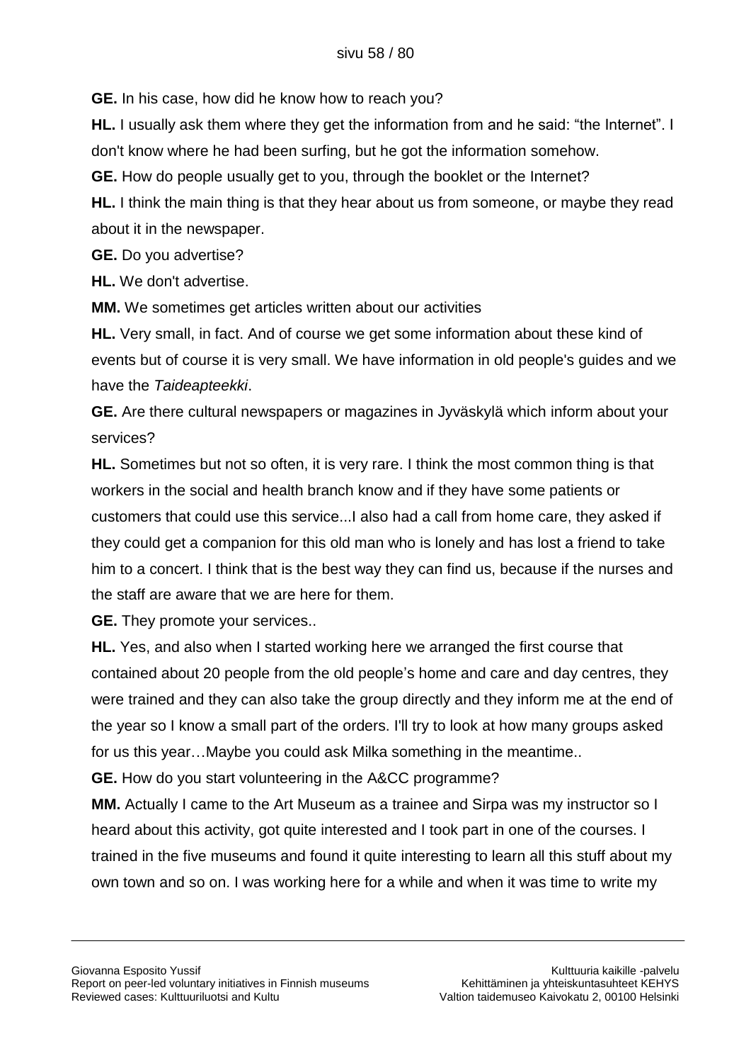**GE.** In his case, how did he know how to reach you?

**HL.** I usually ask them where they get the information from and he said: “the Internet”. I don't know where he had been surfing, but he got the information somehow.

**GE.** How do people usually get to you, through the booklet or the Internet?

**HL.** I think the main thing is that they hear about us from someone, or maybe they read about it in the newspaper.

**GE.** Do you advertise?

**HL.** We don't advertise.

**MM.** We sometimes get articles written about our activities

**HL.** Very small, in fact. And of course we get some information about these kind of events but of course it is very small. We have information in old people's guides and we have the *Taideapteekki*.

**GE.** Are there cultural newspapers or magazines in Jyväskylä which inform about your services?

**HL.** Sometimes but not so often, it is very rare. I think the most common thing is that workers in the social and health branch know and if they have some patients or customers that could use this service...I also had a call from home care, they asked if they could get a companion for this old man who is lonely and has lost a friend to take him to a concert. I think that is the best way they can find us, because if the nurses and the staff are aware that we are here for them.

**GE.** They promote your services..

**HL.** Yes, and also when I started working here we arranged the first course that contained about 20 people from the old people’s home and care and day centres, they were trained and they can also take the group directly and they inform me at the end of the year so I know a small part of the orders. I'll try to look at how many groups asked for us this year…Maybe you could ask Milka something in the meantime..

**GE.** How do you start volunteering in the A&CC programme?

**MM.** Actually I came to the Art Museum as a trainee and Sirpa was my instructor so I heard about this activity, got quite interested and I took part in one of the courses. I trained in the five museums and found it quite interesting to learn all this stuff about my own town and so on. I was working here for a while and when it was time to write my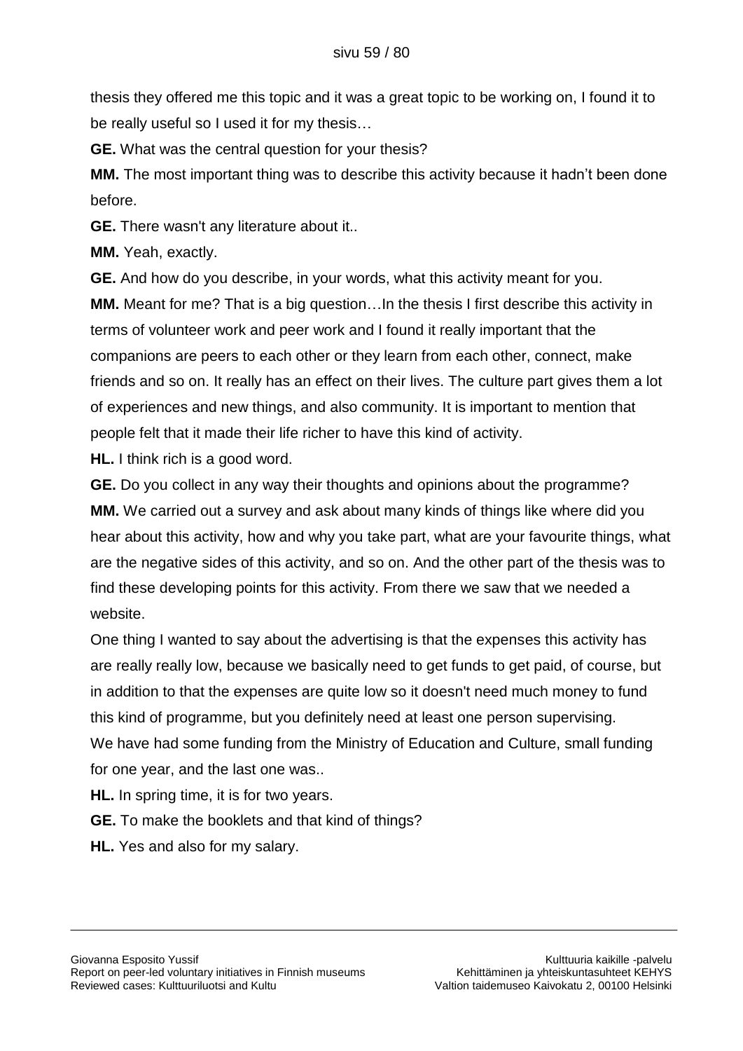thesis they offered me this topic and it was a great topic to be working on, I found it to be really useful so I used it for my thesis…

**GE.** What was the central question for your thesis?

**MM.** The most important thing was to describe this activity because it hadn't been done before.

**GE.** There wasn't any literature about it..

**MM.** Yeah, exactly.

**GE.** And how do you describe, in your words, what this activity meant for you.

**MM.** Meant for me? That is a big question…In the thesis I first describe this activity in terms of volunteer work and peer work and I found it really important that the companions are peers to each other or they learn from each other, connect, make friends and so on. It really has an effect on their lives. The culture part gives them a lot of experiences and new things, and also community. It is important to mention that people felt that it made their life richer to have this kind of activity.

**HL.** I think rich is a good word.

**GE.** Do you collect in any way their thoughts and opinions about the programme?

**MM.** We carried out a survey and ask about many kinds of things like where did you hear about this activity, how and why you take part, what are your favourite things, what are the negative sides of this activity, and so on. And the other part of the thesis was to find these developing points for this activity. From there we saw that we needed a website.

One thing I wanted to say about the advertising is that the expenses this activity has are really really low, because we basically need to get funds to get paid, of course, but in addition to that the expenses are quite low so it doesn't need much money to fund this kind of programme, but you definitely need at least one person supervising.

We have had some funding from the Ministry of Education and Culture, small funding for one year, and the last one was..

**HL.** In spring time, it is for two years.

**GE.** To make the booklets and that kind of things?

**HL.** Yes and also for my salary.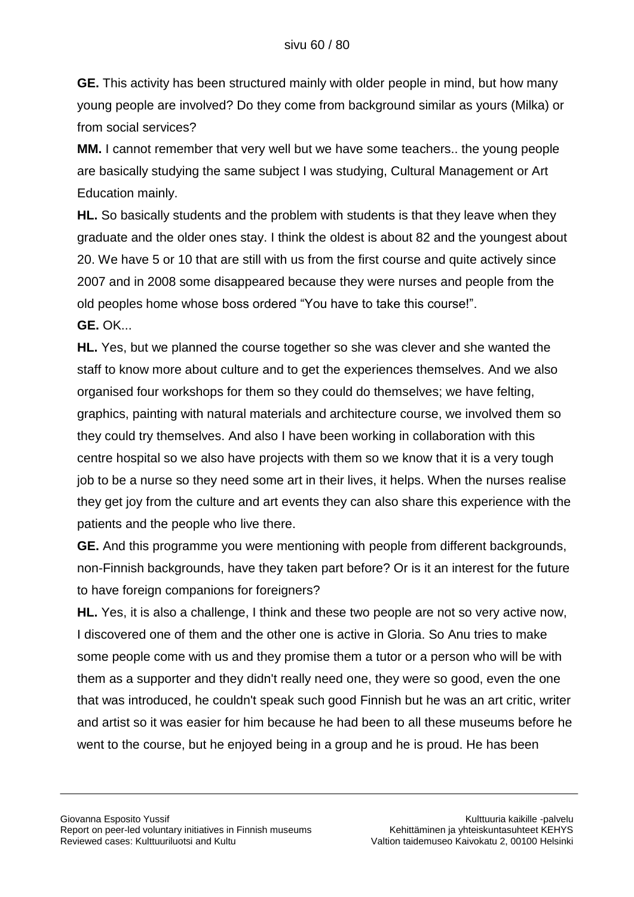**GE.** This activity has been structured mainly with older people in mind, but how many young people are involved? Do they come from background similar as yours (Milka) or from social services?

**MM.** I cannot remember that very well but we have some teachers.. the young people are basically studying the same subject I was studying, Cultural Management or Art Education mainly.

**HL.** So basically students and the problem with students is that they leave when they graduate and the older ones stay. I think the oldest is about 82 and the youngest about 20. We have 5 or 10 that are still with us from the first course and quite actively since 2007 and in 2008 some disappeared because they were nurses and people from the old peoples home whose boss ordered "You have to take this course!".

**GE.** OK...

**HL.** Yes, but we planned the course together so she was clever and she wanted the staff to know more about culture and to get the experiences themselves. And we also organised four workshops for them so they could do themselves; we have felting, graphics, painting with natural materials and architecture course, we involved them so they could try themselves. And also I have been working in collaboration with this centre hospital so we also have projects with them so we know that it is a very tough job to be a nurse so they need some art in their lives, it helps. When the nurses realise they get joy from the culture and art events they can also share this experience with the patients and the people who live there.

**GE.** And this programme you were mentioning with people from different backgrounds, non-Finnish backgrounds, have they taken part before? Or is it an interest for the future to have foreign companions for foreigners?

**HL.** Yes, it is also a challenge, I think and these two people are not so very active now, I discovered one of them and the other one is active in Gloria. So Anu tries to make some people come with us and they promise them a tutor or a person who will be with them as a supporter and they didn't really need one, they were so good, even the one that was introduced, he couldn't speak such good Finnish but he was an art critic, writer and artist so it was easier for him because he had been to all these museums before he went to the course, but he enjoyed being in a group and he is proud. He has been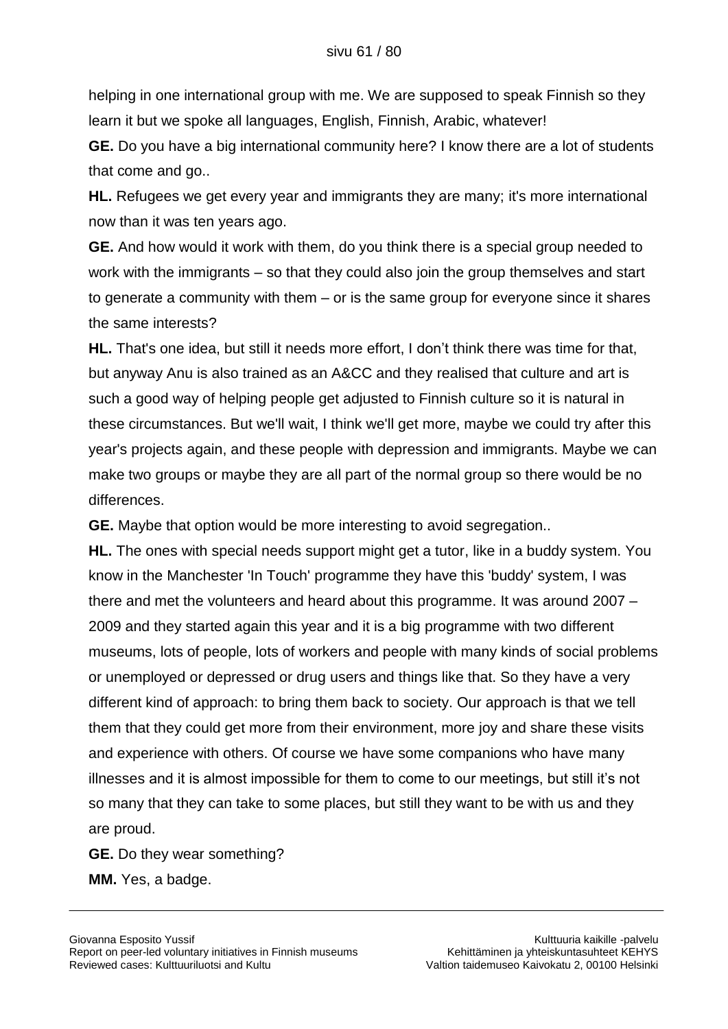helping in one international group with me. We are supposed to speak Finnish so they learn it but we spoke all languages, English, Finnish, Arabic, whatever!

**GE.** Do you have a big international community here? I know there are a lot of students that come and go..

**HL.** Refugees we get every year and immigrants they are many; it's more international now than it was ten years ago.

**GE.** And how would it work with them, do you think there is a special group needed to work with the immigrants – so that they could also join the group themselves and start to generate a community with them – or is the same group for everyone since it shares the same interests?

**HL.** That's one idea, but still it needs more effort, I don't think there was time for that, but anyway Anu is also trained as an A&CC and they realised that culture and art is such a good way of helping people get adjusted to Finnish culture so it is natural in these circumstances. But we'll wait, I think we'll get more, maybe we could try after this year's projects again, and these people with depression and immigrants. Maybe we can make two groups or maybe they are all part of the normal group so there would be no differences.

**GE.** Maybe that option would be more interesting to avoid segregation..

**HL.** The ones with special needs support might get a tutor, like in a buddy system. You know in the Manchester 'In Touch' programme they have this 'buddy' system, I was there and met the volunteers and heard about this programme. It was around 2007 – 2009 and they started again this year and it is a big programme with two different museums, lots of people, lots of workers and people with many kinds of social problems or unemployed or depressed or drug users and things like that. So they have a very different kind of approach: to bring them back to society. Our approach is that we tell them that they could get more from their environment, more joy and share these visits and experience with others. Of course we have some companions who have many illnesses and it is almost impossible for them to come to our meetings, but still it's not so many that they can take to some places, but still they want to be with us and they are proud.

**GE.** Do they wear something?

**MM.** Yes, a badge.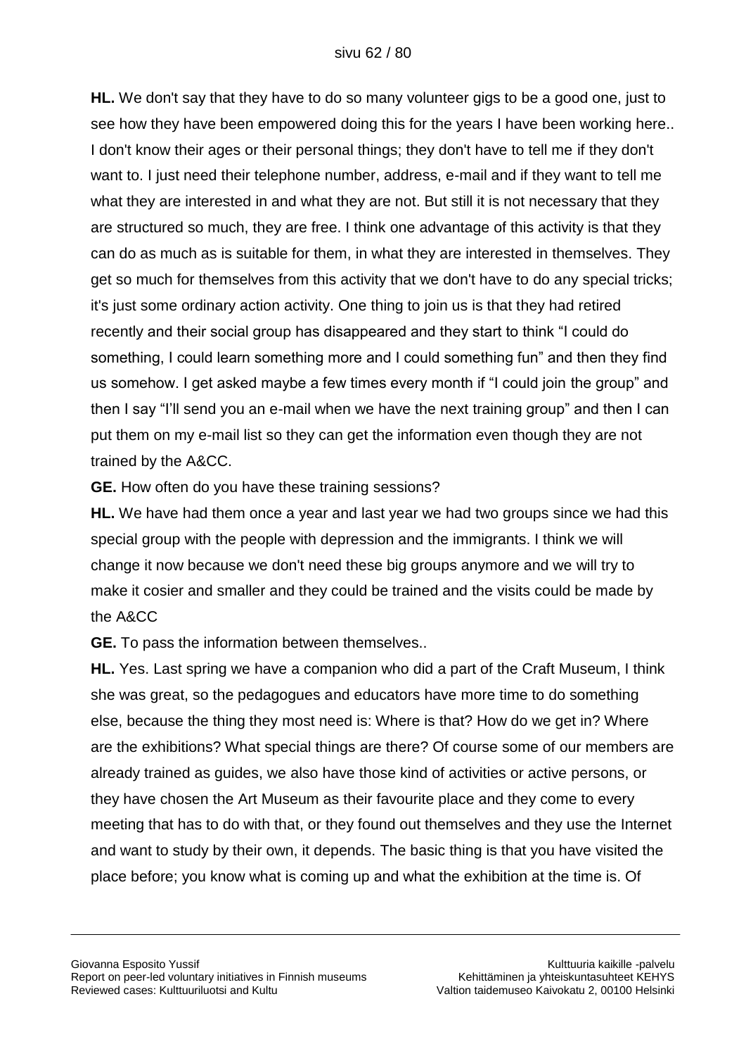**HL.** We don't say that they have to do so many volunteer gigs to be a good one, just to see how they have been empowered doing this for the years I have been working here.. I don't know their ages or their personal things; they don't have to tell me if they don't want to. I just need their telephone number, address, e-mail and if they want to tell me what they are interested in and what they are not. But still it is not necessary that they are structured so much, they are free. I think one advantage of this activity is that they can do as much as is suitable for them, in what they are interested in themselves. They get so much for themselves from this activity that we don't have to do any special tricks; it's just some ordinary action activity. One thing to join us is that they had retired recently and their social group has disappeared and they start to think "I could do something, I could learn something more and I could something fun" and then they find us somehow. I get asked maybe a few times every month if "I could join the group" and then I say "I'll send you an e-mail when we have the next training group" and then I can put them on my e-mail list so they can get the information even though they are not trained by the A&CC.

**GE.** How often do you have these training sessions?

**HL.** We have had them once a year and last year we had two groups since we had this special group with the people with depression and the immigrants. I think we will change it now because we don't need these big groups anymore and we will try to make it cosier and smaller and they could be trained and the visits could be made by the A&CC

**GE.** To pass the information between themselves..

**HL.** Yes. Last spring we have a companion who did a part of the Craft Museum, I think she was great, so the pedagogues and educators have more time to do something else, because the thing they most need is: Where is that? How do we get in? Where are the exhibitions? What special things are there? Of course some of our members are already trained as guides, we also have those kind of activities or active persons, or they have chosen the Art Museum as their favourite place and they come to every meeting that has to do with that, or they found out themselves and they use the Internet and want to study by their own, it depends. The basic thing is that you have visited the place before; you know what is coming up and what the exhibition at the time is. Of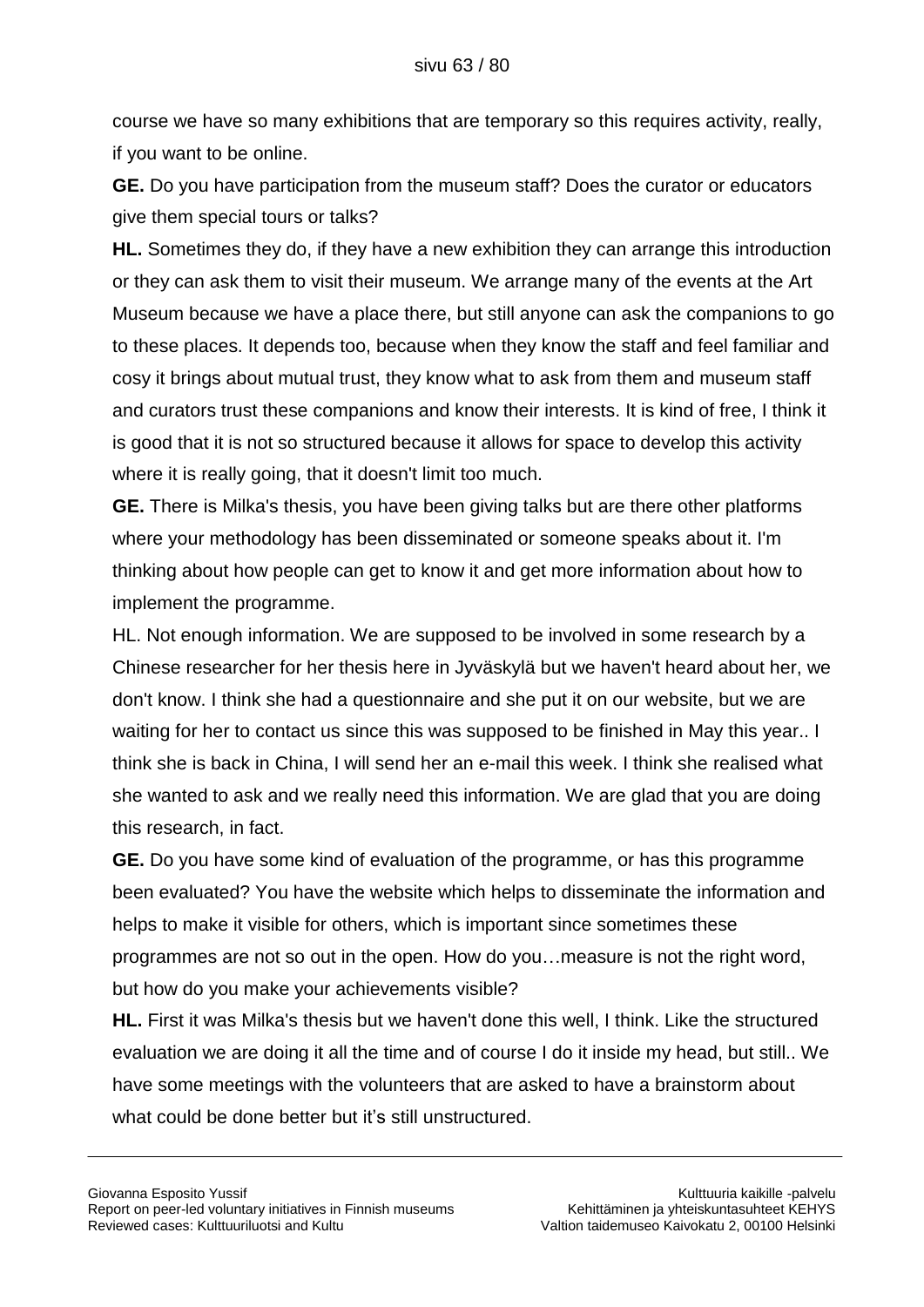course we have so many exhibitions that are temporary so this requires activity, really, if you want to be online.

**GE.** Do you have participation from the museum staff? Does the curator or educators give them special tours or talks?

**HL.** Sometimes they do, if they have a new exhibition they can arrange this introduction or they can ask them to visit their museum. We arrange many of the events at the Art Museum because we have a place there, but still anyone can ask the companions to go to these places. It depends too, because when they know the staff and feel familiar and cosy it brings about mutual trust, they know what to ask from them and museum staff and curators trust these companions and know their interests. It is kind of free, I think it is good that it is not so structured because it allows for space to develop this activity where it is really going, that it doesn't limit too much.

**GE.** There is Milka's thesis, you have been giving talks but are there other platforms where your methodology has been disseminated or someone speaks about it. I'm thinking about how people can get to know it and get more information about how to implement the programme.

HL. Not enough information. We are supposed to be involved in some research by a Chinese researcher for her thesis here in Jyväskylä but we haven't heard about her, we don't know. I think she had a questionnaire and she put it on our website, but we are waiting for her to contact us since this was supposed to be finished in May this year.. I think she is back in China, I will send her an e-mail this week. I think she realised what she wanted to ask and we really need this information. We are glad that you are doing this research, in fact.

**GE.** Do you have some kind of evaluation of the programme, or has this programme been evaluated? You have the website which helps to disseminate the information and helps to make it visible for others, which is important since sometimes these programmes are not so out in the open. How do you…measure is not the right word, but how do you make your achievements visible?

**HL.** First it was Milka's thesis but we haven't done this well, I think. Like the structured evaluation we are doing it all the time and of course I do it inside my head, but still.. We have some meetings with the volunteers that are asked to have a brainstorm about what could be done better but it's still unstructured.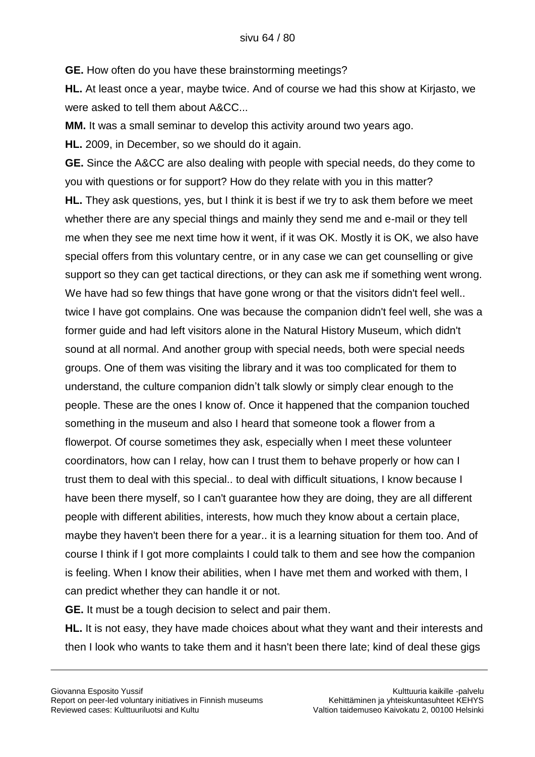**GE.** How often do you have these brainstorming meetings?

**HL.** At least once a year, maybe twice. And of course we had this show at Kirjasto, we were asked to tell them about A&CC...

**MM.** It was a small seminar to develop this activity around two years ago.

**HL.** 2009, in December, so we should do it again.

**GE.** Since the A&CC are also dealing with people with special needs, do they come to you with questions or for support? How do they relate with you in this matter?

**HL.** They ask questions, yes, but I think it is best if we try to ask them before we meet whether there are any special things and mainly they send me and e-mail or they tell me when they see me next time how it went, if it was OK. Mostly it is OK, we also have special offers from this voluntary centre, or in any case we can get counselling or give support so they can get tactical directions, or they can ask me if something went wrong. We have had so few things that have gone wrong or that the visitors didn't feel well.. twice I have got complains. One was because the companion didn't feel well, she was a former guide and had left visitors alone in the Natural History Museum, which didn't sound at all normal. And another group with special needs, both were special needs groups. One of them was visiting the library and it was too complicated for them to understand, the culture companion didn't talk slowly or simply clear enough to the people. These are the ones I know of. Once it happened that the companion touched something in the museum and also I heard that someone took a flower from a flowerpot. Of course sometimes they ask, especially when I meet these volunteer coordinators, how can I relay, how can I trust them to behave properly or how can I trust them to deal with this special.. to deal with difficult situations, I know because I have been there myself, so I can't guarantee how they are doing, they are all different people with different abilities, interests, how much they know about a certain place, maybe they haven't been there for a year.. it is a learning situation for them too. And of course I think if I got more complaints I could talk to them and see how the companion is feeling. When I know their abilities, when I have met them and worked with them, I can predict whether they can handle it or not.

**GE.** It must be a tough decision to select and pair them.

**HL.** It is not easy, they have made choices about what they want and their interests and then I look who wants to take them and it hasn't been there late; kind of deal these gigs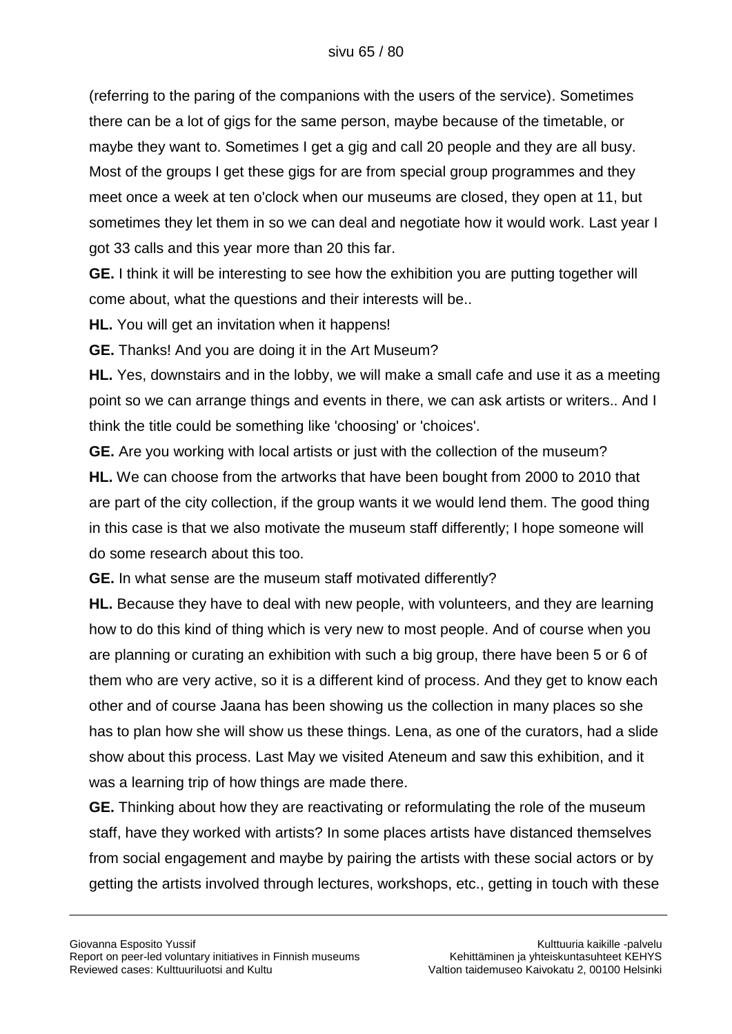(referring to the paring of the companions with the users of the service). Sometimes there can be a lot of gigs for the same person, maybe because of the timetable, or maybe they want to. Sometimes I get a gig and call 20 people and they are all busy. Most of the groups I get these gigs for are from special group programmes and they meet once a week at ten o'clock when our museums are closed, they open at 11, but sometimes they let them in so we can deal and negotiate how it would work. Last year I got 33 calls and this year more than 20 this far.

**GE.** I think it will be interesting to see how the exhibition you are putting together will come about, what the questions and their interests will be..

**HL.** You will get an invitation when it happens!

**GE.** Thanks! And you are doing it in the Art Museum?

**HL.** Yes, downstairs and in the lobby, we will make a small cafe and use it as a meeting point so we can arrange things and events in there, we can ask artists or writers.. And I think the title could be something like 'choosing' or 'choices'.

**GE.** Are you working with local artists or just with the collection of the museum?

**HL.** We can choose from the artworks that have been bought from 2000 to 2010 that are part of the city collection, if the group wants it we would lend them. The good thing in this case is that we also motivate the museum staff differently; I hope someone will do some research about this too.

**GE.** In what sense are the museum staff motivated differently?

**HL.** Because they have to deal with new people, with volunteers, and they are learning how to do this kind of thing which is very new to most people. And of course when you are planning or curating an exhibition with such a big group, there have been 5 or 6 of them who are very active, so it is a different kind of process. And they get to know each other and of course Jaana has been showing us the collection in many places so she has to plan how she will show us these things. Lena, as one of the curators, had a slide show about this process. Last May we visited Ateneum and saw this exhibition, and it was a learning trip of how things are made there.

**GE.** Thinking about how they are reactivating or reformulating the role of the museum staff, have they worked with artists? In some places artists have distanced themselves from social engagement and maybe by pairing the artists with these social actors or by getting the artists involved through lectures, workshops, etc., getting in touch with these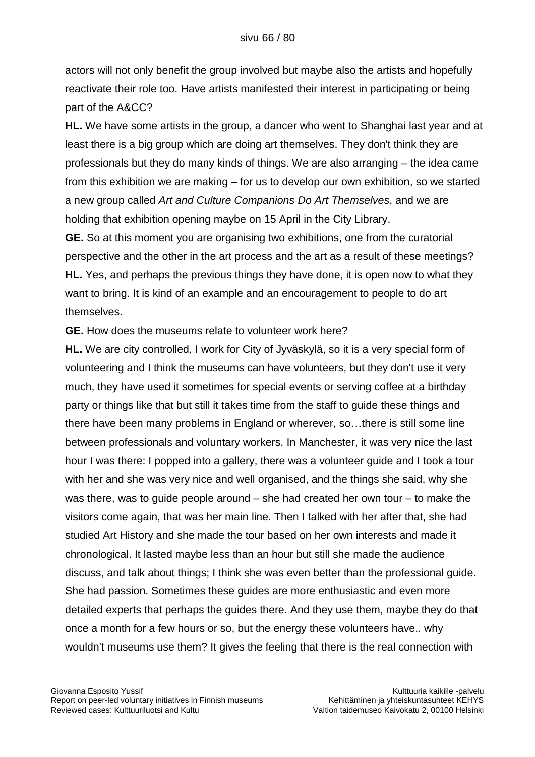actors will not only benefit the group involved but maybe also the artists and hopefully reactivate their role too. Have artists manifested their interest in participating or being part of the A&CC?

**HL.** We have some artists in the group, a dancer who went to Shanghai last year and at least there is a big group which are doing art themselves. They don't think they are professionals but they do many kinds of things. We are also arranging – the idea came from this exhibition we are making – for us to develop our own exhibition, so we started a new group called *Art and Culture Companions Do Art Themselves*, and we are holding that exhibition opening maybe on 15 April in the City Library.

**GE.** So at this moment you are organising two exhibitions, one from the curatorial perspective and the other in the art process and the art as a result of these meetings?

**HL.** Yes, and perhaps the previous things they have done, it is open now to what they want to bring. It is kind of an example and an encouragement to people to do art themselves.

**GE.** How does the museums relate to volunteer work here?

**HL.** We are city controlled, I work for City of Jyväskylä, so it is a very special form of volunteering and I think the museums can have volunteers, but they don't use it very much, they have used it sometimes for special events or serving coffee at a birthday party or things like that but still it takes time from the staff to guide these things and there have been many problems in England or wherever, so…there is still some line between professionals and voluntary workers. In Manchester, it was very nice the last hour I was there: I popped into a gallery, there was a volunteer guide and I took a tour with her and she was very nice and well organised, and the things she said, why she was there, was to guide people around – she had created her own tour – to make the visitors come again, that was her main line. Then I talked with her after that, she had studied Art History and she made the tour based on her own interests and made it chronological. It lasted maybe less than an hour but still she made the audience discuss, and talk about things; I think she was even better than the professional guide. She had passion. Sometimes these guides are more enthusiastic and even more detailed experts that perhaps the guides there. And they use them, maybe they do that once a month for a few hours or so, but the energy these volunteers have.. why wouldn't museums use them? It gives the feeling that there is the real connection with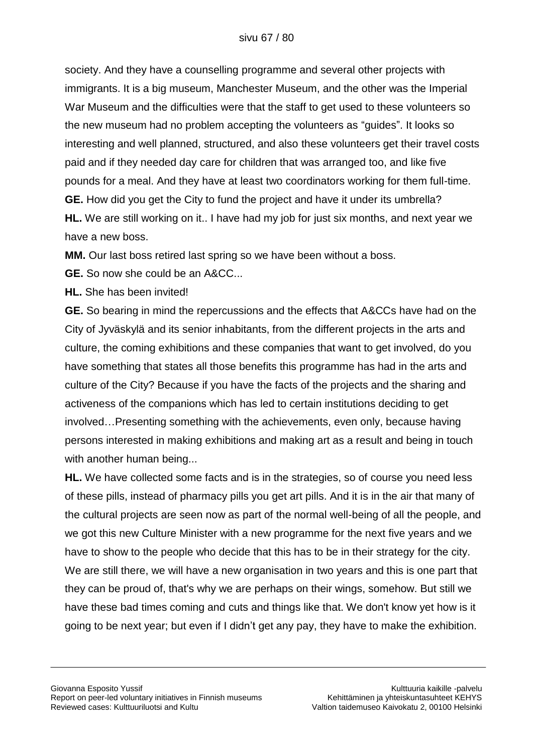society. And they have a counselling programme and several other projects with immigrants. It is a big museum, Manchester Museum, and the other was the Imperial War Museum and the difficulties were that the staff to get used to these volunteers so the new museum had no problem accepting the volunteers as "guides". It looks so interesting and well planned, structured, and also these volunteers get their travel costs paid and if they needed day care for children that was arranged too, and like five pounds for a meal. And they have at least two coordinators working for them full-time.

**GE.** How did you get the City to fund the project and have it under its umbrella?

**HL.** We are still working on it.. I have had my job for just six months, and next year we have a new boss.

**MM.** Our last boss retired last spring so we have been without a boss.

**GE.** So now she could be an A&CC...

**HL.** She has been invited!

**GE.** So bearing in mind the repercussions and the effects that A&CCs have had on the City of Jyväskylä and its senior inhabitants, from the different projects in the arts and culture, the coming exhibitions and these companies that want to get involved, do you have something that states all those benefits this programme has had in the arts and culture of the City? Because if you have the facts of the projects and the sharing and activeness of the companions which has led to certain institutions deciding to get involved…Presenting something with the achievements, even only, because having persons interested in making exhibitions and making art as a result and being in touch with another human being...

**HL.** We have collected some facts and is in the strategies, so of course you need less of these pills, instead of pharmacy pills you get art pills. And it is in the air that many of the cultural projects are seen now as part of the normal well-being of all the people, and we got this new Culture Minister with a new programme for the next five years and we have to show to the people who decide that this has to be in their strategy for the city. We are still there, we will have a new organisation in two years and this is one part that they can be proud of, that's why we are perhaps on their wings, somehow. But still we have these bad times coming and cuts and things like that. We don't know yet how is it going to be next year; but even if I didn't get any pay, they have to make the exhibition.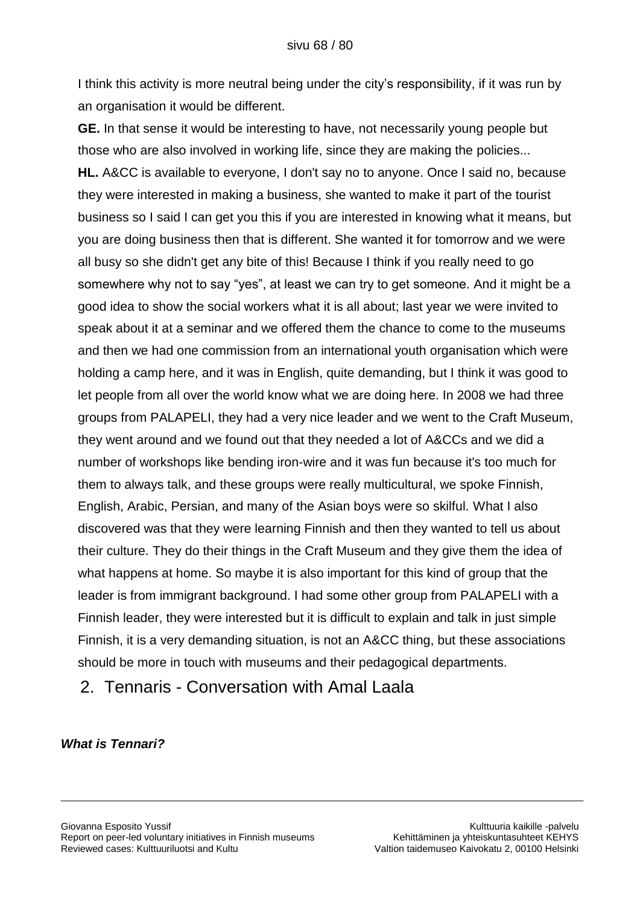I think this activity is more neutral being under the city's responsibility, if it was run by an organisation it would be different.

**GE.** In that sense it would be interesting to have, not necessarily young people but those who are also involved in working life, since they are making the policies...

**HL.** A&CC is available to everyone, I don't say no to anyone. Once I said no, because they were interested in making a business, she wanted to make it part of the tourist business so I said I can get you this if you are interested in knowing what it means, but you are doing business then that is different. She wanted it for tomorrow and we were all busy so she didn't get any bite of this! Because I think if you really need to go somewhere why not to say "yes", at least we can try to get someone. And it might be a good idea to show the social workers what it is all about; last year we were invited to speak about it at a seminar and we offered them the chance to come to the museums and then we had one commission from an international youth organisation which were holding a camp here, and it was in English, quite demanding, but I think it was good to let people from all over the world know what we are doing here. In 2008 we had three groups from PALAPELI, they had a very nice leader and we went to the Craft Museum, they went around and we found out that they needed a lot of A&CCs and we did a number of workshops like bending iron-wire and it was fun because it's too much for them to always talk, and these groups were really multicultural, we spoke Finnish, English, Arabic, Persian, and many of the Asian boys were so skilful. What I also discovered was that they were learning Finnish and then they wanted to tell us about their culture. They do their things in the Craft Museum and they give them the idea of what happens at home. So maybe it is also important for this kind of group that the leader is from immigrant background. I had some other group from PALAPELI with a Finnish leader, they were interested but it is difficult to explain and talk in just simple Finnish, it is a very demanding situation, is not an A&CC thing, but these associations should be more in touch with museums and their pedagogical departments.

## 2. Tennaris - Conversation with Amal Laala

***What is Tennari?***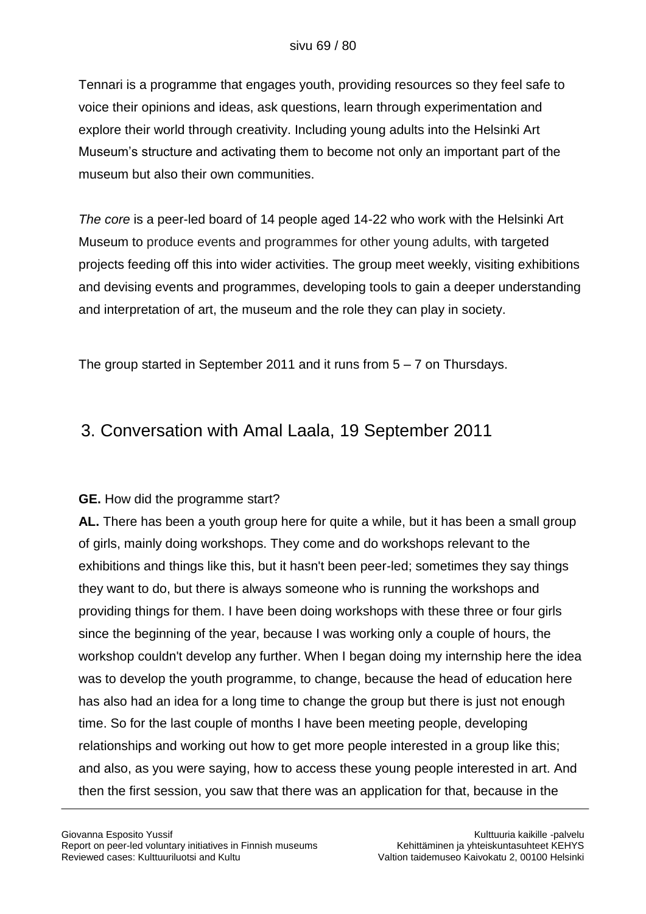Tennari is a programme that engages youth, providing resources so they feel safe to voice their opinions and ideas, ask questions, learn through experimentation and explore their world through creativity. Including young adults into the Helsinki Art Museum's structure and activating them to become not only an important part of the museum but also their own communities.

*The core* is a peer-led board of 14 people aged 14-22 who work with the Helsinki Art Museum to produce events and programmes for other young adults, with targeted projects feeding off this into wider activities. The group meet weekly, visiting exhibitions and devising events and programmes, developing tools to gain a deeper understanding and interpretation of art, the museum and the role they can play in society.

The group started in September 2011 and it runs from 5 – 7 on Thursdays.

## 3. Conversation with Amal Laala, 19 September 2011

**GE.** How did the programme start?

**AL.** There has been a youth group here for quite a while, but it has been a small group of girls, mainly doing workshops. They come and do workshops relevant to the exhibitions and things like this, but it hasn't been peer-led; sometimes they say things they want to do, but there is always someone who is running the workshops and providing things for them. I have been doing workshops with these three or four girls since the beginning of the year, because I was working only a couple of hours, the workshop couldn't develop any further. When I began doing my internship here the idea was to develop the youth programme, to change, because the head of education here has also had an idea for a long time to change the group but there is just not enough time. So for the last couple of months I have been meeting people, developing relationships and working out how to get more people interested in a group like this; and also, as you were saying, how to access these young people interested in art. And then the first session, you saw that there was an application for that, because in the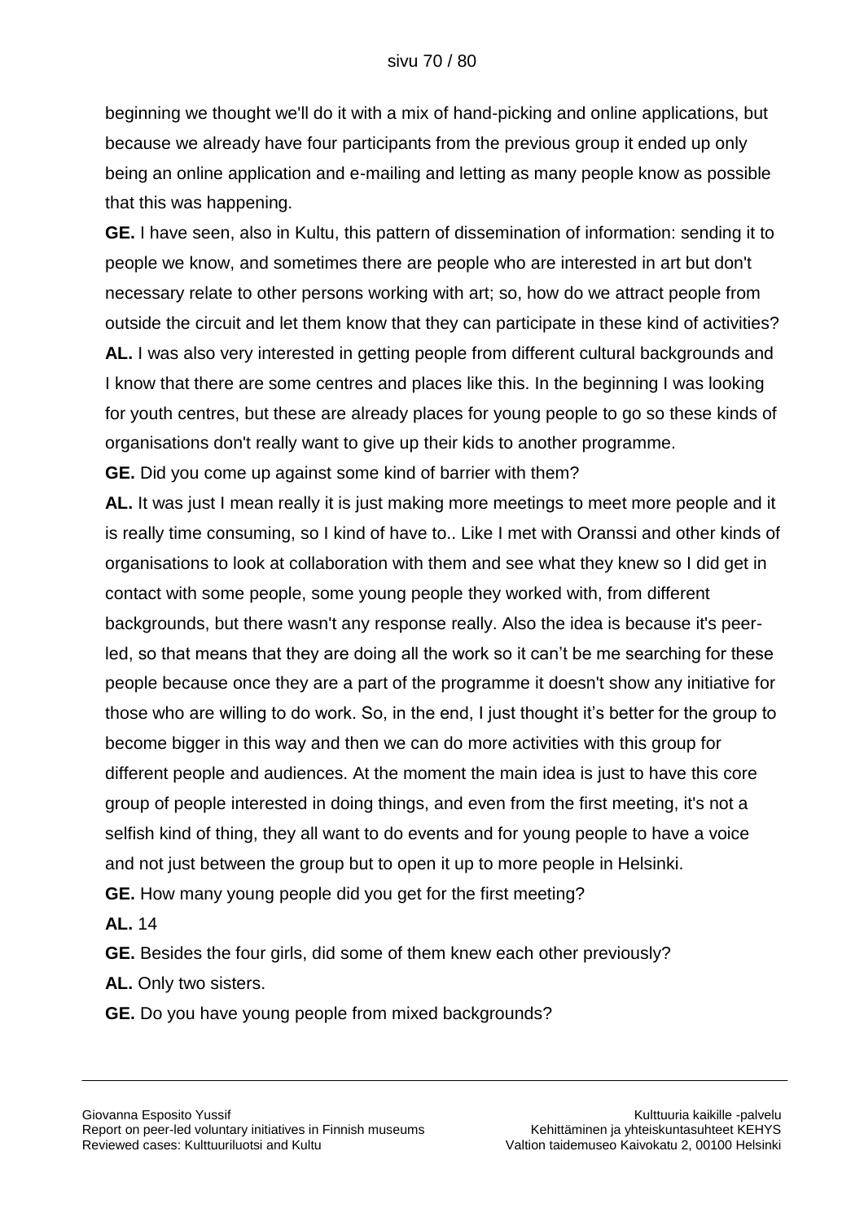beginning we thought we'll do it with a mix of hand-picking and online applications, but because we already have four participants from the previous group it ended up only being an online application and e-mailing and letting as many people know as possible that this was happening.

**GE.** I have seen, also in Kultu, this pattern of dissemination of information: sending it to people we know, and sometimes there are people who are interested in art but don't necessary relate to other persons working with art; so, how do we attract people from outside the circuit and let them know that they can participate in these kind of activities?

**AL.** I was also very interested in getting people from different cultural backgrounds and I know that there are some centres and places like this. In the beginning I was looking for youth centres, but these are already places for young people to go so these kinds of organisations don't really want to give up their kids to another programme.

**GE.** Did you come up against some kind of barrier with them?

**AL.** It was just I mean really it is just making more meetings to meet more people and it is really time consuming, so I kind of have to.. Like I met with Oranssi and other kinds of organisations to look at collaboration with them and see what they knew so I did get in contact with some people, some young people they worked with, from different backgrounds, but there wasn't any response really. Also the idea is because it's peer-led, so that means that they are doing all the work so it can't be me searching for these people because once they are a part of the programme it doesn't show any initiative for those who are willing to do work. So, in the end, I just thought it's better for the group to become bigger in this way and then we can do more activities with this group for different people and audiences. At the moment the main idea is just to have this core group of people interested in doing things, and even from the first meeting, it's not a selfish kind of thing, they all want to do events and for young people to have a voice and not just between the group but to open it up to more people in Helsinki.

**GE.** How many young people did you get for the first meeting?

**AL.** 14

**GE.** Besides the four girls, did some of them knew each other previously?

**AL.** Only two sisters.

**GE.** Do you have young people from mixed backgrounds?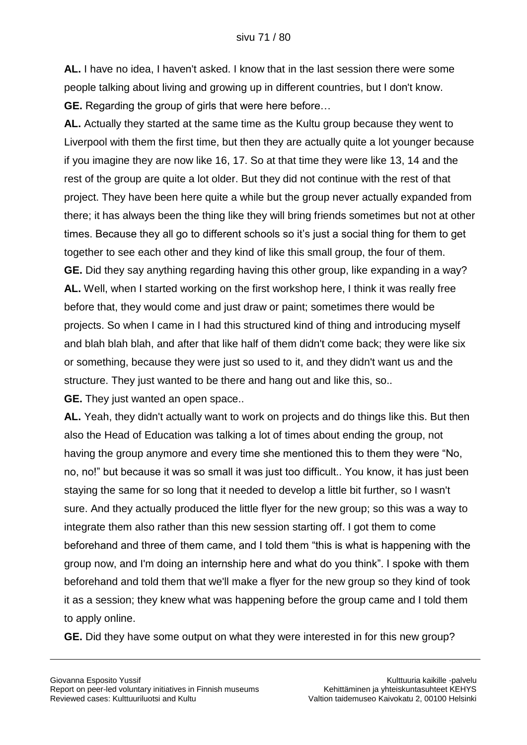**AL.** I have no idea, I haven't asked. I know that in the last session there were some people talking about living and growing up in different countries, but I don't know.

**GE.** Regarding the group of girls that were here before…

**AL.** Actually they started at the same time as the Kultu group because they went to Liverpool with them the first time, but then they are actually quite a lot younger because if you imagine they are now like 16, 17. So at that time they were like 13, 14 and the rest of the group are quite a lot older. But they did not continue with the rest of that project. They have been here quite a while but the group never actually expanded from there; it has always been the thing like they will bring friends sometimes but not at other times. Because they all go to different schools so it's just a social thing for them to get together to see each other and they kind of like this small group, the four of them.

**GE.** Did they say anything regarding having this other group, like expanding in a way?

**AL.** Well, when I started working on the first workshop here, I think it was really free before that, they would come and just draw or paint; sometimes there would be projects. So when I came in I had this structured kind of thing and introducing myself and blah blah blah, and after that like half of them didn't come back; they were like six or something, because they were just so used to it, and they didn't want us and the structure. They just wanted to be there and hang out and like this, so..

**GE.** They just wanted an open space..

**AL.** Yeah, they didn't actually want to work on projects and do things like this. But then also the Head of Education was talking a lot of times about ending the group, not having the group anymore and every time she mentioned this to them they were "No, no, no!" but because it was so small it was just too difficult.. You know, it has just been staying the same for so long that it needed to develop a little bit further, so I wasn't sure. And they actually produced the little flyer for the new group; so this was a way to integrate them also rather than this new session starting off. I got them to come beforehand and three of them came, and I told them "this is what is happening with the group now, and I'm doing an internship here and what do you think". I spoke with them beforehand and told them that we'll make a flyer for the new group so they kind of took it as a session; they knew what was happening before the group came and I told them to apply online.

**GE.** Did they have some output on what they were interested in for this new group?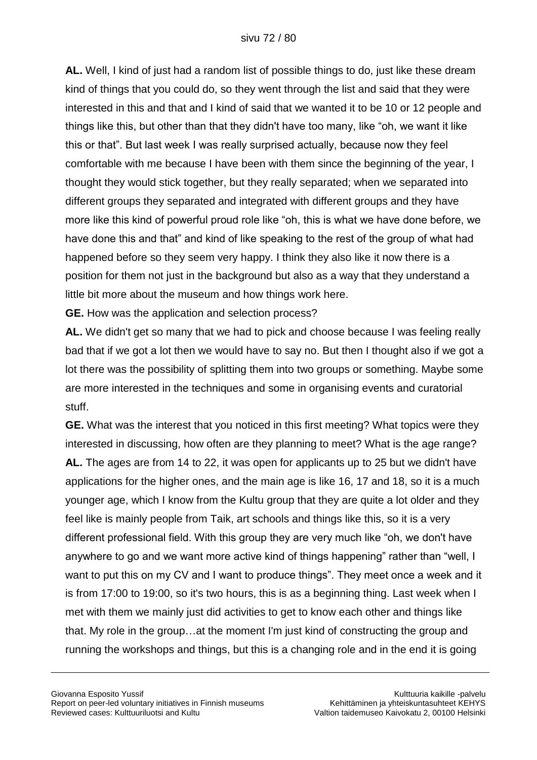**AL.** Well, I kind of just had a random list of possible things to do, just like these dream kind of things that you could do, so they went through the list and said that they were interested in this and that and I kind of said that we wanted it to be 10 or 12 people and things like this, but other than that they didn't have too many, like “oh, we want it like this or that”. But last week I was really surprised actually, because now they feel comfortable with me because I have been with them since the beginning of the year, I thought they would stick together, but they really separated; when we separated into different groups they separated and integrated with different groups and they have more like this kind of powerful proud role like “oh, this is what we have done before, we have done this and that” and kind of like speaking to the rest of the group of what had happened before so they seem very happy. I think they also like it now there is a position for them not just in the background but also as a way that they understand a little bit more about the museum and how things work here.

**GE.** How was the application and selection process?

**AL.** We didn't get so many that we had to pick and choose because I was feeling really bad that if we got a lot then we would have to say no. But then I thought also if we got a lot there was the possibility of splitting them into two groups or something. Maybe some are more interested in the techniques and some in organising events and curatorial stuff.

**GE.** What was the interest that you noticed in this first meeting? What topics were they interested in discussing, how often are they planning to meet? What is the age range?

**AL.** The ages are from 14 to 22, it was open for applicants up to 25 but we didn't have applications for the higher ones, and the main age is like 16, 17 and 18, so it is a much younger age, which I know from the Kultu group that they are quite a lot older and they feel like is mainly people from Taik, art schools and things like this, so it is a very different professional field. With this group they are very much like “oh, we don't have anywhere to go and we want more active kind of things happening” rather than “well, I want to put this on my CV and I want to produce things”. They meet once a week and it is from 17:00 to 19:00, so it's two hours, this is as a beginning thing. Last week when I met with them we mainly just did activities to get to know each other and things like that. My role in the group…at the moment I'm just kind of constructing the group and running the workshops and things, but this is a changing role and in the end it is going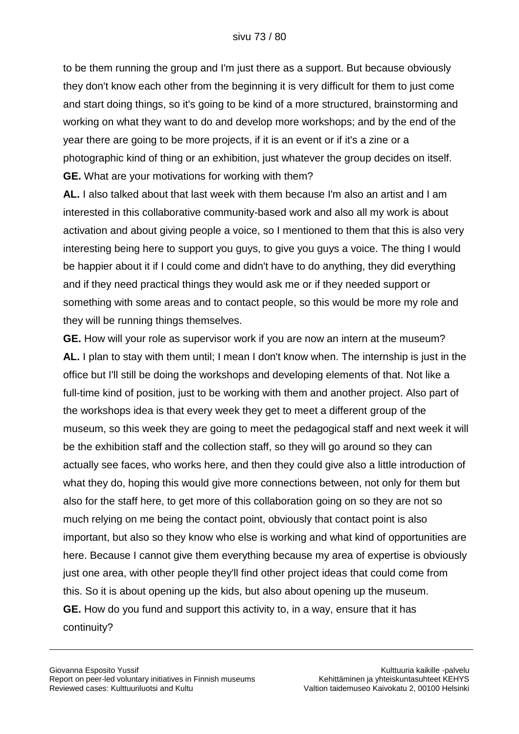to be them running the group and I'm just there as a support. But because obviously they don't know each other from the beginning it is very difficult for them to just come and start doing things, so it's going to be kind of a more structured, brainstorming and working on what they want to do and develop more workshops; and by the end of the year there are going to be more projects, if it is an event or if it's a zine or a photographic kind of thing or an exhibition, just whatever the group decides on itself.

**GE.** What are your motivations for working with them?

**AL.** I also talked about that last week with them because I'm also an artist and I am interested in this collaborative community-based work and also all my work is about activation and about giving people a voice, so I mentioned to them that this is also very interesting being here to support you guys, to give you guys a voice. The thing I would be happier about it if I could come and didn't have to do anything, they did everything and if they need practical things they would ask me or if they needed support or something with some areas and to contact people, so this would be more my role and they will be running things themselves.

**GE.** How will your role as supervisor work if you are now an intern at the museum?

**AL.** I plan to stay with them until; I mean I don't know when. The internship is just in the office but I'll still be doing the workshops and developing elements of that. Not like a full-time kind of position, just to be working with them and another project. Also part of the workshops idea is that every week they get to meet a different group of the museum, so this week they are going to meet the pedagogical staff and next week it will be the exhibition staff and the collection staff, so they will go around so they can actually see faces, who works here, and then they could give also a little introduction of what they do, hoping this would give more connections between, not only for them but also for the staff here, to get more of this collaboration going on so they are not so much relying on me being the contact point, obviously that contact point is also important, but also so they know who else is working and what kind of opportunities are here. Because I cannot give them everything because my area of expertise is obviously just one area, with other people they'll find other project ideas that could come from this. So it is about opening up the kids, but also about opening up the museum.

**GE.** How do you fund and support this activity to, in a way, ensure that it has continuity?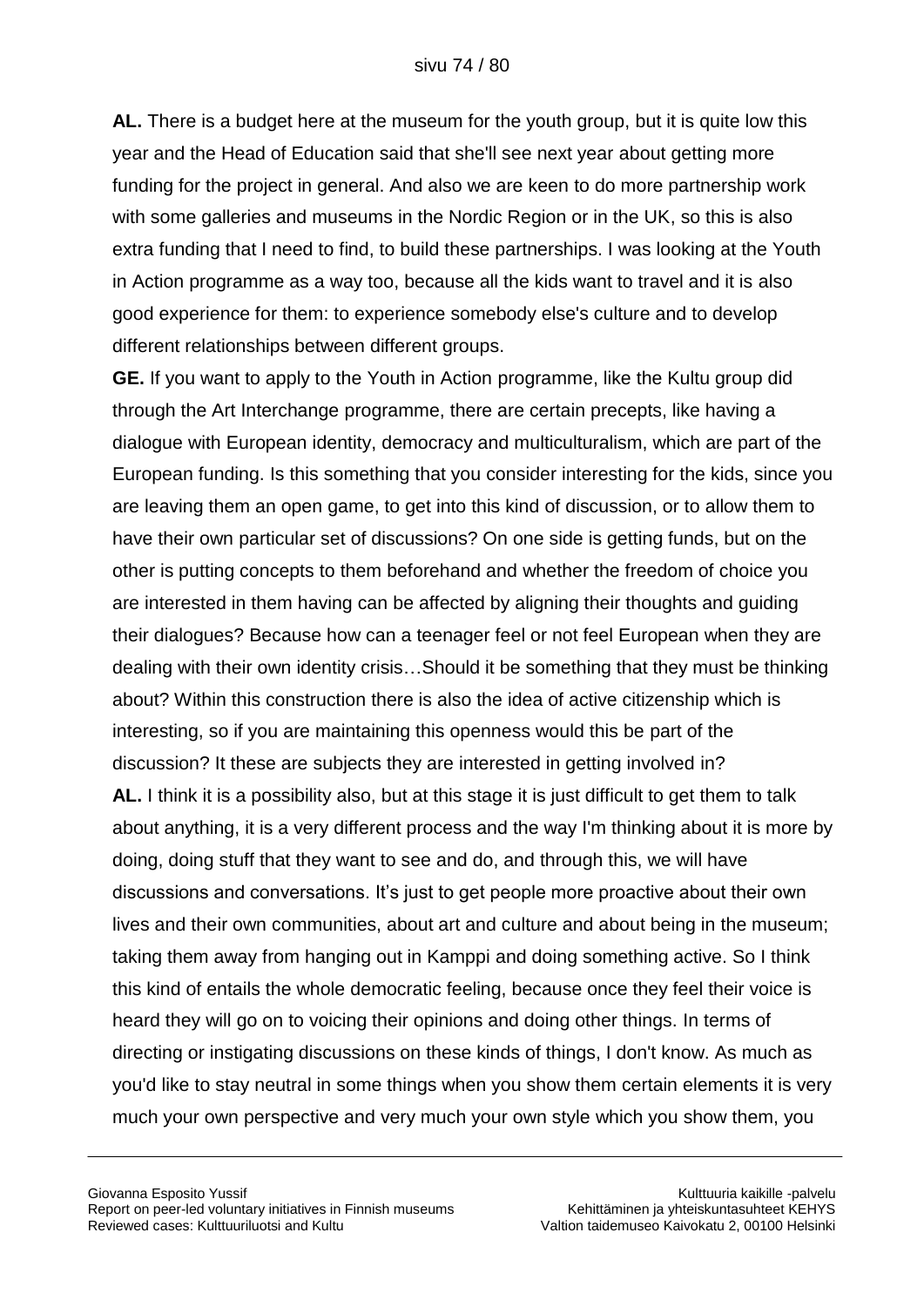**AL.** There is a budget here at the museum for the youth group, but it is quite low this year and the Head of Education said that she'll see next year about getting more funding for the project in general. And also we are keen to do more partnership work with some galleries and museums in the Nordic Region or in the UK, so this is also extra funding that I need to find, to build these partnerships. I was looking at the Youth in Action programme as a way too, because all the kids want to travel and it is also good experience for them: to experience somebody else's culture and to develop different relationships between different groups.

**GE.** If you want to apply to the Youth in Action programme, like the Kultu group did through the Art Interchange programme, there are certain precepts, like having a dialogue with European identity, democracy and multiculturalism, which are part of the European funding. Is this something that you consider interesting for the kids, since you are leaving them an open game, to get into this kind of discussion, or to allow them to have their own particular set of discussions? On one side is getting funds, but on the other is putting concepts to them beforehand and whether the freedom of choice you are interested in them having can be affected by aligning their thoughts and guiding their dialogues? Because how can a teenager feel or not feel European when they are dealing with their own identity crisis…Should it be something that they must be thinking about? Within this construction there is also the idea of active citizenship which is interesting, so if you are maintaining this openness would this be part of the discussion? It these are subjects they are interested in getting involved in?

**AL.** I think it is a possibility also, but at this stage it is just difficult to get them to talk about anything, it is a very different process and the way I'm thinking about it is more by doing, doing stuff that they want to see and do, and through this, we will have discussions and conversations. It's just to get people more proactive about their own lives and their own communities, about art and culture and about being in the museum; taking them away from hanging out in Kamppi and doing something active. So I think this kind of entails the whole democratic feeling, because once they feel their voice is heard they will go on to voicing their opinions and doing other things. In terms of directing or instigating discussions on these kinds of things, I don't know. As much as you'd like to stay neutral in some things when you show them certain elements it is very much your own perspective and very much your own style which you show them, you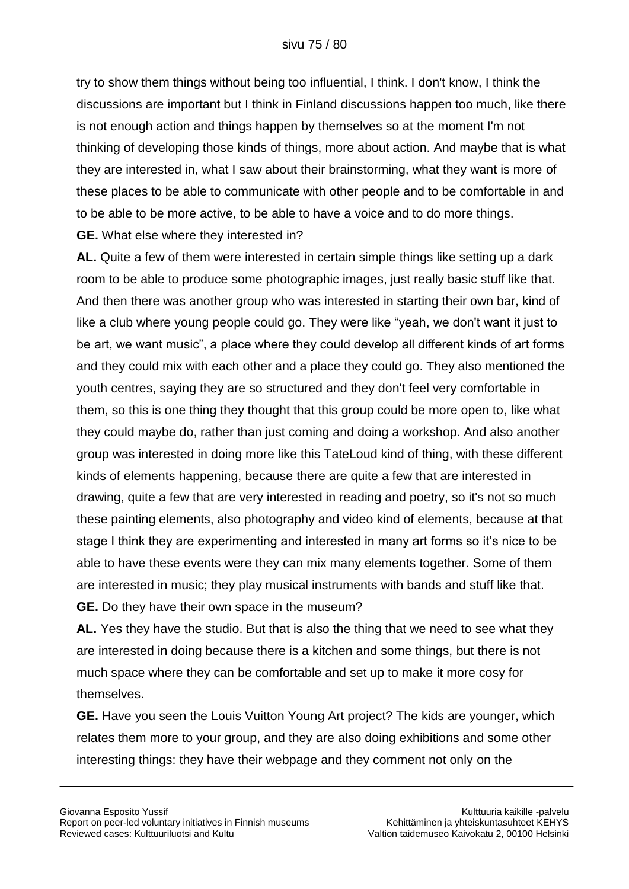try to show them things without being too influential, I think. I don't know, I think the discussions are important but I think in Finland discussions happen too much, like there is not enough action and things happen by themselves so at the moment I'm not thinking of developing those kinds of things, more about action. And maybe that is what they are interested in, what I saw about their brainstorming, what they want is more of these places to be able to communicate with other people and to be comfortable in and to be able to be more active, to be able to have a voice and to do more things.

**GE.** What else where they interested in?

**AL.** Quite a few of them were interested in certain simple things like setting up a dark room to be able to produce some photographic images, just really basic stuff like that. And then there was another group who was interested in starting their own bar, kind of like a club where young people could go. They were like "yeah, we don't want it just to be art, we want music", a place where they could develop all different kinds of art forms and they could mix with each other and a place they could go. They also mentioned the youth centres, saying they are so structured and they don't feel very comfortable in them, so this is one thing they thought that this group could be more open to, like what they could maybe do, rather than just coming and doing a workshop. And also another group was interested in doing more like this TateLoud kind of thing, with these different kinds of elements happening, because there are quite a few that are interested in drawing, quite a few that are very interested in reading and poetry, so it's not so much these painting elements, also photography and video kind of elements, because at that stage I think they are experimenting and interested in many art forms so it's nice to be able to have these events were they can mix many elements together. Some of them are interested in music; they play musical instruments with bands and stuff like that.

**GE.** Do they have their own space in the museum?

**AL.** Yes they have the studio. But that is also the thing that we need to see what they are interested in doing because there is a kitchen and some things, but there is not much space where they can be comfortable and set up to make it more cosy for themselves.

**GE.** Have you seen the Louis Vuitton Young Art project? The kids are younger, which relates them more to your group, and they are also doing exhibitions and some other interesting things: they have their webpage and they comment not only on the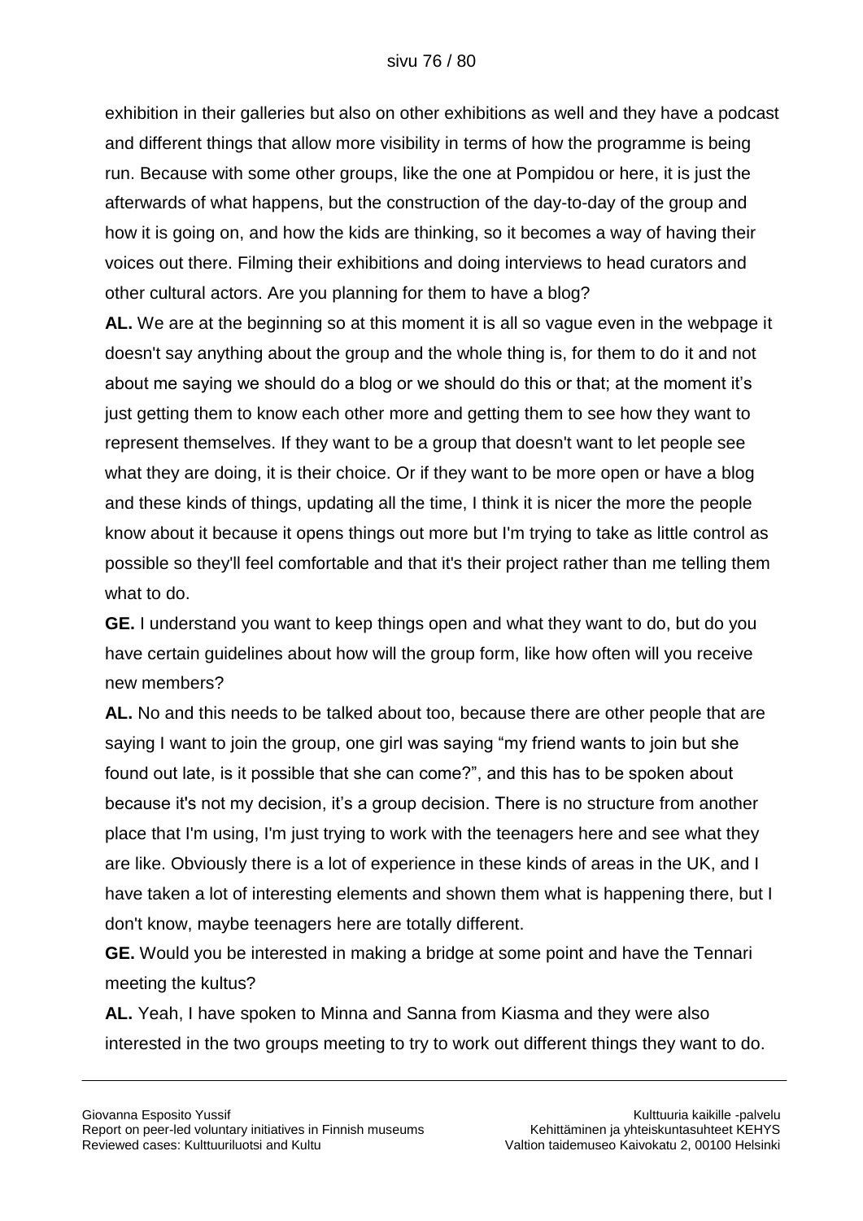exhibition in their galleries but also on other exhibitions as well and they have a podcast and different things that allow more visibility in terms of how the programme is being run. Because with some other groups, like the one at Pompidou or here, it is just the afterwards of what happens, but the construction of the day-to-day of the group and how it is going on, and how the kids are thinking, so it becomes a way of having their voices out there. Filming their exhibitions and doing interviews to head curators and other cultural actors. Are you planning for them to have a blog?

**AL.** We are at the beginning so at this moment it is all so vague even in the webpage it doesn't say anything about the group and the whole thing is, for them to do it and not about me saying we should do a blog or we should do this or that; at the moment it's just getting them to know each other more and getting them to see how they want to represent themselves. If they want to be a group that doesn't want to let people see what they are doing, it is their choice. Or if they want to be more open or have a blog and these kinds of things, updating all the time, I think it is nicer the more the people know about it because it opens things out more but I'm trying to take as little control as possible so they'll feel comfortable and that it's their project rather than me telling them what to do.

**GE.** I understand you want to keep things open and what they want to do, but do you have certain guidelines about how will the group form, like how often will you receive new members?

**AL.** No and this needs to be talked about too, because there are other people that are saying I want to join the group, one girl was saying "my friend wants to join but she found out late, is it possible that she can come?", and this has to be spoken about because it's not my decision, it's a group decision. There is no structure from another place that I'm using, I'm just trying to work with the teenagers here and see what they are like. Obviously there is a lot of experience in these kinds of areas in the UK, and I have taken a lot of interesting elements and shown them what is happening there, but I don't know, maybe teenagers here are totally different.

**GE.** Would you be interested in making a bridge at some point and have the Tennari meeting the kultus?

**AL.** Yeah, I have spoken to Minna and Sanna from Kiasma and they were also interested in the two groups meeting to try to work out different things they want to do.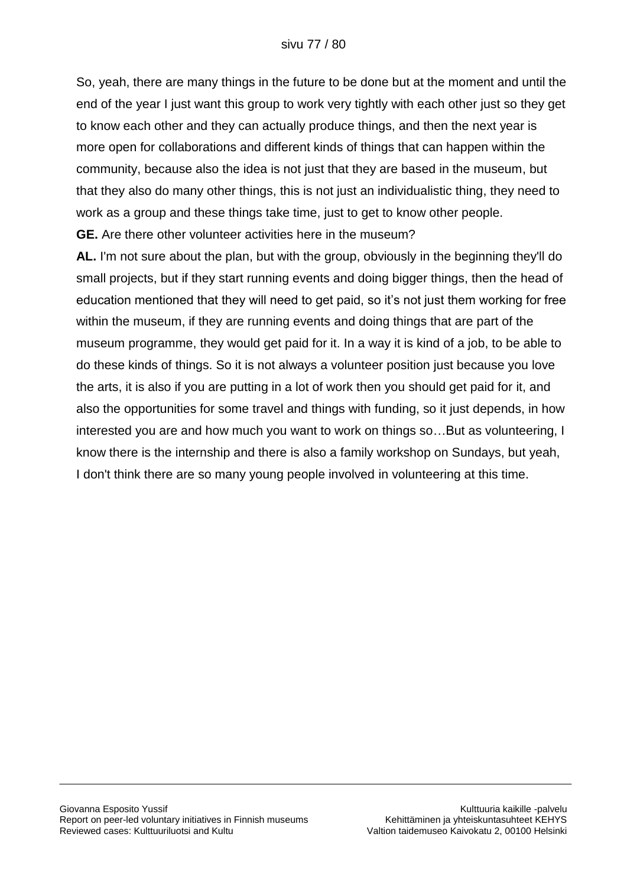So, yeah, there are many things in the future to be done but at the moment and until the end of the year I just want this group to work very tightly with each other just so they get to know each other and they can actually produce things, and then the next year is more open for collaborations and different kinds of things that can happen within the community, because also the idea is not just that they are based in the museum, but that they also do many other things, this is not just an individualistic thing, they need to work as a group and these things take time, just to get to know other people.

**GE.** Are there other volunteer activities here in the museum?

**AL.** I'm not sure about the plan, but with the group, obviously in the beginning they'll do small projects, but if they start running events and doing bigger things, then the head of education mentioned that they will need to get paid, so it's not just them working for free within the museum, if they are running events and doing things that are part of the museum programme, they would get paid for it. In a way it is kind of a job, to be able to do these kinds of things. So it is not always a volunteer position just because you love the arts, it is also if you are putting in a lot of work then you should get paid for it, and also the opportunities for some travel and things with funding, so it just depends, in how interested you are and how much you want to work on things so…But as volunteering, I know there is the internship and there is also a family workshop on Sundays, but yeah, I don't think there are so many young people involved in volunteering at this time.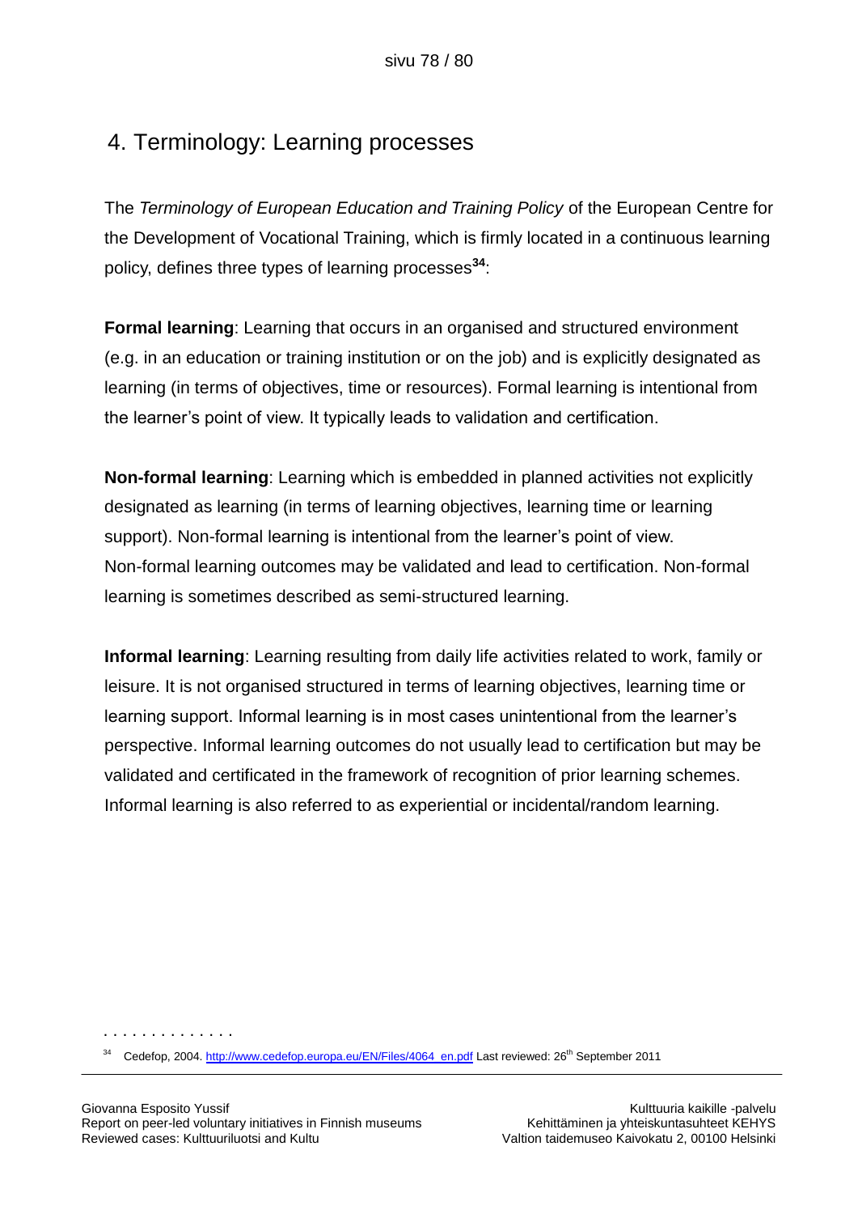## 4. Terminology: Learning processes

The *Terminology of European Education and Training Policy* of the European Centre for the Development of Vocational Training, which is firmly located in a continuous learning policy, defines three types of learning processes[34]:

**Formal learning**: Learning that occurs in an organised and structured environment (e.g. in an education or training institution or on the job) and is explicitly designated as learning (in terms of objectives, time or resources). Formal learning is intentional from the learner's point of view. It typically leads to validation and certification.

**Non-formal learning**: Learning which is embedded in planned activities not explicitly designated as learning (in terms of learning objectives, learning time or learning support). Non-formal learning is intentional from the learner's point of view. Non-formal learning outcomes may be validated and lead to certification. Non-formal learning is sometimes described as semi-structured learning.

**Informal learning**: Learning resulting from daily life activities related to work, family or leisure. It is not organised structured in terms of learning objectives, learning time or learning support. Informal learning is in most cases unintentional from the learner's perspective. Informal learning outcomes do not usually lead to certification but may be validated and certificated in the framework of recognition of prior learning schemes. Informal learning is also referred to as experiential or incidental/random learning.

[34] Cedefop, 2004. http://www.cedefop.europa.eu/EN/Files/4064_en.pdf Last reviewed: 26th September 2011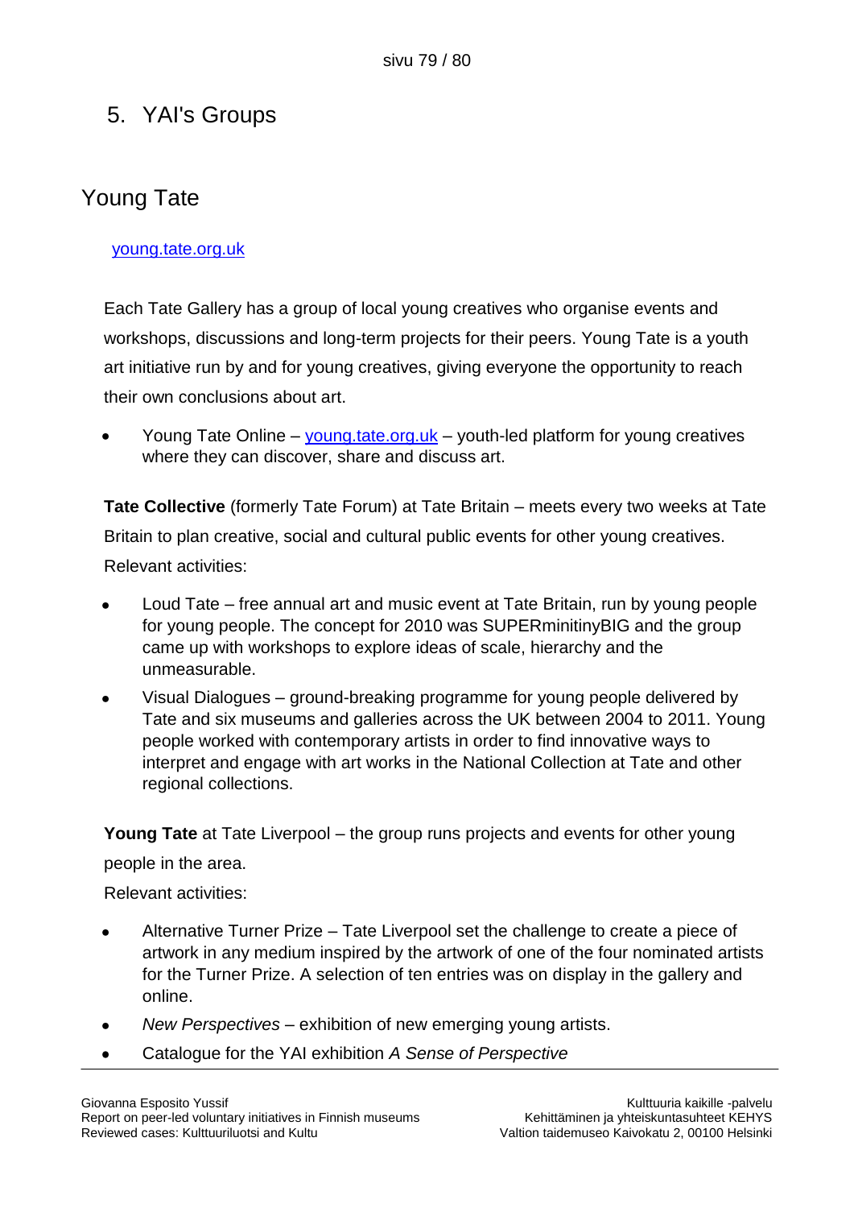## 5. YAI's Groups

### Young Tate

young.tate.org.uk

Each Tate Gallery has a group of local young creatives who organise events and workshops, discussions and long-term projects for their peers. Young Tate is a youth art initiative run by and for young creatives, giving everyone the opportunity to reach their own conclusions about art.

- Young Tate Online – young.tate.org.uk – youth-led platform for young creatives where they can discover, share and discuss art.

**Tate Collective** (formerly Tate Forum) at Tate Britain – meets every two weeks at Tate Britain to plan creative, social and cultural public events for other young creatives. Relevant activities:

- Loud Tate – free annual art and music event at Tate Britain, run by young people for young people. The concept for 2010 was SUPERminitinyBIG and the group came up with workshops to explore ideas of scale, hierarchy and the unmeasurable.
- Visual Dialogues – ground-breaking programme for young people delivered by Tate and six museums and galleries across the UK between 2004 to 2011. Young people worked with contemporary artists in order to find innovative ways to interpret and engage with art works in the National Collection at Tate and other regional collections.

**Young Tate** at Tate Liverpool – the group runs projects and events for other young people in the area.

Relevant activities:

- Alternative Turner Prize – Tate Liverpool set the challenge to create a piece of artwork in any medium inspired by the artwork of one of the four nominated artists for the Turner Prize. A selection of ten entries was on display in the gallery and online.
- *New Perspectives* – exhibition of new emerging young artists.
- Catalogue for the YAI exhibition *A Sense of Perspective*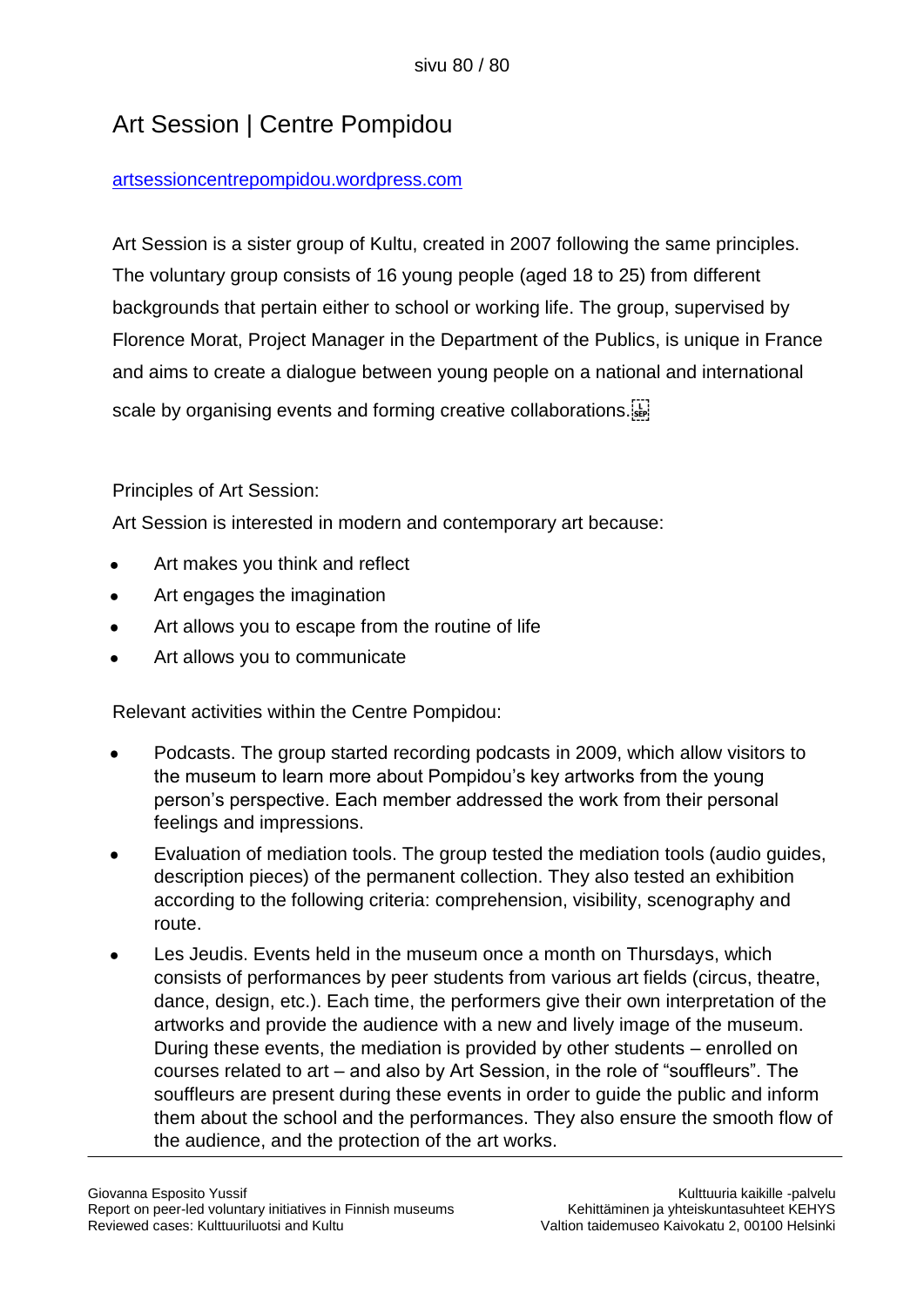# Art Session | Centre Pompidou

artsessioncentrepompidou.wordpress.com

Art Session is a sister group of Kultu, created in 2007 following the same principles. The voluntary group consists of 16 young people (aged 18 to 25) from different backgrounds that pertain either to school or working life. The group, supervised by Florence Morat, Project Manager in the Department of the Publics, is unique in France and aims to create a dialogue between young people on a national and international scale by organising events and forming creative collaborations.

Principles of Art Session:

Art Session is interested in modern and contemporary art because:

- Art makes you think and reflect
- Art engages the imagination
- Art allows you to escape from the routine of life
- Art allows you to communicate

Relevant activities within the Centre Pompidou:

- Podcasts. The group started recording podcasts in 2009, which allow visitors to the museum to learn more about Pompidou's key artworks from the young person's perspective. Each member addressed the work from their personal feelings and impressions.
- Evaluation of mediation tools. The group tested the mediation tools (audio guides, description pieces) of the permanent collection. They also tested an exhibition according to the following criteria: comprehension, visibility, scenography and route.
- Les Jeudis. Events held in the museum once a month on Thursdays, which consists of performances by peer students from various art fields (circus, theatre, dance, design, etc.). Each time, the performers give their own interpretation of the artworks and provide the audience with a new and lively image of the museum. During these events, the mediation is provided by other students – enrolled on courses related to art – and also by Art Session, in the role of "souffleurs". The souffleurs are present during these events in order to guide the public and inform them about the school and the performances. They also ensure the smooth flow of the audience, and the protection of the art works.